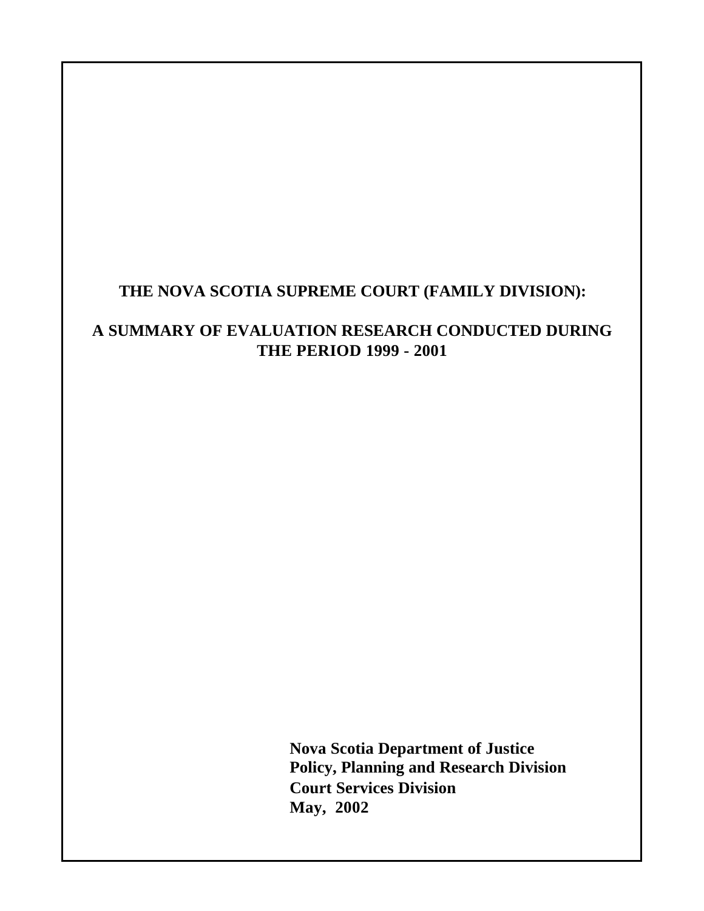# THE NOVA SCOTIA SUPREME COURT (FAMILY DIVISION):

## A SUMMARY OF EVALUATION RESEARCH CONDUCTED DURING THE PERIOD 1999 - 2001

**Nova Scotia Department of Justice**
**Policy, Planning and Research Division**
**Court Services Division**
**May, 2002**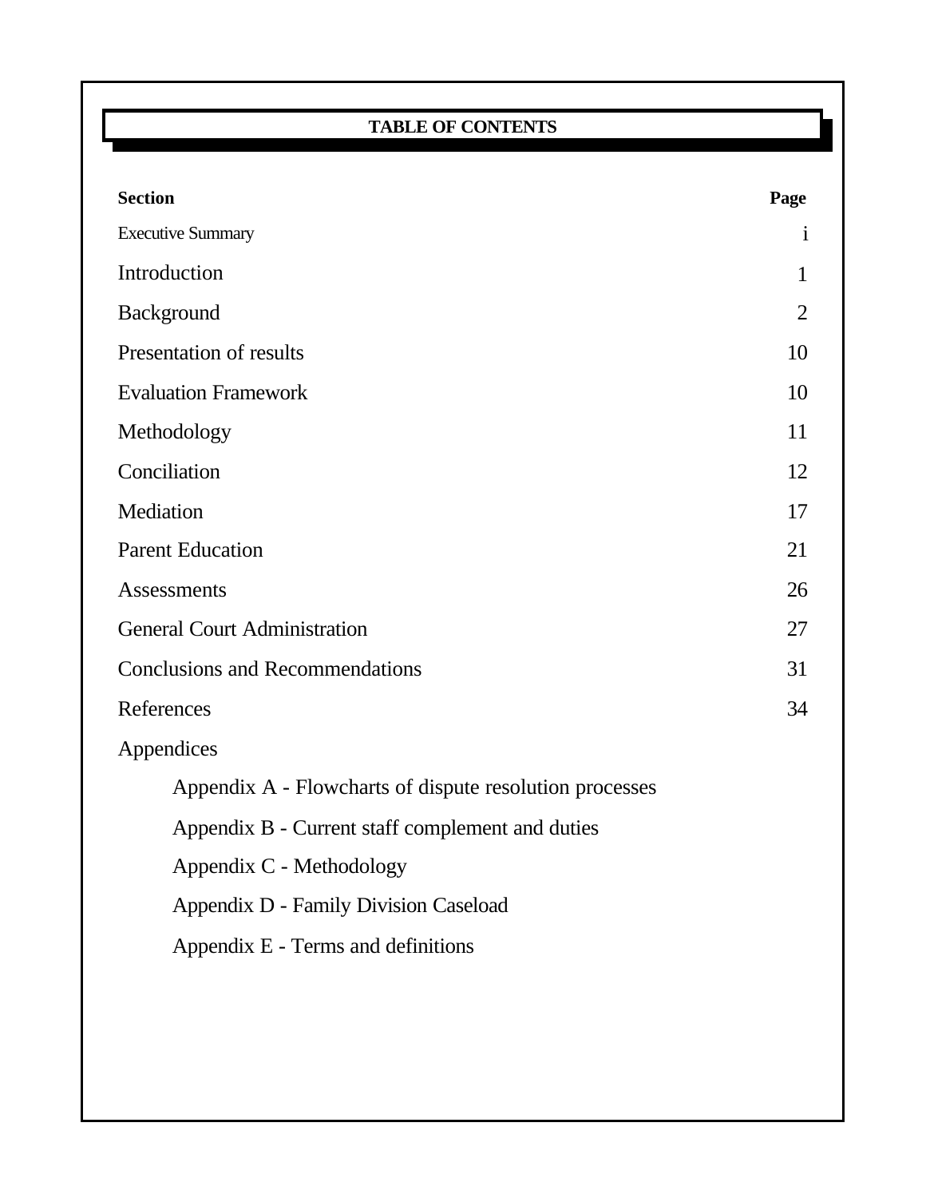# TABLE OF CONTENTS

| Section | Page |
| --- | --- |
| Executive Summary | i |
| Introduction | 1 |
| Background | 2 |
| Presentation of results | 10 |
| Evaluation Framework | 10 |
| Methodology | 11 |
| Conciliation | 12 |
| Mediation | 17 |
| Parent Education | 21 |
| Assessments | 26 |
| General Court Administration | 27 |
| Conclusions and Recommendations | 31 |
| References | 34 |
| Appendices | |
| Appendix A - Flowcharts of dispute resolution processes | |
| Appendix B - Current staff complement and duties | |
| Appendix C - Methodology | |
| Appendix D - Family Division Caseload | |
| Appendix E - Terms and definitions | |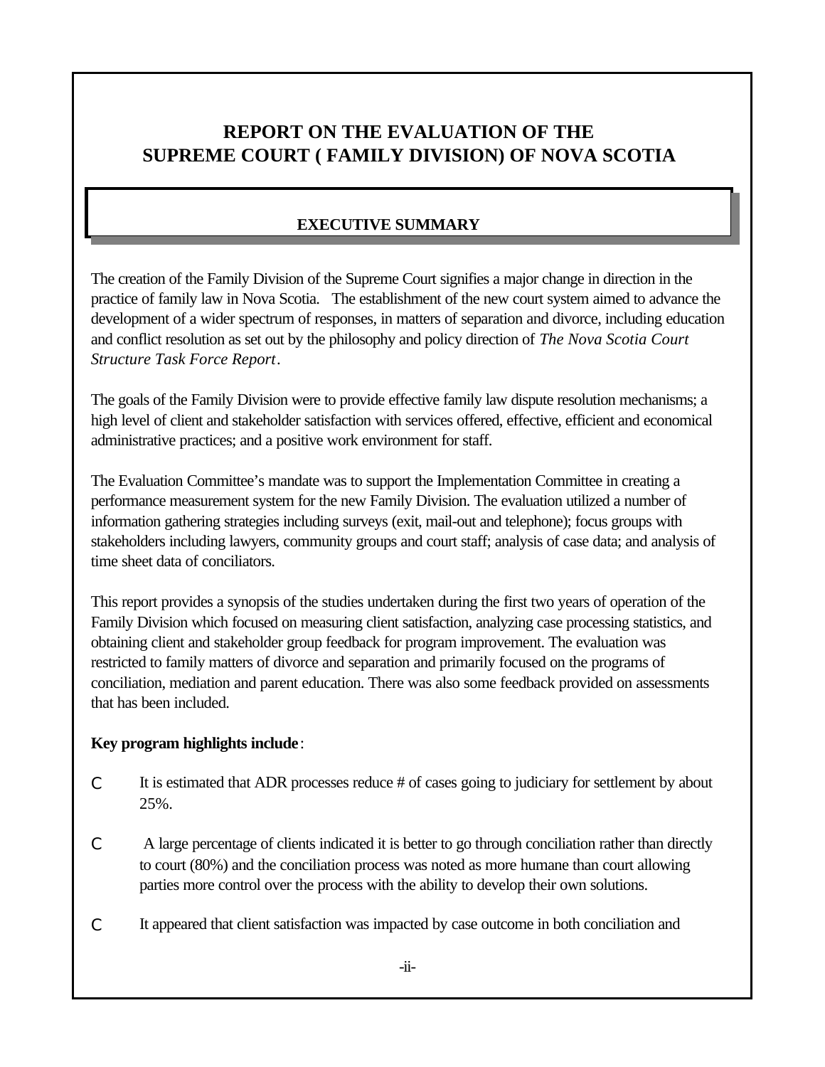# REPORT ON THE EVALUATION OF THE SUPREME COURT ( FAMILY DIVISION) OF NOVA SCOTIA

## EXECUTIVE SUMMARY

The creation of the Family Division of the Supreme Court signifies a major change in direction in the practice of family law in Nova Scotia. The establishment of the new court system aimed to advance the development of a wider spectrum of responses, in matters of separation and divorce, including education and conflict resolution as set out by the philosophy and policy direction of *The Nova Scotia Court Structure Task Force Report*.

The goals of the Family Division were to provide effective family law dispute resolution mechanisms; a high level of client and stakeholder satisfaction with services offered, effective, efficient and economical administrative practices; and a positive work environment for staff.

The Evaluation Committee's mandate was to support the Implementation Committee in creating a performance measurement system for the new Family Division. The evaluation utilized a number of information gathering strategies including surveys (exit, mail-out and telephone); focus groups with stakeholders including lawyers, community groups and court staff; analysis of case data; and analysis of time sheet data of conciliators.

This report provides a synopsis of the studies undertaken during the first two years of operation of the Family Division which focused on measuring client satisfaction, analyzing case processing statistics, and obtaining client and stakeholder group feedback for program improvement. The evaluation was restricted to family matters of divorce and separation and primarily focused on the programs of conciliation, mediation and parent education. There was also some feedback provided on assessments that has been included.

**Key program highlights include**:

- It is estimated that ADR processes reduce # of cases going to judiciary for settlement by about 25%.
- A large percentage of clients indicated it is better to go through conciliation rather than directly to court (80%) and the conciliation process was noted as more humane than court allowing parties more control over the process with the ability to develop their own solutions.
- It appeared that client satisfaction was impacted by case outcome in both conciliation and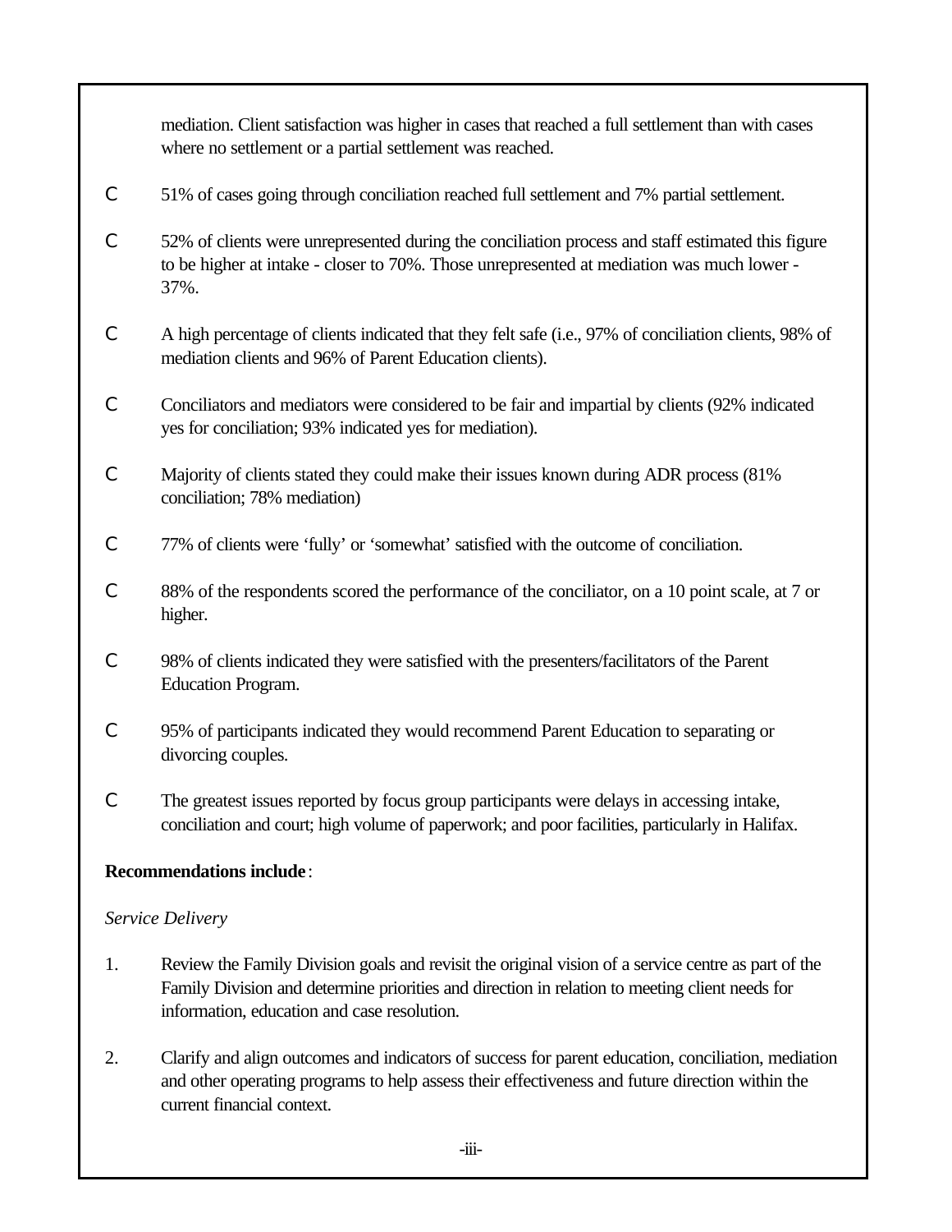mediation. Client satisfaction was higher in cases that reached a full settlement than with cases where no settlement or a partial settlement was reached.

- 51% of cases going through conciliation reached full settlement and 7% partial settlement.
- 52% of clients were unrepresented during the conciliation process and staff estimated this figure to be higher at intake - closer to 70%. Those unrepresented at mediation was much lower - 37%.
- A high percentage of clients indicated that they felt safe (i.e., 97% of conciliation clients, 98% of mediation clients and 96% of Parent Education clients).
- Conciliators and mediators were considered to be fair and impartial by clients (92% indicated yes for conciliation; 93% indicated yes for mediation).
- Majority of clients stated they could make their issues known during ADR process (81% conciliation; 78% mediation)
- 77% of clients were 'fully' or 'somewhat' satisfied with the outcome of conciliation.
- 88% of the respondents scored the performance of the conciliator, on a 10 point scale, at 7 or higher.
- 98% of clients indicated they were satisfied with the presenters/facilitators of the Parent Education Program.
- 95% of participants indicated they would recommend Parent Education to separating or divorcing couples.
- The greatest issues reported by focus group participants were delays in accessing intake, conciliation and court; high volume of paperwork; and poor facilities, particularly in Halifax.

**Recommendations include**:

*Service Delivery*

1. Review the Family Division goals and revisit the original vision of a service centre as part of the Family Division and determine priorities and direction in relation to meeting client needs for information, education and case resolution.
2. Clarify and align outcomes and indicators of success for parent education, conciliation, mediation and other operating programs to help assess their effectiveness and future direction within the current financial context.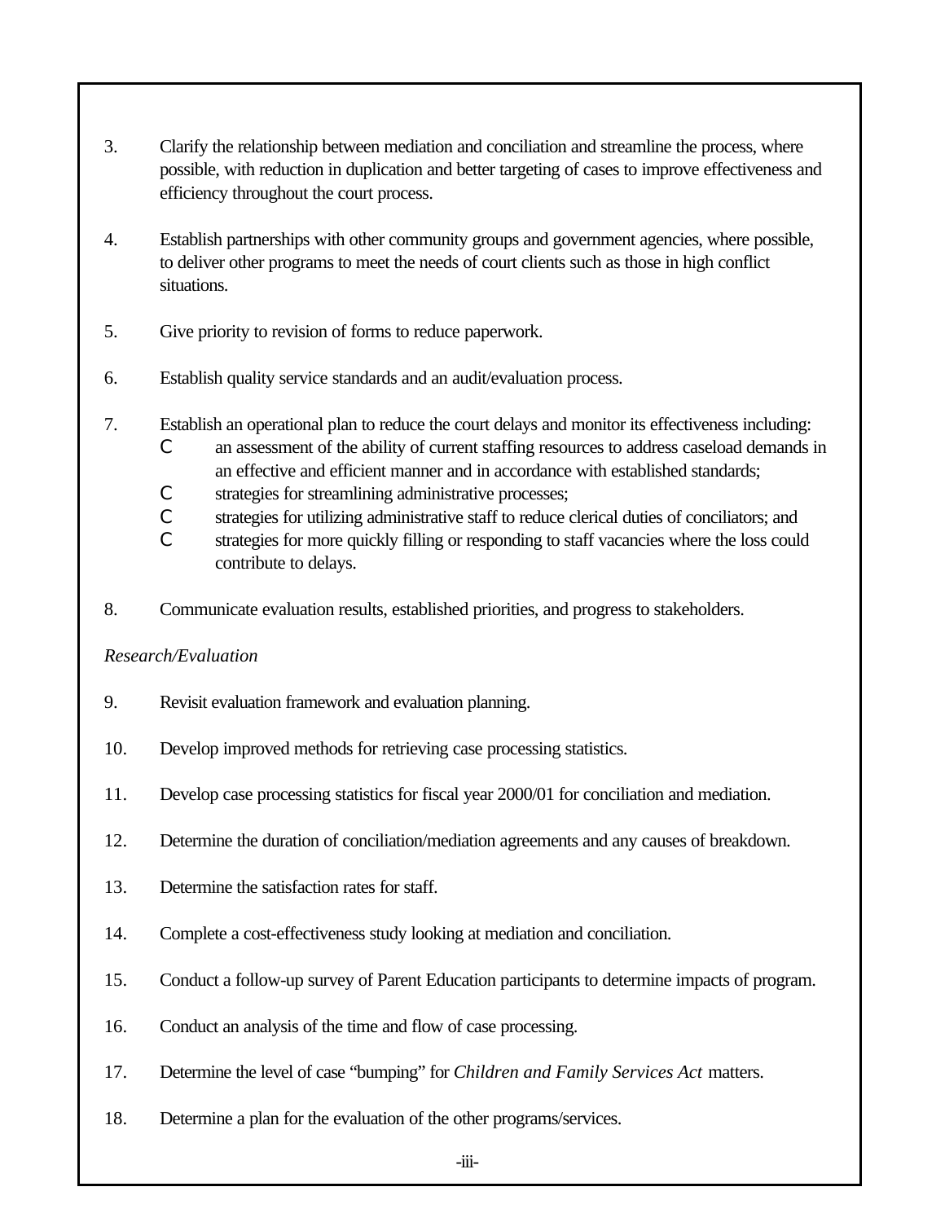3. Clarify the relationship between mediation and conciliation and streamline the process, where possible, with reduction in duplication and better targeting of cases to improve effectiveness and efficiency throughout the court process.

4. Establish partnerships with other community groups and government agencies, where possible, to deliver other programs to meet the needs of court clients such as those in high conflict situations.

5. Give priority to revision of forms to reduce paperwork.

6. Establish quality service standards and an audit/evaluation process.

7. Establish an operational plan to reduce the court delays and monitor its effectiveness including:
   - an assessment of the ability of current staffing resources to address caseload demands in an effective and efficient manner and in accordance with established standards;
   - strategies for streamlining administrative processes;
   - strategies for utilizing administrative staff to reduce clerical duties of conciliators; and
   - strategies for more quickly filling or responding to staff vacancies where the loss could contribute to delays.

8. Communicate evaluation results, established priorities, and progress to stakeholders.

*Research/Evaluation*

9. Revisit evaluation framework and evaluation planning.

10. Develop improved methods for retrieving case processing statistics.

11. Develop case processing statistics for fiscal year 2000/01 for conciliation and mediation.

12. Determine the duration of conciliation/mediation agreements and any causes of breakdown.

13. Determine the satisfaction rates for staff.

14. Complete a cost-effectiveness study looking at mediation and conciliation.

15. Conduct a follow-up survey of Parent Education participants to determine impacts of program.

16. Conduct an analysis of the time and flow of case processing.

17. Determine the level of case "bumping" for *Children and Family Services Act* matters.

18. Determine a plan for the evaluation of the other programs/services.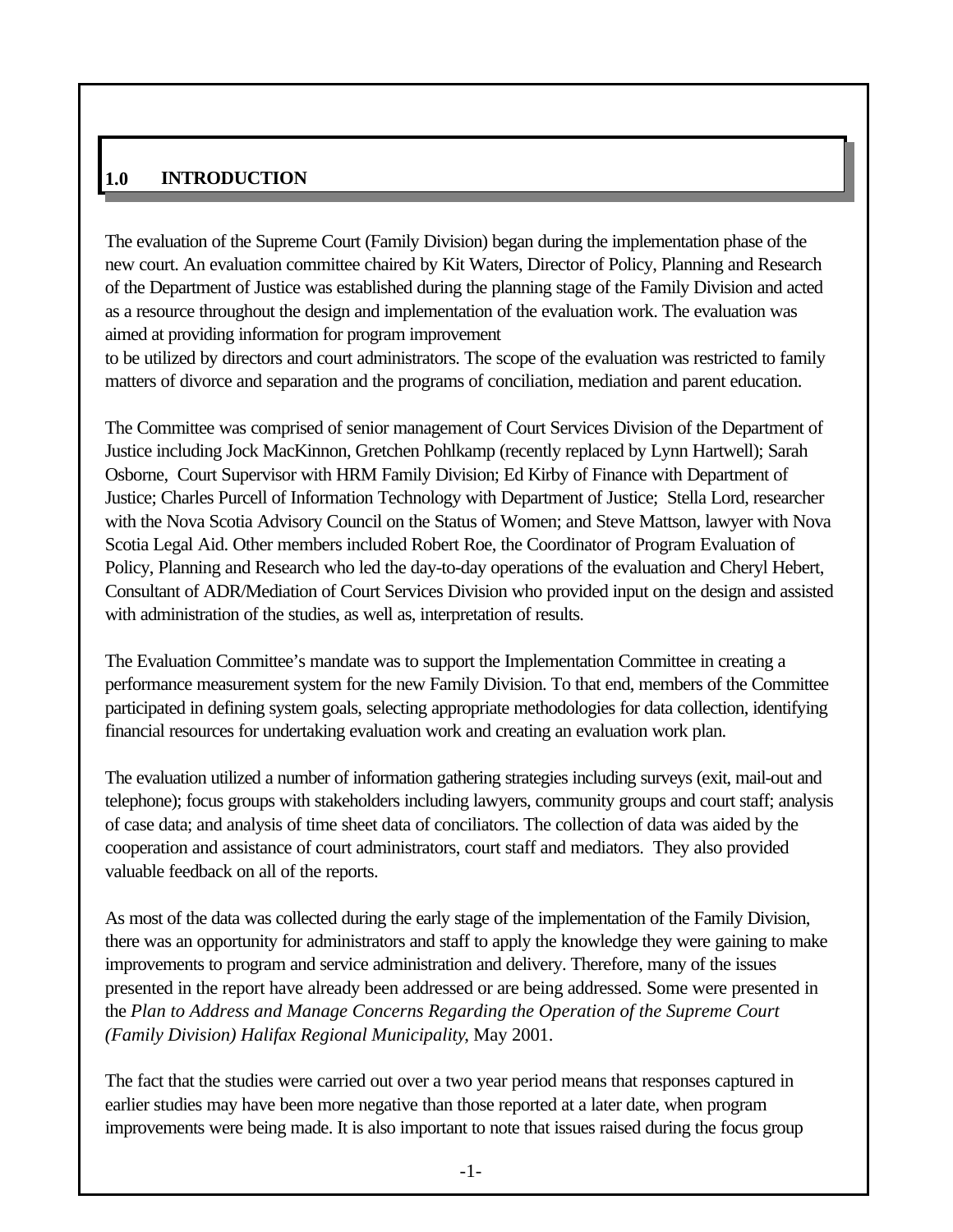# 1.0 INTRODUCTION

The evaluation of the Supreme Court (Family Division) began during the implementation phase of the new court. An evaluation committee chaired by Kit Waters, Director of Policy, Planning and Research of the Department of Justice was established during the planning stage of the Family Division and acted as a resource throughout the design and implementation of the evaluation work. The evaluation was aimed at providing information for program improvement to be utilized by directors and court administrators. The scope of the evaluation was restricted to family matters of divorce and separation and the programs of conciliation, mediation and parent education.

The Committee was comprised of senior management of Court Services Division of the Department of Justice including Jock MacKinnon, Gretchen Pohlkamp (recently replaced by Lynn Hartwell); Sarah Osborne, Court Supervisor with HRM Family Division; Ed Kirby of Finance with Department of Justice; Charles Purcell of Information Technology with Department of Justice; Stella Lord, researcher with the Nova Scotia Advisory Council on the Status of Women; and Steve Mattson, lawyer with Nova Scotia Legal Aid. Other members included Robert Roe, the Coordinator of Program Evaluation of Policy, Planning and Research who led the day-to-day operations of the evaluation and Cheryl Hebert, Consultant of ADR/Mediation of Court Services Division who provided input on the design and assisted with administration of the studies, as well as, interpretation of results.

The Evaluation Committee's mandate was to support the Implementation Committee in creating a performance measurement system for the new Family Division. To that end, members of the Committee participated in defining system goals, selecting appropriate methodologies for data collection, identifying financial resources for undertaking evaluation work and creating an evaluation work plan.

The evaluation utilized a number of information gathering strategies including surveys (exit, mail-out and telephone); focus groups with stakeholders including lawyers, community groups and court staff; analysis of case data; and analysis of time sheet data of conciliators. The collection of data was aided by the cooperation and assistance of court administrators, court staff and mediators. They also provided valuable feedback on all of the reports.

As most of the data was collected during the early stage of the implementation of the Family Division, there was an opportunity for administrators and staff to apply the knowledge they were gaining to make improvements to program and service administration and delivery. Therefore, many of the issues presented in the report have already been addressed or are being addressed. Some were presented in the *Plan to Address and Manage Concerns Regarding the Operation of the Supreme Court (Family Division) Halifax Regional Municipality*, May 2001.

The fact that the studies were carried out over a two year period means that responses captured in earlier studies may have been more negative than those reported at a later date, when program improvements were being made. It is also important to note that issues raised during the focus group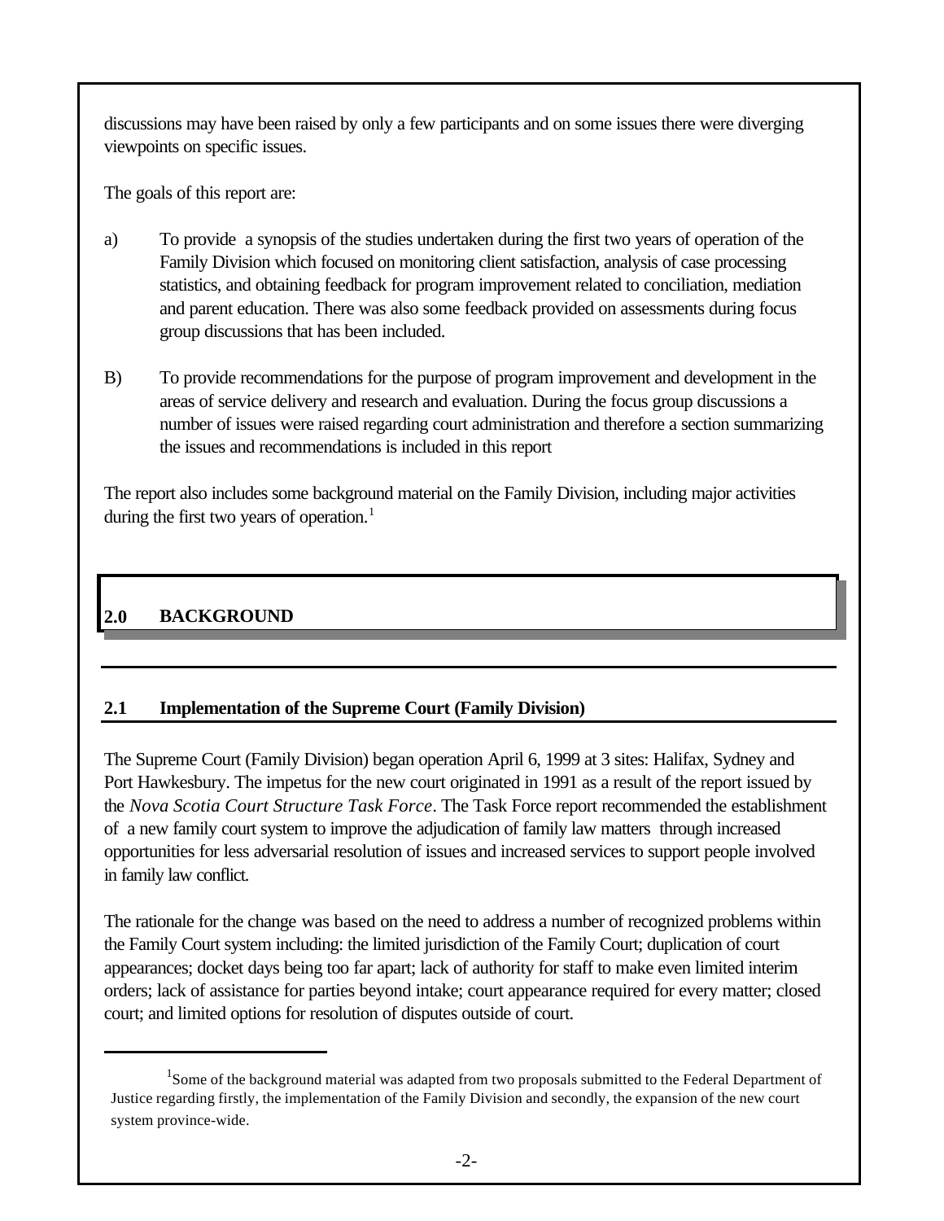discussions may have been raised by only a few participants and on some issues there were diverging viewpoints on specific issues.

The goals of this report are:

a) To provide a synopsis of the studies undertaken during the first two years of operation of the Family Division which focused on monitoring client satisfaction, analysis of case processing statistics, and obtaining feedback for program improvement related to conciliation, mediation and parent education. There was also some feedback provided on assessments during focus group discussions that has been included.

B) To provide recommendations for the purpose of program improvement and development in the areas of service delivery and research and evaluation. During the focus group discussions a number of issues were raised regarding court administration and therefore a section summarizing the issues and recommendations is included in this report

The report also includes some background material on the Family Division, including major activities during the first two years of operation.[1]

## 2.0 BACKGROUND

### 2.1 Implementation of the Supreme Court (Family Division)

The Supreme Court (Family Division) began operation April 6, 1999 at 3 sites: Halifax, Sydney and Port Hawkesbury. The impetus for the new court originated in 1991 as a result of the report issued by the *Nova Scotia Court Structure Task Force*. The Task Force report recommended the establishment of a new family court system to improve the adjudication of family law matters through increased opportunities for less adversarial resolution of issues and increased services to support people involved in family law conflict.

The rationale for the change was based on the need to address a number of recognized problems within the Family Court system including: the limited jurisdiction of the Family Court; duplication of court appearances; docket days being too far apart; lack of authority for staff to make even limited interim orders; lack of assistance for parties beyond intake; court appearance required for every matter; closed court; and limited options for resolution of disputes outside of court.

[1] Some of the background material was adapted from two proposals submitted to the Federal Department of Justice regarding firstly, the implementation of the Family Division and secondly, the expansion of the new court system province-wide.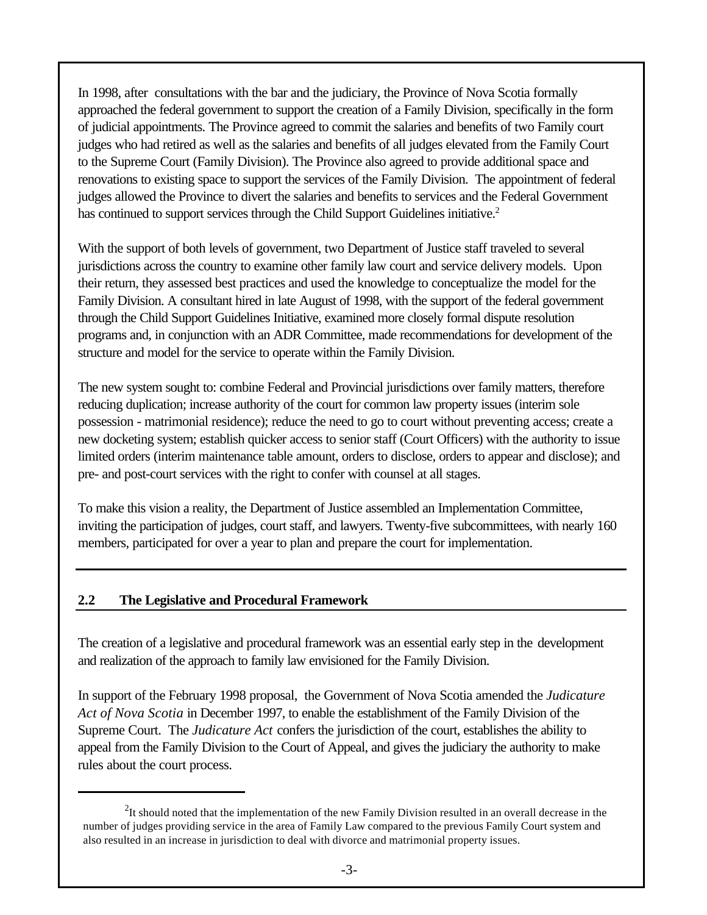In 1998, after consultations with the bar and the judiciary, the Province of Nova Scotia formally approached the federal government to support the creation of a Family Division, specifically in the form of judicial appointments. The Province agreed to commit the salaries and benefits of two Family court judges who had retired as well as the salaries and benefits of all judges elevated from the Family Court to the Supreme Court (Family Division). The Province also agreed to provide additional space and renovations to existing space to support the services of the Family Division. The appointment of federal judges allowed the Province to divert the salaries and benefits to services and the Federal Government has continued to support services through the Child Support Guidelines initiative.[2]

With the support of both levels of government, two Department of Justice staff traveled to several jurisdictions across the country to examine other family law court and service delivery models. Upon their return, they assessed best practices and used the knowledge to conceptualize the model for the Family Division. A consultant hired in late August of 1998, with the support of the federal government through the Child Support Guidelines Initiative, examined more closely formal dispute resolution programs and, in conjunction with an ADR Committee, made recommendations for development of the structure and model for the service to operate within the Family Division.

The new system sought to: combine Federal and Provincial jurisdictions over family matters, therefore reducing duplication; increase authority of the court for common law property issues (interim sole possession - matrimonial residence); reduce the need to go to court without preventing access; create a new docketing system; establish quicker access to senior staff (Court Officers) with the authority to issue limited orders (interim maintenance table amount, orders to disclose, orders to appear and disclose); and pre- and post-court services with the right to confer with counsel at all stages.

To make this vision a reality, the Department of Justice assembled an Implementation Committee, inviting the participation of judges, court staff, and lawyers. Twenty-five subcommittees, with nearly 160 members, participated for over a year to plan and prepare the court for implementation.

## 2.2 The Legislative and Procedural Framework

The creation of a legislative and procedural framework was an essential early step in the development and realization of the approach to family law envisioned for the Family Division.

In support of the February 1998 proposal, the Government of Nova Scotia amended the *Judicature Act of Nova Scotia* in December 1997, to enable the establishment of the Family Division of the Supreme Court. The *Judicature Act* confers the jurisdiction of the court, establishes the ability to appeal from the Family Division to the Court of Appeal, and gives the judiciary the authority to make rules about the court process.

---

[2] It should noted that the implementation of the new Family Division resulted in an overall decrease in the number of judges providing service in the area of Family Law compared to the previous Family Court system and also resulted in an increase in jurisdiction to deal with divorce and matrimonial property issues.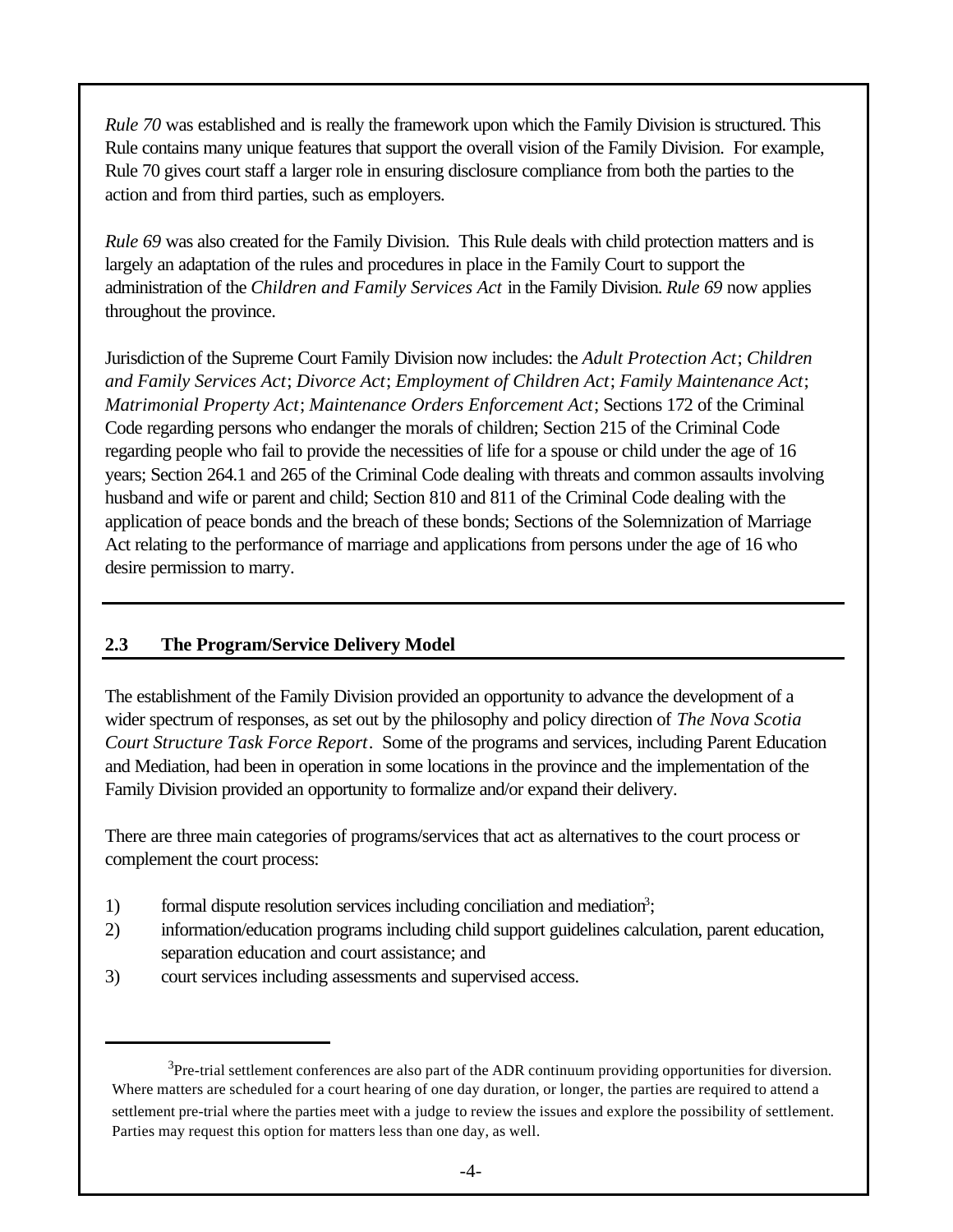*Rule 70* was established and is really the framework upon which the Family Division is structured. This Rule contains many unique features that support the overall vision of the Family Division. For example, Rule 70 gives court staff a larger role in ensuring disclosure compliance from both the parties to the action and from third parties, such as employers.

*Rule 69* was also created for the Family Division. This Rule deals with child protection matters and is largely an adaptation of the rules and procedures in place in the Family Court to support the administration of the *Children and Family Services Act* in the Family Division. *Rule 69* now applies throughout the province.

Jurisdiction of the Supreme Court Family Division now includes: the *Adult Protection Act*; *Children and Family Services Act*; *Divorce Act*; *Employment of Children Act*; *Family Maintenance Act*; *Matrimonial Property Act*; *Maintenance Orders Enforcement Act*; Sections 172 of the Criminal Code regarding persons who endanger the morals of children; Section 215 of the Criminal Code regarding people who fail to provide the necessities of life for a spouse or child under the age of 16 years; Section 264.1 and 265 of the Criminal Code dealing with threats and common assaults involving husband and wife or parent and child; Section 810 and 811 of the Criminal Code dealing with the application of peace bonds and the breach of these bonds; Sections of the Solemnization of Marriage Act relating to the performance of marriage and applications from persons under the age of 16 who desire permission to marry.

## 2.3 The Program/Service Delivery Model

The establishment of the Family Division provided an opportunity to advance the development of a wider spectrum of responses, as set out by the philosophy and policy direction of *The Nova Scotia Court Structure Task Force Report*. Some of the programs and services, including Parent Education and Mediation, had been in operation in some locations in the province and the implementation of the Family Division provided an opportunity to formalize and/or expand their delivery.

There are three main categories of programs/services that act as alternatives to the court process or complement the court process:

1) formal dispute resolution services including conciliation and mediation[3];
2) information/education programs including child support guidelines calculation, parent education, separation education and court assistance; and
3) court services including assessments and supervised access.

[3] Pre-trial settlement conferences are also part of the ADR continuum providing opportunities for diversion. Where matters are scheduled for a court hearing of one day duration, or longer, the parties are required to attend a settlement pre-trial where the parties meet with a judge to review the issues and explore the possibility of settlement. Parties may request this option for matters less than one day, as well.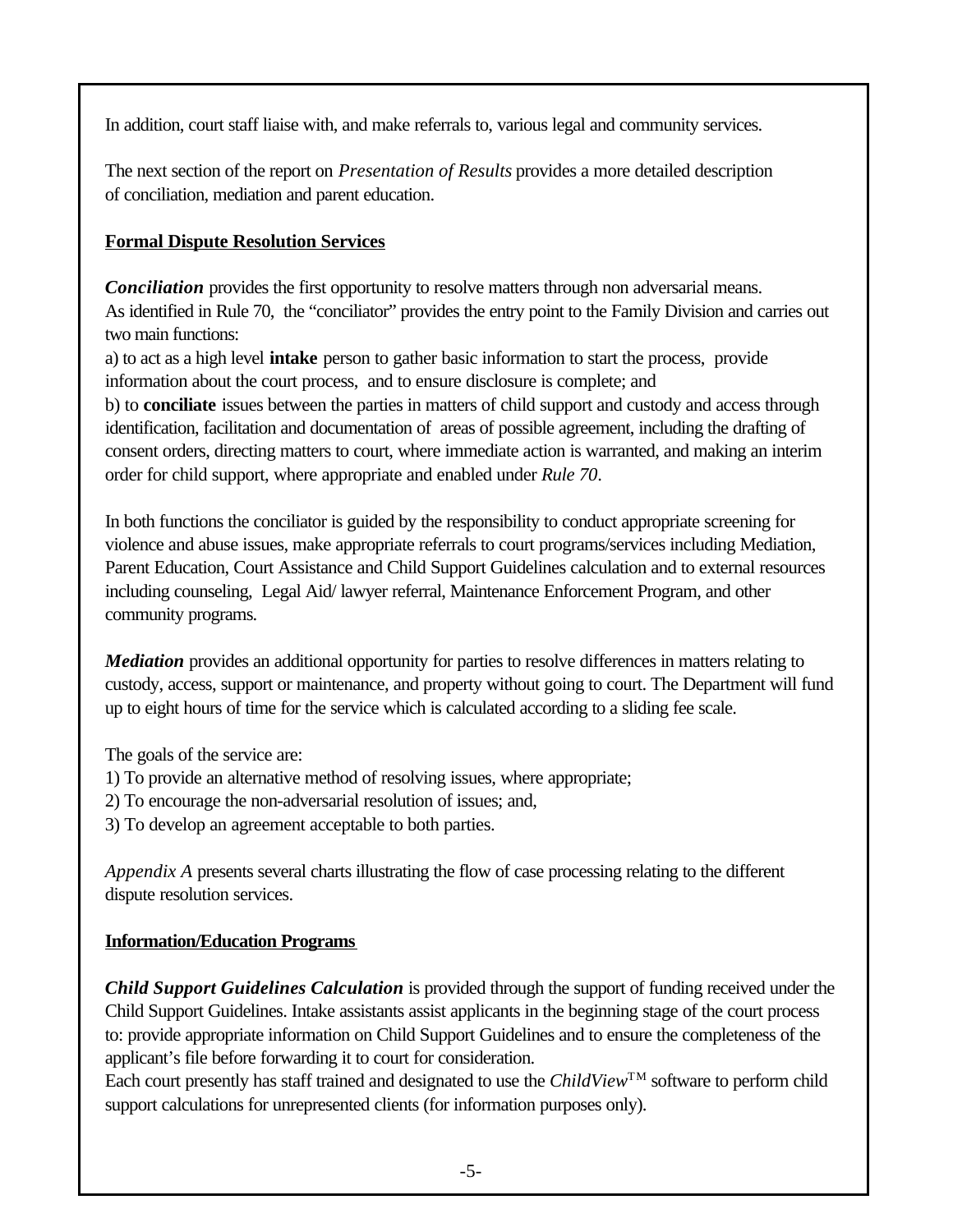In addition, court staff liaise with, and make referrals to, various legal and community services.

The next section of the report on *Presentation of Results* provides a more detailed description of conciliation, mediation and parent education.

**Formal Dispute Resolution Services**

***Conciliation*** provides the first opportunity to resolve matters through non adversarial means. As identified in Rule 70, the "conciliator" provides the entry point to the Family Division and carries out two main functions:

a) to act as a high level **intake** person to gather basic information to start the process, provide information about the court process, and to ensure disclosure is complete; and

b) to **conciliate** issues between the parties in matters of child support and custody and access through identification, facilitation and documentation of areas of possible agreement, including the drafting of consent orders, directing matters to court, where immediate action is warranted, and making an interim order for child support, where appropriate and enabled under *Rule 70*.

In both functions the conciliator is guided by the responsibility to conduct appropriate screening for violence and abuse issues, make appropriate referrals to court programs/services including Mediation, Parent Education, Court Assistance and Child Support Guidelines calculation and to external resources including counseling, Legal Aid/ lawyer referral, Maintenance Enforcement Program, and other community programs.

***Mediation*** provides an additional opportunity for parties to resolve differences in matters relating to custody, access, support or maintenance, and property without going to court. The Department will fund up to eight hours of time for the service which is calculated according to a sliding fee scale.

The goals of the service are:

1) To provide an alternative method of resolving issues, where appropriate;
2) To encourage the non-adversarial resolution of issues; and,
3) To develop an agreement acceptable to both parties.

*Appendix A* presents several charts illustrating the flow of case processing relating to the different dispute resolution services.

**Information/Education Programs**

***Child Support Guidelines Calculation*** is provided through the support of funding received under the Child Support Guidelines. Intake assistants assist applicants in the beginning stage of the court process to: provide appropriate information on Child Support Guidelines and to ensure the completeness of the applicant's file before forwarding it to court for consideration.

Each court presently has staff trained and designated to use the *ChildView*™ software to perform child support calculations for unrepresented clients (for information purposes only).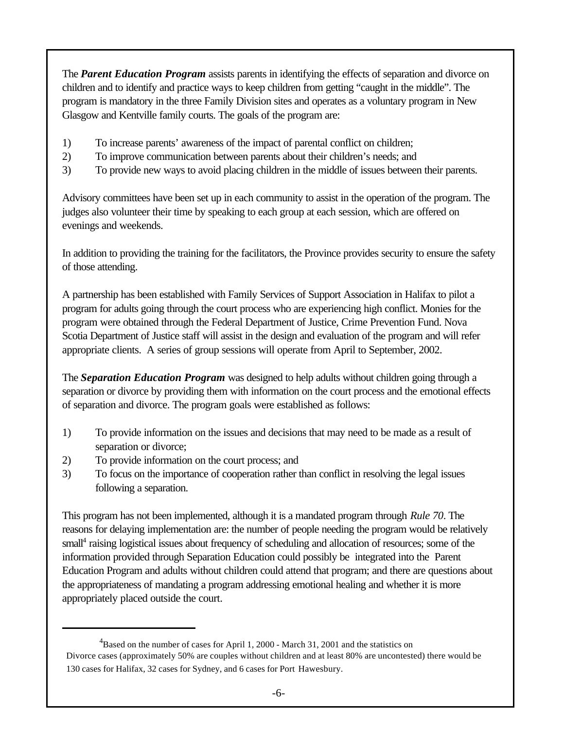The ***Parent Education Program*** assists parents in identifying the effects of separation and divorce on children and to identify and practice ways to keep children from getting "caught in the middle". The program is mandatory in the three Family Division sites and operates as a voluntary program in New Glasgow and Kentville family courts. The goals of the program are:

1) To increase parents' awareness of the impact of parental conflict on children;
2) To improve communication between parents about their children's needs; and
3) To provide new ways to avoid placing children in the middle of issues between their parents.

Advisory committees have been set up in each community to assist in the operation of the program. The judges also volunteer their time by speaking to each group at each session, which are offered on evenings and weekends.

In addition to providing the training for the facilitators, the Province provides security to ensure the safety of those attending.

A partnership has been established with Family Services of Support Association in Halifax to pilot a program for adults going through the court process who are experiencing high conflict. Monies for the program were obtained through the Federal Department of Justice, Crime Prevention Fund. Nova Scotia Department of Justice staff will assist in the design and evaluation of the program and will refer appropriate clients. A series of group sessions will operate from April to September, 2002.

The ***Separation Education Program*** was designed to help adults without children going through a separation or divorce by providing them with information on the court process and the emotional effects of separation and divorce. The program goals were established as follows:

1) To provide information on the issues and decisions that may need to be made as a result of separation or divorce;
2) To provide information on the court process; and
3) To focus on the importance of cooperation rather than conflict in resolving the legal issues following a separation.

This program has not been implemented, although it is a mandated program through *Rule 70*. The reasons for delaying implementation are: the number of people needing the program would be relatively small[4] raising logistical issues about frequency of scheduling and allocation of resources; some of the information provided through Separation Education could possibly be integrated into the Parent Education Program and adults without children could attend that program; and there are questions about the appropriateness of mandating a program addressing emotional healing and whether it is more appropriately placed outside the court.

---

[4] Based on the number of cases for April 1, 2000 - March 31, 2001 and the statistics on Divorce cases (approximately 50% are couples without children and at least 80% are uncontested) there would be 130 cases for Halifax, 32 cases for Sydney, and 6 cases for Port Hawesbury.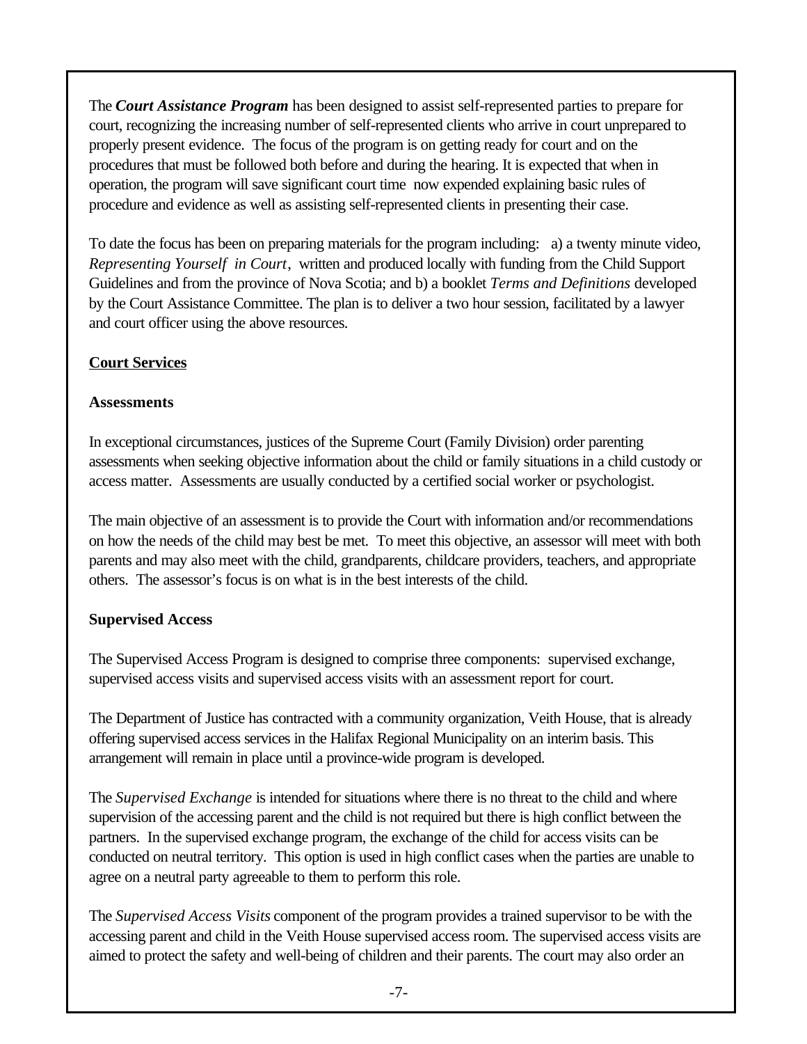The ***Court Assistance Program*** has been designed to assist self-represented parties to prepare for court, recognizing the increasing number of self-represented clients who arrive in court unprepared to properly present evidence. The focus of the program is on getting ready for court and on the procedures that must be followed both before and during the hearing. It is expected that when in operation, the program will save significant court time now expended explaining basic rules of procedure and evidence as well as assisting self-represented clients in presenting their case.

To date the focus has been on preparing materials for the program including: a) a twenty minute video, *Representing Yourself in Court*, written and produced locally with funding from the Child Support Guidelines and from the province of Nova Scotia; and b) a booklet *Terms and Definitions* developed by the Court Assistance Committee. The plan is to deliver a two hour session, facilitated by a lawyer and court officer using the above resources.

## Court Services

### Assessments

In exceptional circumstances, justices of the Supreme Court (Family Division) order parenting assessments when seeking objective information about the child or family situations in a child custody or access matter. Assessments are usually conducted by a certified social worker or psychologist.

The main objective of an assessment is to provide the Court with information and/or recommendations on how the needs of the child may best be met. To meet this objective, an assessor will meet with both parents and may also meet with the child, grandparents, childcare providers, teachers, and appropriate others. The assessor's focus is on what is in the best interests of the child.

### Supervised Access

The Supervised Access Program is designed to comprise three components: supervised exchange, supervised access visits and supervised access visits with an assessment report for court.

The Department of Justice has contracted with a community organization, Veith House, that is already offering supervised access services in the Halifax Regional Municipality on an interim basis. This arrangement will remain in place until a province-wide program is developed.

The *Supervised Exchange* is intended for situations where there is no threat to the child and where supervision of the accessing parent and the child is not required but there is high conflict between the partners. In the supervised exchange program, the exchange of the child for access visits can be conducted on neutral territory. This option is used in high conflict cases when the parties are unable to agree on a neutral party agreeable to them to perform this role.

The *Supervised Access Visits* component of the program provides a trained supervisor to be with the accessing parent and child in the Veith House supervised access room. The supervised access visits are aimed to protect the safety and well-being of children and their parents. The court may also order an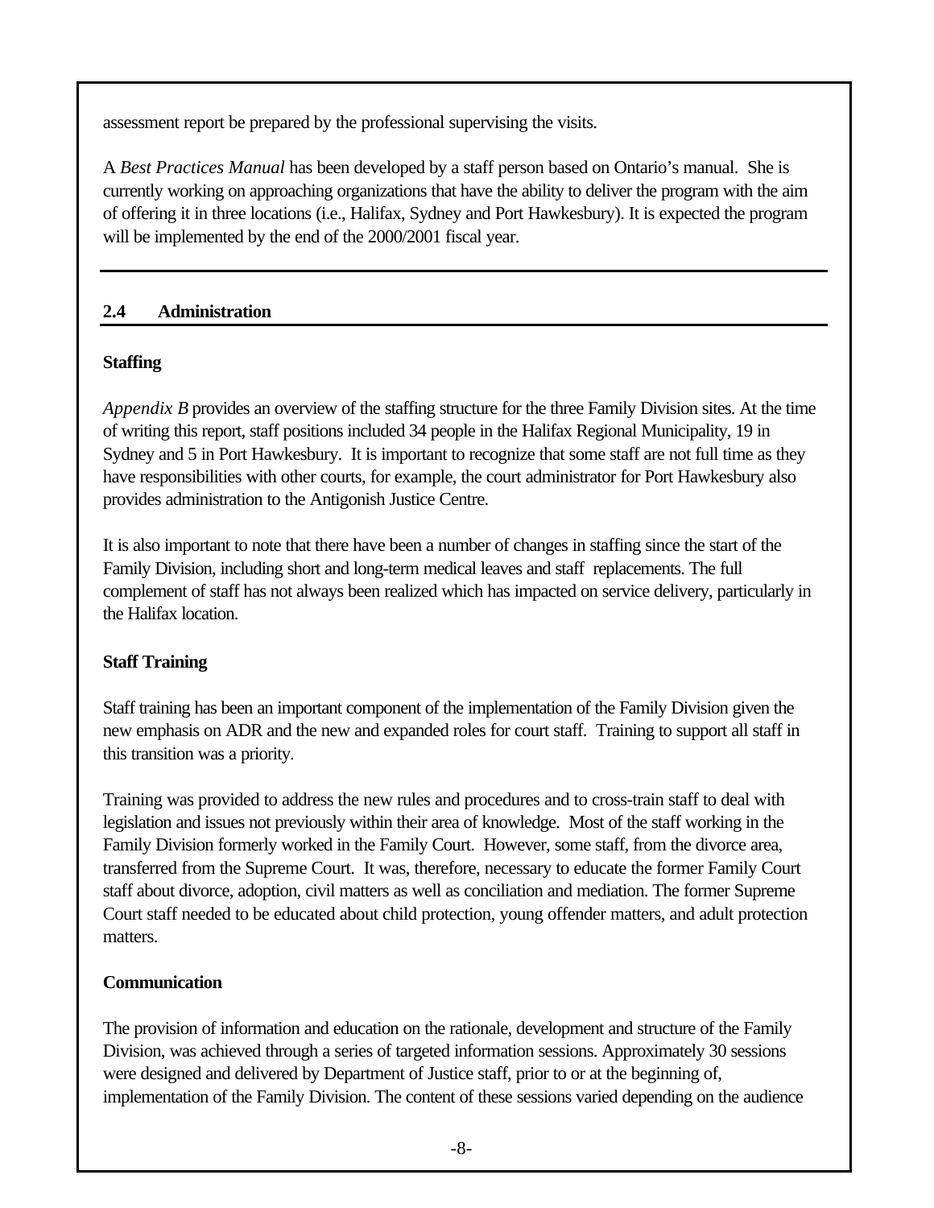assessment report be prepared by the professional supervising the visits.

A *Best Practices Manual* has been developed by a staff person based on Ontario's manual. She is currently working on approaching organizations that have the ability to deliver the program with the aim of offering it in three locations (i.e., Halifax, Sydney and Port Hawkesbury). It is expected the program will be implemented by the end of the 2000/2001 fiscal year.

## 2.4 Administration

### Staffing

*Appendix B* provides an overview of the staffing structure for the three Family Division sites. At the time of writing this report, staff positions included 34 people in the Halifax Regional Municipality, 19 in Sydney and 5 in Port Hawkesbury. It is important to recognize that some staff are not full time as they have responsibilities with other courts, for example, the court administrator for Port Hawkesbury also provides administration to the Antigonish Justice Centre.

It is also important to note that there have been a number of changes in staffing since the start of the Family Division, including short and long-term medical leaves and staff replacements. The full complement of staff has not always been realized which has impacted on service delivery, particularly in the Halifax location.

### Staff Training

Staff training has been an important component of the implementation of the Family Division given the new emphasis on ADR and the new and expanded roles for court staff. Training to support all staff in this transition was a priority.

Training was provided to address the new rules and procedures and to cross-train staff to deal with legislation and issues not previously within their area of knowledge. Most of the staff working in the Family Division formerly worked in the Family Court. However, some staff, from the divorce area, transferred from the Supreme Court. It was, therefore, necessary to educate the former Family Court staff about divorce, adoption, civil matters as well as conciliation and mediation. The former Supreme Court staff needed to be educated about child protection, young offender matters, and adult protection matters.

### Communication

The provision of information and education on the rationale, development and structure of the Family Division, was achieved through a series of targeted information sessions. Approximately 30 sessions were designed and delivered by Department of Justice staff, prior to or at the beginning of, implementation of the Family Division. The content of these sessions varied depending on the audience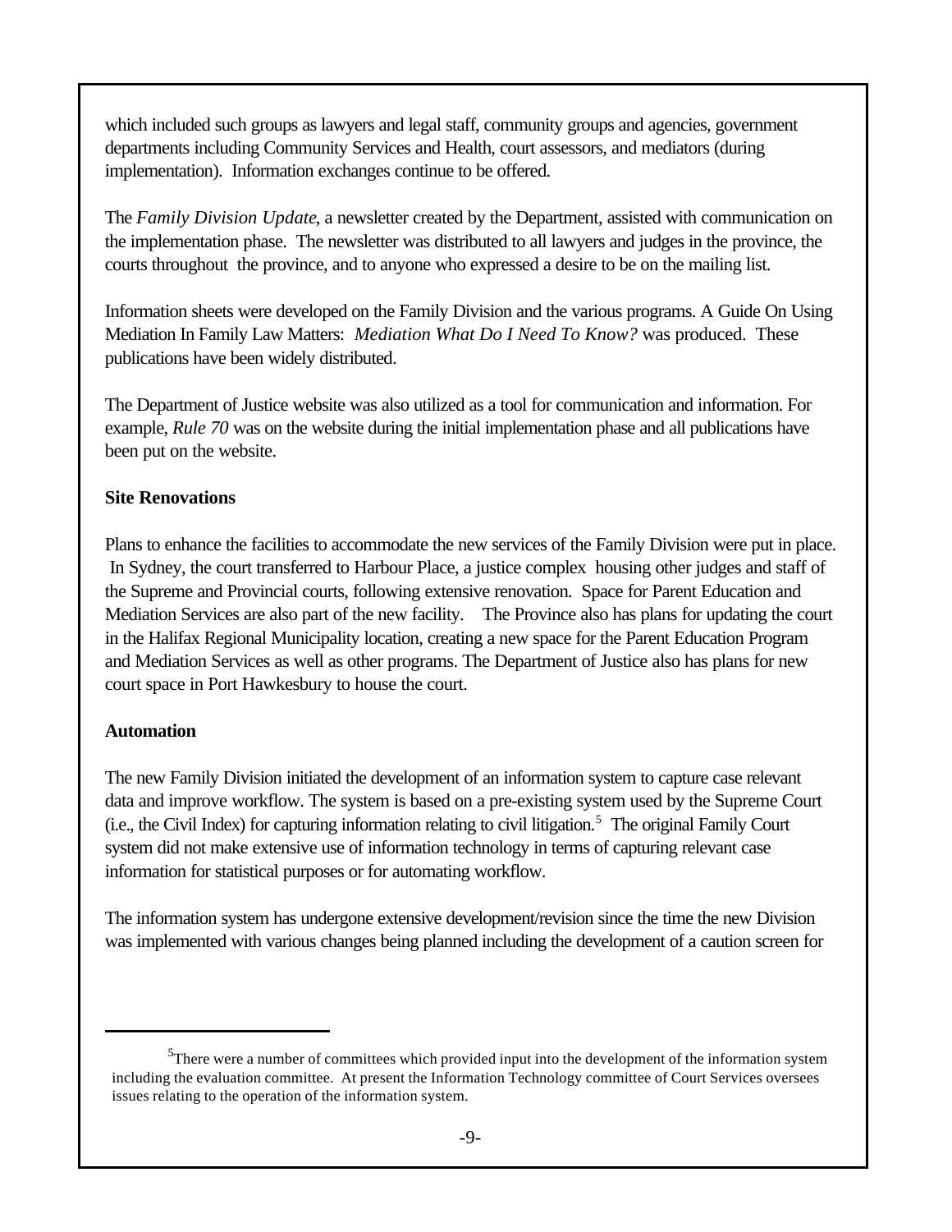which included such groups as lawyers and legal staff, community groups and agencies, government departments including Community Services and Health, court assessors, and mediators (during implementation). Information exchanges continue to be offered.

The *Family Division Update*, a newsletter created by the Department, assisted with communication on the implementation phase. The newsletter was distributed to all lawyers and judges in the province, the courts throughout the province, and to anyone who expressed a desire to be on the mailing list.

Information sheets were developed on the Family Division and the various programs. A Guide On Using Mediation In Family Law Matters: *Mediation What Do I Need To Know?* was produced. These publications have been widely distributed.

The Department of Justice website was also utilized as a tool for communication and information. For example, *Rule 70* was on the website during the initial implementation phase and all publications have been put on the website.

**Site Renovations**

Plans to enhance the facilities to accommodate the new services of the Family Division were put in place. In Sydney, the court transferred to Harbour Place, a justice complex housing other judges and staff of the Supreme and Provincial courts, following extensive renovation. Space for Parent Education and Mediation Services are also part of the new facility. The Province also has plans for updating the court in the Halifax Regional Municipality location, creating a new space for the Parent Education Program and Mediation Services as well as other programs. The Department of Justice also has plans for new court space in Port Hawkesbury to house the court.

**Automation**

The new Family Division initiated the development of an information system to capture case relevant data and improve workflow. The system is based on a pre-existing system used by the Supreme Court (i.e., the Civil Index) for capturing information relating to civil litigation.[5] The original Family Court system did not make extensive use of information technology in terms of capturing relevant case information for statistical purposes or for automating workflow.

The information system has undergone extensive development/revision since the time the new Division was implemented with various changes being planned including the development of a caution screen for

---

[5] There were a number of committees which provided input into the development of the information system including the evaluation committee. At present the Information Technology committee of Court Services oversees issues relating to the operation of the information system.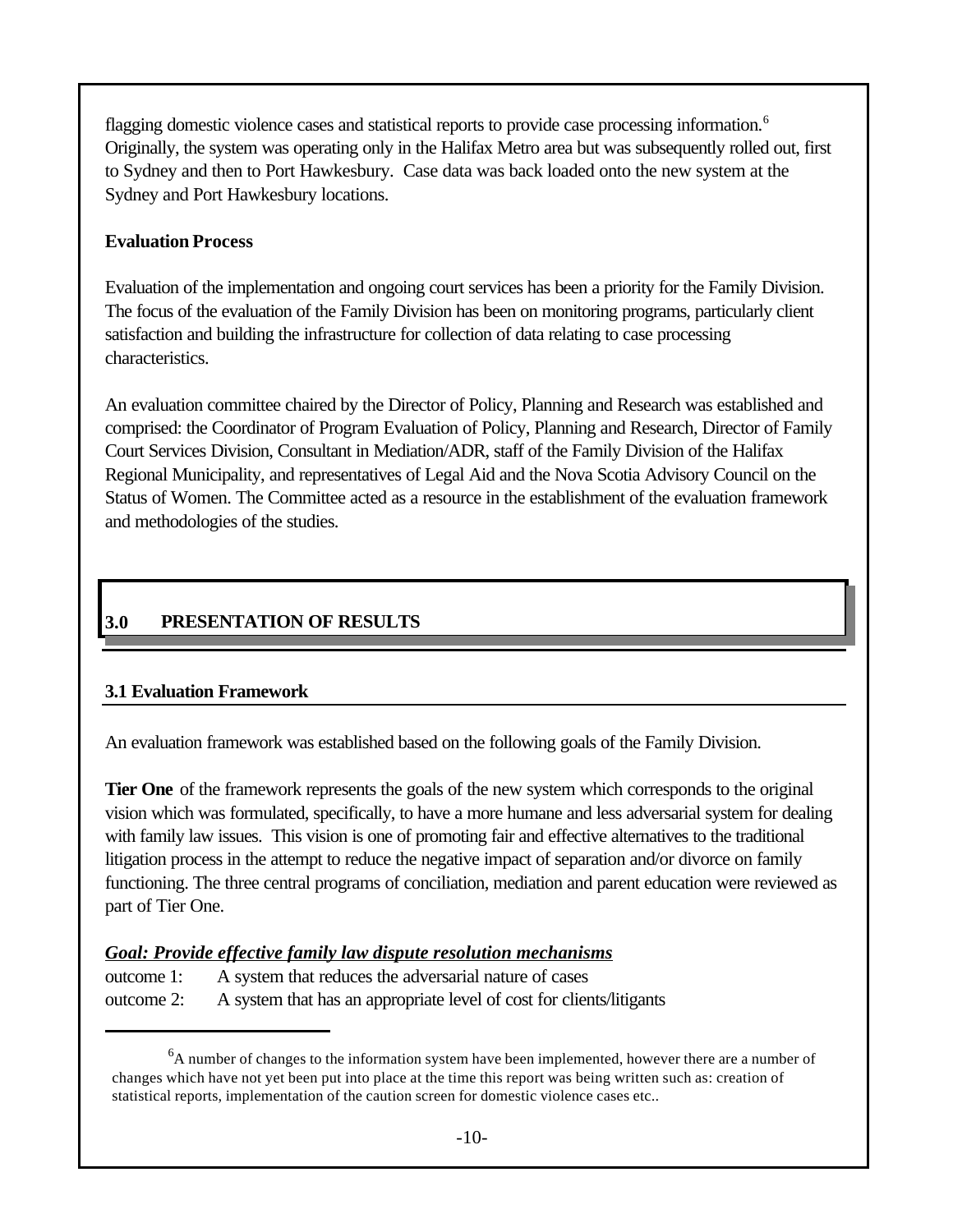flagging domestic violence cases and statistical reports to provide case processing information.[6] Originally, the system was operating only in the Halifax Metro area but was subsequently rolled out, first to Sydney and then to Port Hawkesbury. Case data was back loaded onto the new system at the Sydney and Port Hawkesbury locations.

**Evaluation Process**

Evaluation of the implementation and ongoing court services has been a priority for the Family Division. The focus of the evaluation of the Family Division has been on monitoring programs, particularly client satisfaction and building the infrastructure for collection of data relating to case processing characteristics.

An evaluation committee chaired by the Director of Policy, Planning and Research was established and comprised: the Coordinator of Program Evaluation of Policy, Planning and Research, Director of Family Court Services Division, Consultant in Mediation/ADR, staff of the Family Division of the Halifax Regional Municipality, and representatives of Legal Aid and the Nova Scotia Advisory Council on the Status of Women. The Committee acted as a resource in the establishment of the evaluation framework and methodologies of the studies.

# 3.0 PRESENTATION OF RESULTS

## 3.1 Evaluation Framework

An evaluation framework was established based on the following goals of the Family Division.

**Tier One** of the framework represents the goals of the new system which corresponds to the original vision which was formulated, specifically, to have a more humane and less adversarial system for dealing with family law issues. This vision is one of promoting fair and effective alternatives to the traditional litigation process in the attempt to reduce the negative impact of separation and/or divorce on family functioning. The three central programs of conciliation, mediation and parent education were reviewed as part of Tier One.

***Goal: Provide effective family law dispute resolution mechanisms***

outcome 1: A system that reduces the adversarial nature of cases

outcome 2: A system that has an appropriate level of cost for clients/litigants

---

[6] A number of changes to the information system have been implemented, however there are a number of changes which have not yet been put into place at the time this report was being written such as: creation of statistical reports, implementation of the caution screen for domestic violence cases etc..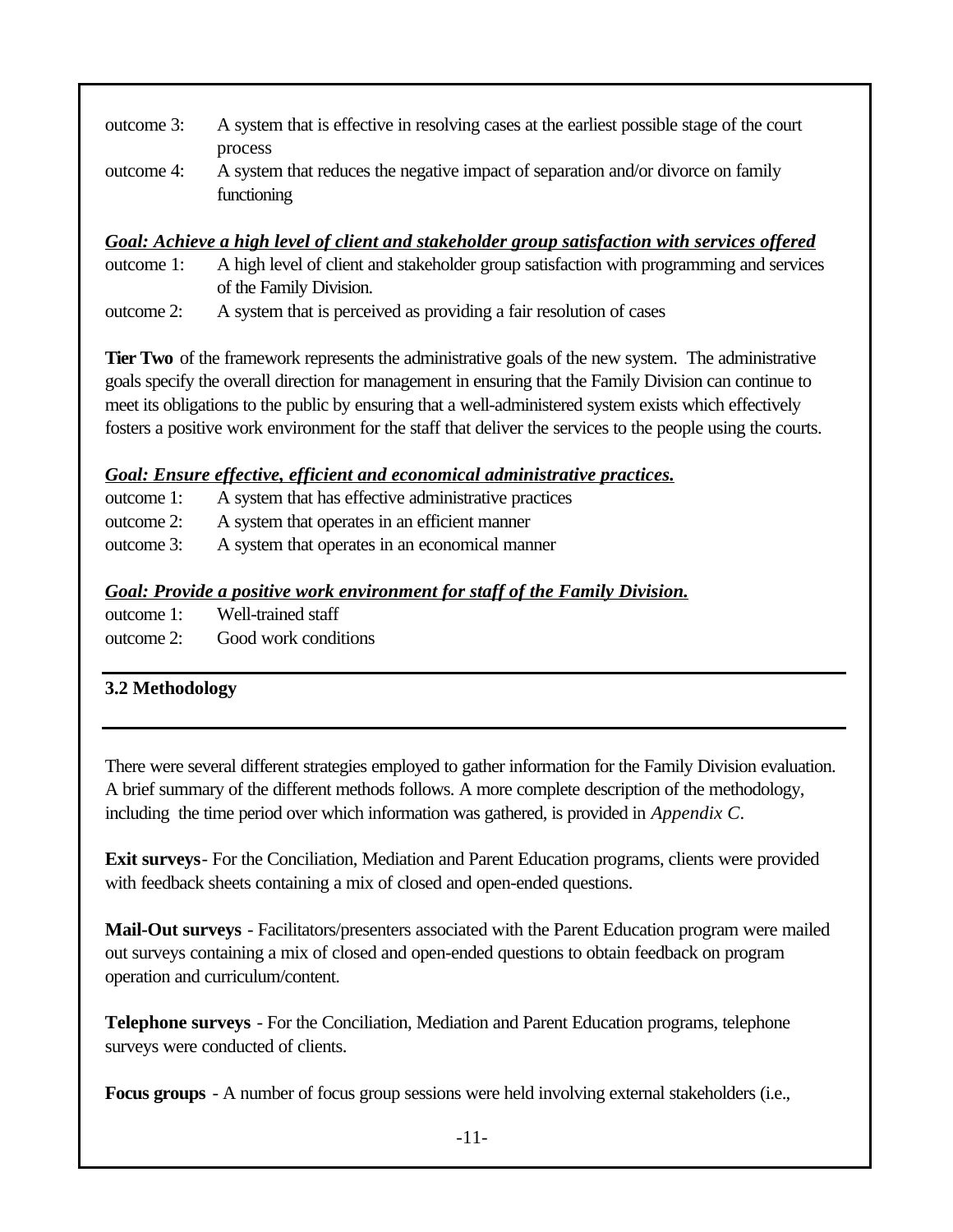outcome 3: A system that is effective in resolving cases at the earliest possible stage of the court process

outcome 4: A system that reduces the negative impact of separation and/or divorce on family functioning

***Goal: Achieve a high level of client and stakeholder group satisfaction with services offered***

outcome 1: A high level of client and stakeholder group satisfaction with programming and services of the Family Division.

outcome 2: A system that is perceived as providing a fair resolution of cases

**Tier Two** of the framework represents the administrative goals of the new system. The administrative goals specify the overall direction for management in ensuring that the Family Division can continue to meet its obligations to the public by ensuring that a well-administered system exists which effectively fosters a positive work environment for the staff that deliver the services to the people using the courts.

***Goal: Ensure effective, efficient and economical administrative practices.***

outcome 1: A system that has effective administrative practices

outcome 2: A system that operates in an efficient manner

outcome 3: A system that operates in an economical manner

***Goal: Provide a positive work environment for staff of the Family Division.***

outcome 1: Well-trained staff

outcome 2: Good work conditions

## 3.2 Methodology

There were several different strategies employed to gather information for the Family Division evaluation. A brief summary of the different methods follows. A more complete description of the methodology, including the time period over which information was gathered, is provided in *Appendix C*.

**Exit surveys**- For the Conciliation, Mediation and Parent Education programs, clients were provided with feedback sheets containing a mix of closed and open-ended questions.

**Mail-Out surveys** - Facilitators/presenters associated with the Parent Education program were mailed out surveys containing a mix of closed and open-ended questions to obtain feedback on program operation and curriculum/content.

**Telephone surveys** - For the Conciliation, Mediation and Parent Education programs, telephone surveys were conducted of clients.

**Focus groups** - A number of focus group sessions were held involving external stakeholders (i.e.,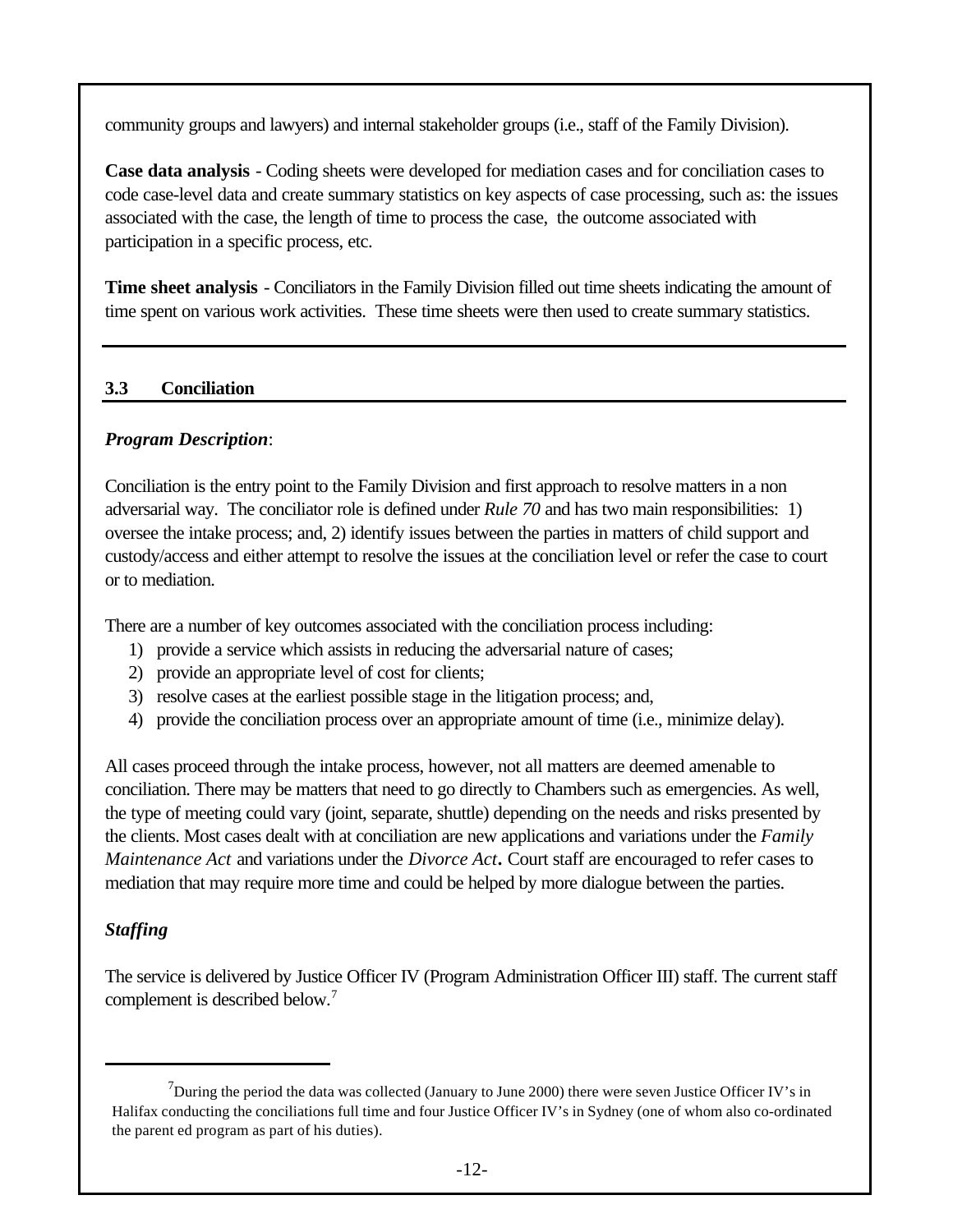community groups and lawyers) and internal stakeholder groups (i.e., staff of the Family Division).

**Case data analysis** - Coding sheets were developed for mediation cases and for conciliation cases to code case-level data and create summary statistics on key aspects of case processing, such as: the issues associated with the case, the length of time to process the case, the outcome associated with participation in a specific process, etc.

**Time sheet analysis** - Conciliators in the Family Division filled out time sheets indicating the amount of time spent on various work activities. These time sheets were then used to create summary statistics.

## 3.3 Conciliation

***Program Description***:

Conciliation is the entry point to the Family Division and first approach to resolve matters in a non adversarial way. The conciliator role is defined under *Rule 70* and has two main responsibilities: 1) oversee the intake process; and, 2) identify issues between the parties in matters of child support and custody/access and either attempt to resolve the issues at the conciliation level or refer the case to court or to mediation.

There are a number of key outcomes associated with the conciliation process including:

1) provide a service which assists in reducing the adversarial nature of cases;
2) provide an appropriate level of cost for clients;
3) resolve cases at the earliest possible stage in the litigation process; and,
4) provide the conciliation process over an appropriate amount of time (i.e., minimize delay).

All cases proceed through the intake process, however, not all matters are deemed amenable to conciliation. There may be matters that need to go directly to Chambers such as emergencies. As well, the type of meeting could vary (joint, separate, shuttle) depending on the needs and risks presented by the clients. Most cases dealt with at conciliation are new applications and variations under the *Family Maintenance Act* and variations under the *Divorce Act***.** Court staff are encouraged to refer cases to mediation that may require more time and could be helped by more dialogue between the parties.

***Staffing***

The service is delivered by Justice Officer IV (Program Administration Officer III) staff. The current staff complement is described below.[7]

---

[7] During the period the data was collected (January to June 2000) there were seven Justice Officer IV's in Halifax conducting the conciliations full time and four Justice Officer IV's in Sydney (one of whom also co-ordinated the parent ed program as part of his duties).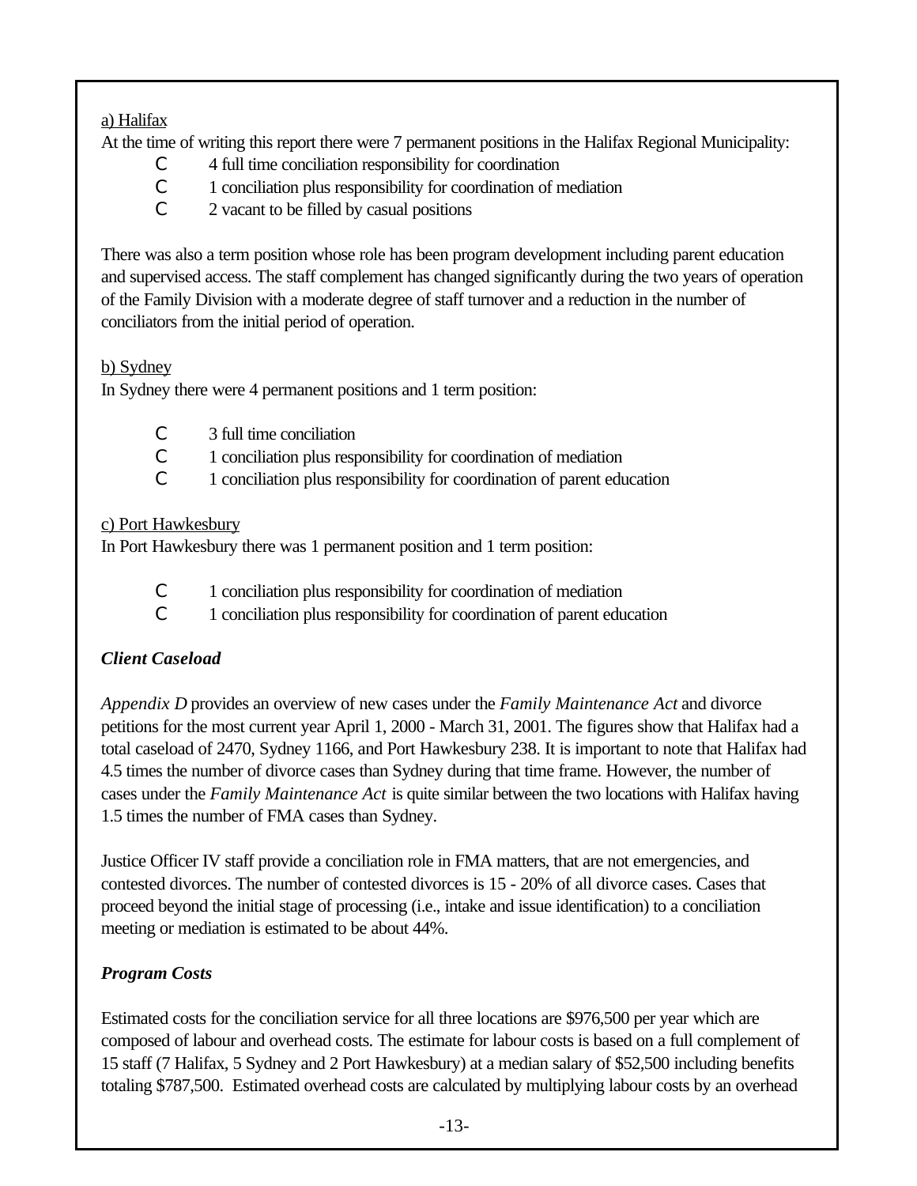a) Halifax

At the time of writing this report there were 7 permanent positions in the Halifax Regional Municipality:

- 4 full time conciliation responsibility for coordination
- 1 conciliation plus responsibility for coordination of mediation
- 2 vacant to be filled by casual positions

There was also a term position whose role has been program development including parent education and supervised access. The staff complement has changed significantly during the two years of operation of the Family Division with a moderate degree of staff turnover and a reduction in the number of conciliators from the initial period of operation.

b) Sydney

In Sydney there were 4 permanent positions and 1 term position:

- 3 full time conciliation
- 1 conciliation plus responsibility for coordination of mediation
- 1 conciliation plus responsibility for coordination of parent education

c) Port Hawkesbury

In Port Hawkesbury there was 1 permanent position and 1 term position:

- 1 conciliation plus responsibility for coordination of mediation
- 1 conciliation plus responsibility for coordination of parent education

### *Client Caseload*

*Appendix D* provides an overview of new cases under the *Family Maintenance Act* and divorce petitions for the most current year April 1, 2000 - March 31, 2001. The figures show that Halifax had a total caseload of 2470, Sydney 1166, and Port Hawkesbury 238. It is important to note that Halifax had 4.5 times the number of divorce cases than Sydney during that time frame. However, the number of cases under the *Family Maintenance Act* is quite similar between the two locations with Halifax having 1.5 times the number of FMA cases than Sydney.

Justice Officer IV staff provide a conciliation role in FMA matters, that are not emergencies, and contested divorces. The number of contested divorces is 15 - 20% of all divorce cases. Cases that proceed beyond the initial stage of processing (i.e., intake and issue identification) to a conciliation meeting or mediation is estimated to be about 44%.

### *Program Costs*

Estimated costs for the conciliation service for all three locations are $976,500 per year which are composed of labour and overhead costs. The estimate for labour costs is based on a full complement of 15 staff (7 Halifax, 5 Sydney and 2 Port Hawkesbury) at a median salary of $52,500 including benefits totaling $787,500. Estimated overhead costs are calculated by multiplying labour costs by an overhead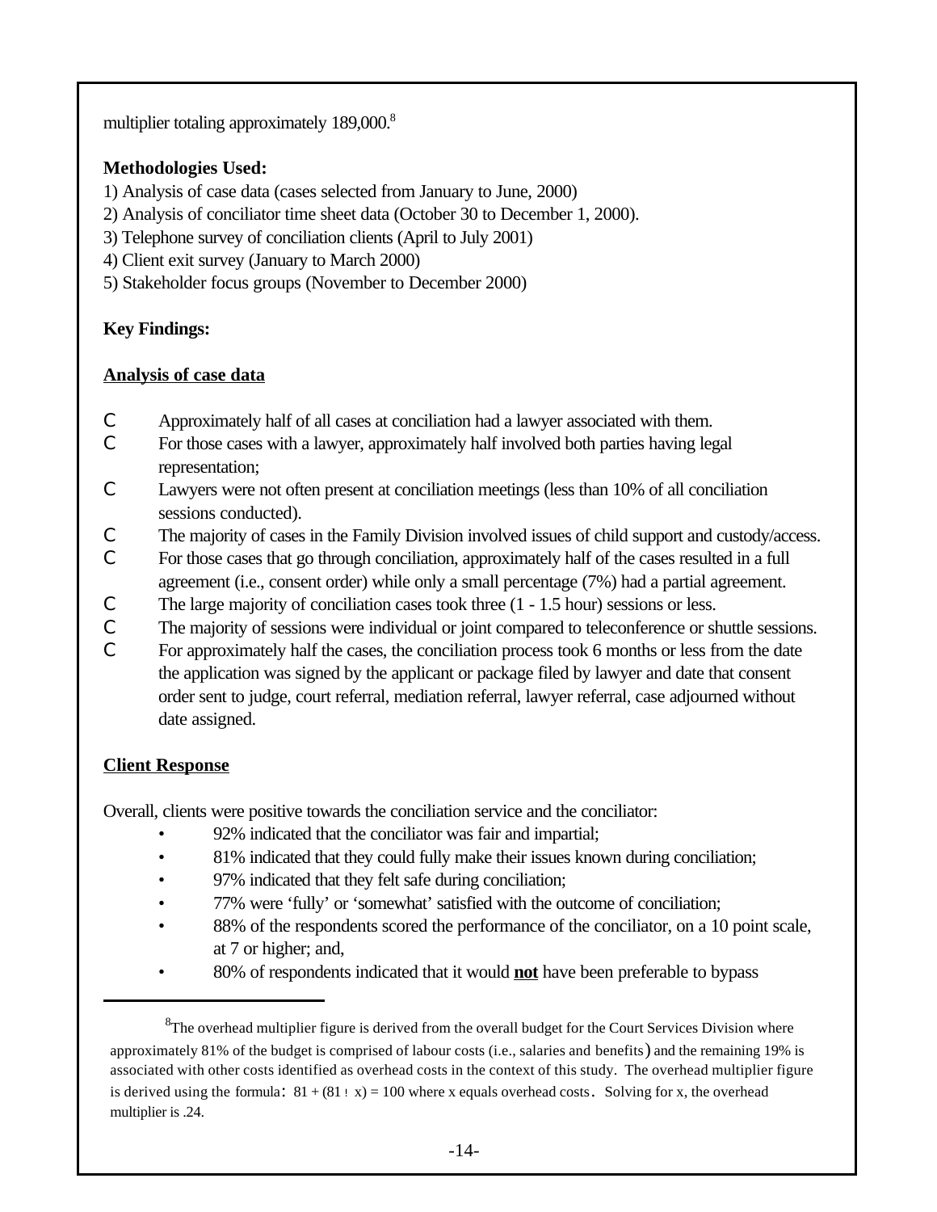multiplier totaling approximately 189,000.[8]

**Methodologies Used:**

1) Analysis of case data (cases selected from January to June, 2000)
2) Analysis of conciliator time sheet data (October 30 to December 1, 2000).
3) Telephone survey of conciliation clients (April to July 2001)
4) Client exit survey (January to March 2000)
5) Stakeholder focus groups (November to December 2000)

**Key Findings:**

**Analysis of case data**

- Approximately half of all cases at conciliation had a lawyer associated with them.
- For those cases with a lawyer, approximately half involved both parties having legal representation;
- Lawyers were not often present at conciliation meetings (less than 10% of all conciliation sessions conducted).
- The majority of cases in the Family Division involved issues of child support and custody/access.
- For those cases that go through conciliation, approximately half of the cases resulted in a full agreement (i.e., consent order) while only a small percentage (7%) had a partial agreement.
- The large majority of conciliation cases took three (1 - 1.5 hour) sessions or less.
- The majority of sessions were individual or joint compared to teleconference or shuttle sessions.
- For approximately half the cases, the conciliation process took 6 months or less from the date the application was signed by the applicant or package filed by lawyer and date that consent order sent to judge, court referral, mediation referral, lawyer referral, case adjourned without date assigned.

**Client Response**

Overall, clients were positive towards the conciliation service and the conciliator:

- 92% indicated that the conciliator was fair and impartial;
- 81% indicated that they could fully make their issues known during conciliation;
- 97% indicated that they felt safe during conciliation;
- 77% were 'fully' or 'somewhat' satisfied with the outcome of conciliation;
- 88% of the respondents scored the performance of the conciliator, on a 10 point scale, at 7 or higher; and,
- 80% of respondents indicated that it would **not** have been preferable to bypass

---

[8] The overhead multiplier figure is derived from the overall budget for the Court Services Division where approximately 81% of the budget is comprised of labour costs (i.e., salaries and benefits) and the remaining 19% is associated with other costs identified as overhead costs in the context of this study. The overhead multiplier figure is derived using the formula: $81 + (81 \cdot x) = 100$ where x equals overhead costs. Solving for x, the overhead multiplier is .24.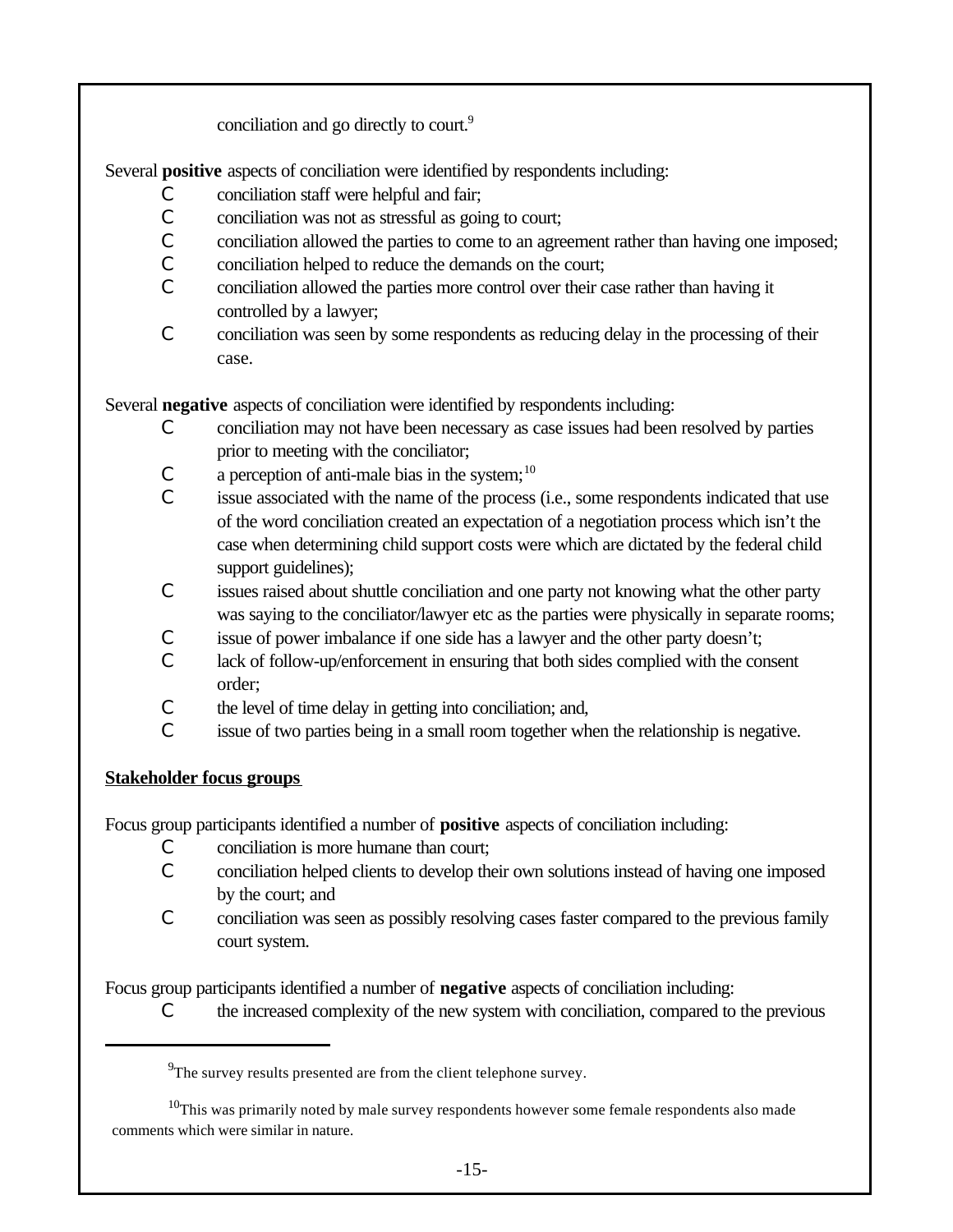conciliation and go directly to court.[9]

Several **positive** aspects of conciliation were identified by respondents including:

- conciliation staff were helpful and fair;
- conciliation was not as stressful as going to court;
- conciliation allowed the parties to come to an agreement rather than having one imposed;
- conciliation helped to reduce the demands on the court;
- conciliation allowed the parties more control over their case rather than having it controlled by a lawyer;
- conciliation was seen by some respondents as reducing delay in the processing of their case.

Several **negative** aspects of conciliation were identified by respondents including:

- conciliation may not have been necessary as case issues had been resolved by parties prior to meeting with the conciliator;
- a perception of anti-male bias in the system;[10]
- issue associated with the name of the process (i.e., some respondents indicated that use of the word conciliation created an expectation of a negotiation process which isn't the case when determining child support costs were which are dictated by the federal child support guidelines);
- issues raised about shuttle conciliation and one party not knowing what the other party was saying to the conciliator/lawyer etc as the parties were physically in separate rooms;
- issue of power imbalance if one side has a lawyer and the other party doesn't;
- lack of follow-up/enforcement in ensuring that both sides complied with the consent order;
- the level of time delay in getting into conciliation; and,
- issue of two parties being in a small room together when the relationship is negative.

**Stakeholder focus groups**

Focus group participants identified a number of **positive** aspects of conciliation including:

- conciliation is more humane than court;
- conciliation helped clients to develop their own solutions instead of having one imposed by the court; and
- conciliation was seen as possibly resolving cases faster compared to the previous family court system.

Focus group participants identified a number of **negative** aspects of conciliation including:

- the increased complexity of the new system with conciliation, compared to the previous

[9]The survey results presented are from the client telephone survey.

[10]This was primarily noted by male survey respondents however some female respondents also made comments which were similar in nature.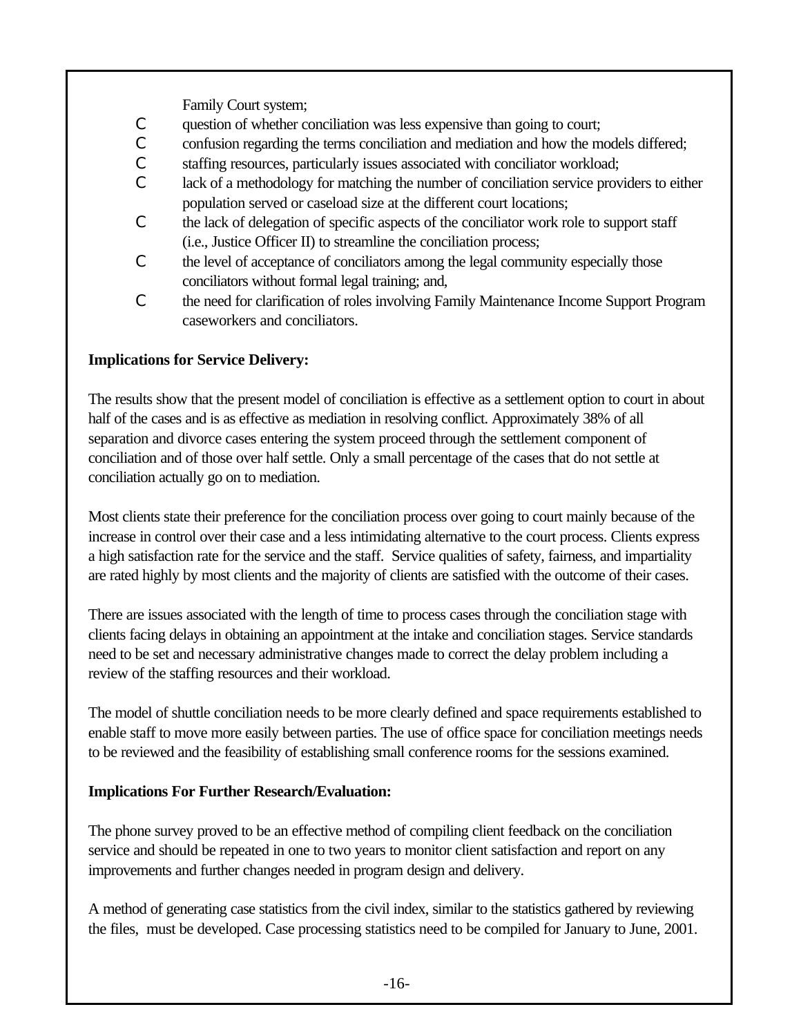Family Court system;

- question of whether conciliation was less expensive than going to court;
- confusion regarding the terms conciliation and mediation and how the models differed;
- staffing resources, particularly issues associated with conciliator workload;
- lack of a methodology for matching the number of conciliation service providers to either population served or caseload size at the different court locations;
- the lack of delegation of specific aspects of the conciliator work role to support staff (i.e., Justice Officer II) to streamline the conciliation process;
- the level of acceptance of conciliators among the legal community especially those conciliators without formal legal training; and,
- the need for clarification of roles involving Family Maintenance Income Support Program caseworkers and conciliators.

**Implications for Service Delivery:**

The results show that the present model of conciliation is effective as a settlement option to court in about half of the cases and is as effective as mediation in resolving conflict. Approximately 38% of all separation and divorce cases entering the system proceed through the settlement component of conciliation and of those over half settle. Only a small percentage of the cases that do not settle at conciliation actually go on to mediation.

Most clients state their preference for the conciliation process over going to court mainly because of the increase in control over their case and a less intimidating alternative to the court process. Clients express a high satisfaction rate for the service and the staff. Service qualities of safety, fairness, and impartiality are rated highly by most clients and the majority of clients are satisfied with the outcome of their cases.

There are issues associated with the length of time to process cases through the conciliation stage with clients facing delays in obtaining an appointment at the intake and conciliation stages. Service standards need to be set and necessary administrative changes made to correct the delay problem including a review of the staffing resources and their workload.

The model of shuttle conciliation needs to be more clearly defined and space requirements established to enable staff to move more easily between parties. The use of office space for conciliation meetings needs to be reviewed and the feasibility of establishing small conference rooms for the sessions examined.

**Implications For Further Research/Evaluation:**

The phone survey proved to be an effective method of compiling client feedback on the conciliation service and should be repeated in one to two years to monitor client satisfaction and report on any improvements and further changes needed in program design and delivery.

A method of generating case statistics from the civil index, similar to the statistics gathered by reviewing the files, must be developed. Case processing statistics need to be compiled for January to June, 2001.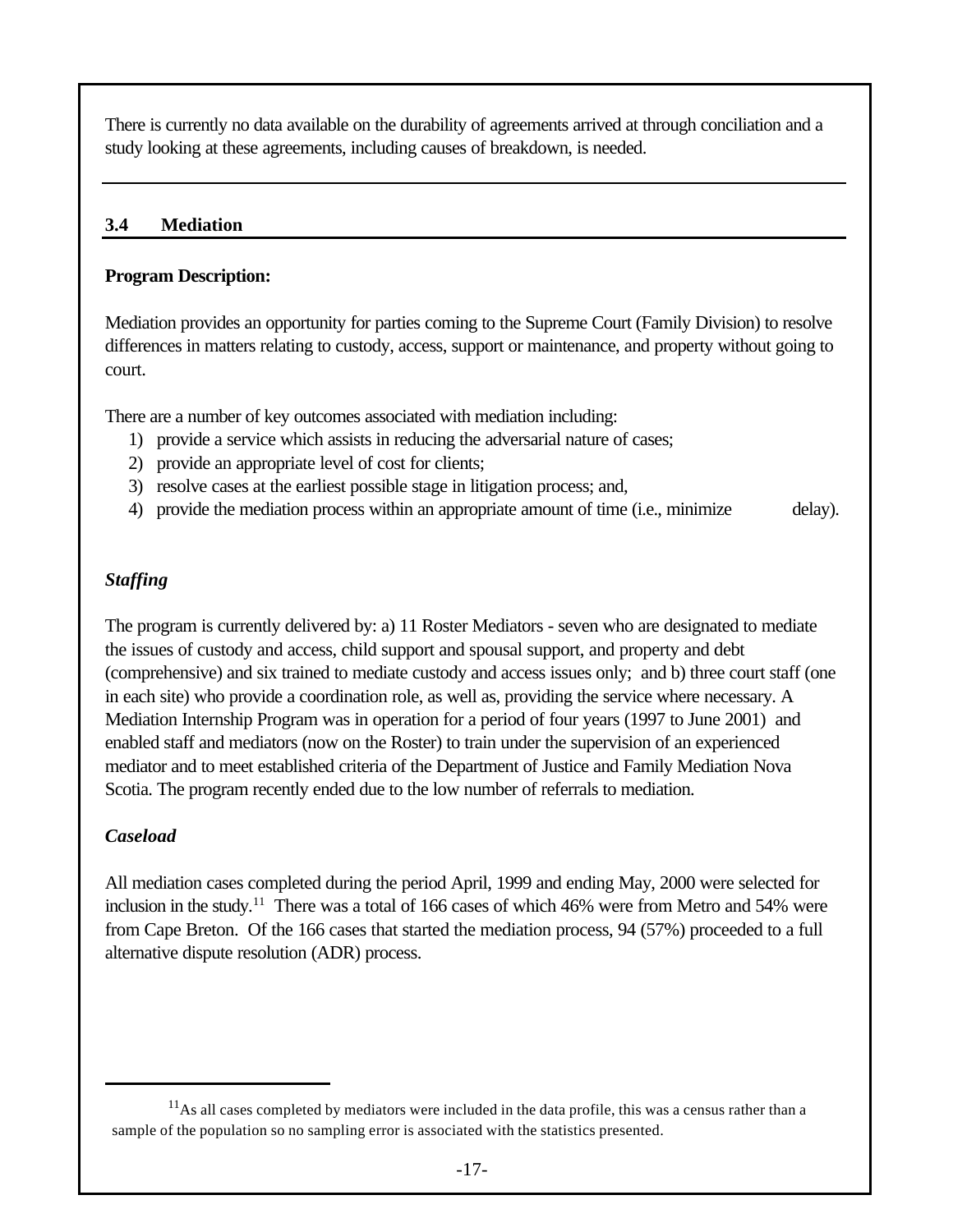There is currently no data available on the durability of agreements arrived at through conciliation and a study looking at these agreements, including causes of breakdown, is needed.

## 3.4 Mediation

**Program Description:**

Mediation provides an opportunity for parties coming to the Supreme Court (Family Division) to resolve differences in matters relating to custody, access, support or maintenance, and property without going to court.

There are a number of key outcomes associated with mediation including:

1) provide a service which assists in reducing the adversarial nature of cases;
2) provide an appropriate level of cost for clients;
3) resolve cases at the earliest possible stage in litigation process; and,
4) provide the mediation process within an appropriate amount of time (i.e., minimize delay).

### *Staffing*

The program is currently delivered by: a) 11 Roster Mediators - seven who are designated to mediate the issues of custody and access, child support and spousal support, and property and debt (comprehensive) and six trained to mediate custody and access issues only; and b) three court staff (one in each site) who provide a coordination role, as well as, providing the service where necessary. A Mediation Internship Program was in operation for a period of four years (1997 to June 2001) and enabled staff and mediators (now on the Roster) to train under the supervision of an experienced mediator and to meet established criteria of the Department of Justice and Family Mediation Nova Scotia. The program recently ended due to the low number of referrals to mediation.

### *Caseload*

All mediation cases completed during the period April, 1999 and ending May, 2000 were selected for inclusion in the study.[11] There was a total of 166 cases of which 46% were from Metro and 54% were from Cape Breton. Of the 166 cases that started the mediation process, 94 (57%) proceeded to a full alternative dispute resolution (ADR) process.

---

[11] As all cases completed by mediators were included in the data profile, this was a census rather than a sample of the population so no sampling error is associated with the statistics presented.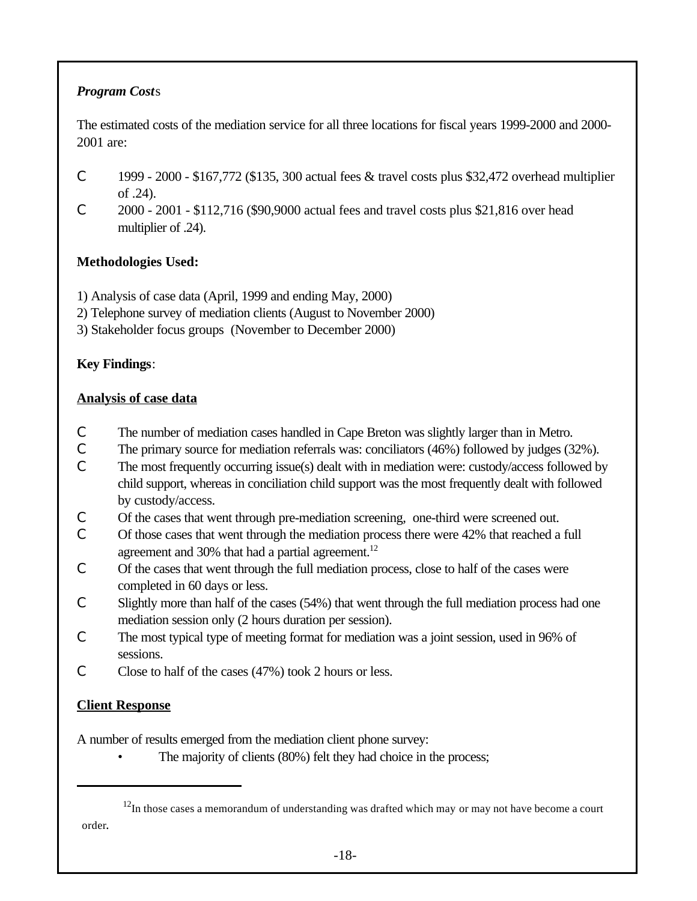***Program Cost*s**

The estimated costs of the mediation service for all three locations for fiscal years 1999-2000 and 2000-2001 are:

- 1999 - 2000 - $167,772 ($135, 300 actual fees & travel costs plus $32,472 overhead multiplier of .24).
- 2000 - 2001 - $112,716 ($90,9000 actual fees and travel costs plus $21,816 over head multiplier of .24).

**Methodologies Used:**

1) Analysis of case data (April, 1999 and ending May, 2000)
2) Telephone survey of mediation clients (August to November 2000)
3) Stakeholder focus groups (November to December 2000)

**Key Findings**:

**Analysis of case data**

- The number of mediation cases handled in Cape Breton was slightly larger than in Metro.
- The primary source for mediation referrals was: conciliators (46%) followed by judges (32%).
- The most frequently occurring issue(s) dealt with in mediation were: custody/access followed by child support, whereas in conciliation child support was the most frequently dealt with followed by custody/access.
- Of the cases that went through pre-mediation screening, one-third were screened out.
- Of those cases that went through the mediation process there were 42% that reached a full agreement and 30% that had a partial agreement.[12]
- Of the cases that went through the full mediation process, close to half of the cases were completed in 60 days or less.
- Slightly more than half of the cases (54%) that went through the full mediation process had one mediation session only (2 hours duration per session).
- The most typical type of meeting format for mediation was a joint session, used in 96% of sessions.
- Close to half of the cases (47%) took 2 hours or less.

**Client Response**

A number of results emerged from the mediation client phone survey:

- The majority of clients (80%) felt they had choice in the process;

[12] In those cases a memorandum of understanding was drafted which may or may not have become a court order.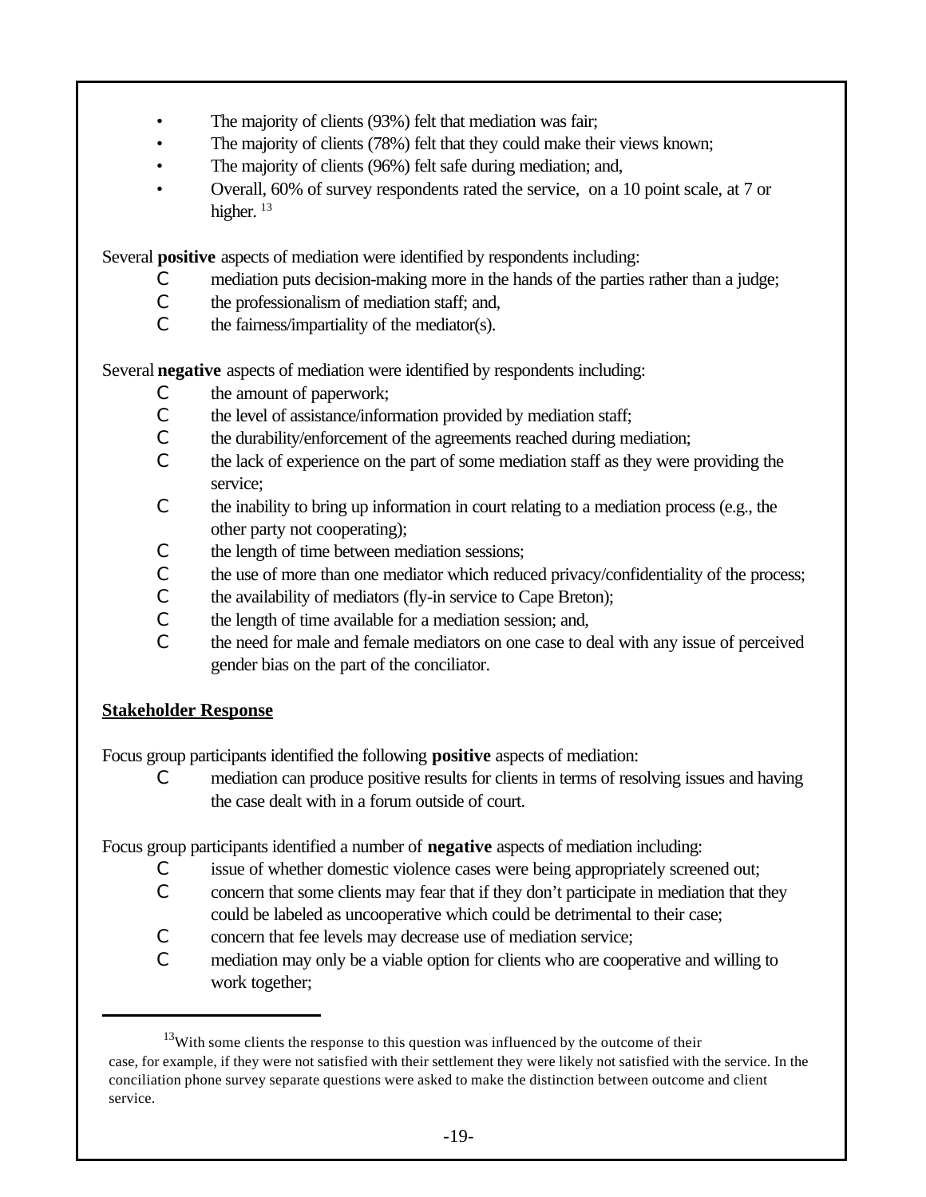- The majority of clients (93%) felt that mediation was fair;
- The majority of clients (78%) felt that they could make their views known;
- The majority of clients (96%) felt safe during mediation; and,
- Overall, 60% of survey respondents rated the service, on a 10 point scale, at 7 or higher. [13]

Several **positive** aspects of mediation were identified by respondents including:

- mediation puts decision-making more in the hands of the parties rather than a judge;
- the professionalism of mediation staff; and,
- the fairness/impartiality of the mediator(s).

Several **negative** aspects of mediation were identified by respondents including:

- the amount of paperwork;
- the level of assistance/information provided by mediation staff;
- the durability/enforcement of the agreements reached during mediation;
- the lack of experience on the part of some mediation staff as they were providing the service;
- the inability to bring up information in court relating to a mediation process (e.g., the other party not cooperating);
- the length of time between mediation sessions;
- the use of more than one mediator which reduced privacy/confidentiality of the process;
- the availability of mediators (fly-in service to Cape Breton);
- the length of time available for a mediation session; and,
- the need for male and female mediators on one case to deal with any issue of perceived gender bias on the part of the conciliator.

**Stakeholder Response**

Focus group participants identified the following **positive** aspects of mediation:

- mediation can produce positive results for clients in terms of resolving issues and having the case dealt with in a forum outside of court.

Focus group participants identified a number of **negative** aspects of mediation including:

- issue of whether domestic violence cases were being appropriately screened out;
- concern that some clients may fear that if they don't participate in mediation that they could be labeled as uncooperative which could be detrimental to their case;
- concern that fee levels may decrease use of mediation service;
- mediation may only be a viable option for clients who are cooperative and willing to work together;

---

[13] With some clients the response to this question was influenced by the outcome of their case, for example, if they were not satisfied with their settlement they were likely not satisfied with the service. In the conciliation phone survey separate questions were asked to make the distinction between outcome and client service.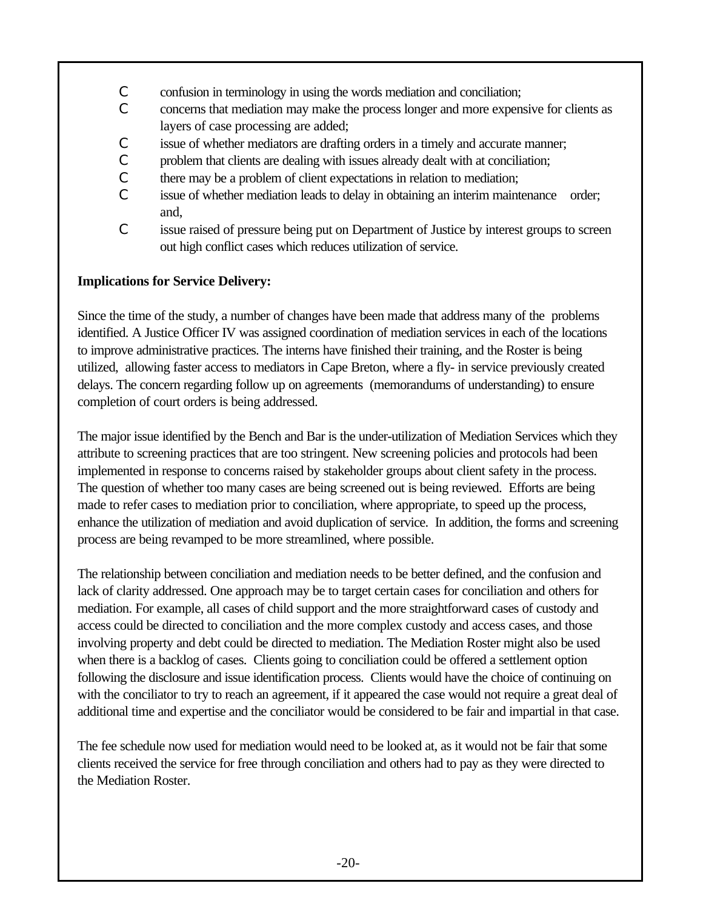- confusion in terminology in using the words mediation and conciliation;
- concerns that mediation may make the process longer and more expensive for clients as layers of case processing are added;
- issue of whether mediators are drafting orders in a timely and accurate manner;
- problem that clients are dealing with issues already dealt with at conciliation;
- there may be a problem of client expectations in relation to mediation;
- issue of whether mediation leads to delay in obtaining an interim maintenance order; and,
- issue raised of pressure being put on Department of Justice by interest groups to screen out high conflict cases which reduces utilization of service.

**Implications for Service Delivery:**

Since the time of the study, a number of changes have been made that address many of the problems identified. A Justice Officer IV was assigned coordination of mediation services in each of the locations to improve administrative practices. The interns have finished their training, and the Roster is being utilized, allowing faster access to mediators in Cape Breton, where a fly- in service previously created delays. The concern regarding follow up on agreements (memorandums of understanding) to ensure completion of court orders is being addressed.

The major issue identified by the Bench and Bar is the under-utilization of Mediation Services which they attribute to screening practices that are too stringent. New screening policies and protocols had been implemented in response to concerns raised by stakeholder groups about client safety in the process. The question of whether too many cases are being screened out is being reviewed. Efforts are being made to refer cases to mediation prior to conciliation, where appropriate, to speed up the process, enhance the utilization of mediation and avoid duplication of service. In addition, the forms and screening process are being revamped to be more streamlined, where possible.

The relationship between conciliation and mediation needs to be better defined, and the confusion and lack of clarity addressed. One approach may be to target certain cases for conciliation and others for mediation. For example, all cases of child support and the more straightforward cases of custody and access could be directed to conciliation and the more complex custody and access cases, and those involving property and debt could be directed to mediation. The Mediation Roster might also be used when there is a backlog of cases. Clients going to conciliation could be offered a settlement option following the disclosure and issue identification process. Clients would have the choice of continuing on with the conciliator to try to reach an agreement, if it appeared the case would not require a great deal of additional time and expertise and the conciliator would be considered to be fair and impartial in that case.

The fee schedule now used for mediation would need to be looked at, as it would not be fair that some clients received the service for free through conciliation and others had to pay as they were directed to the Mediation Roster.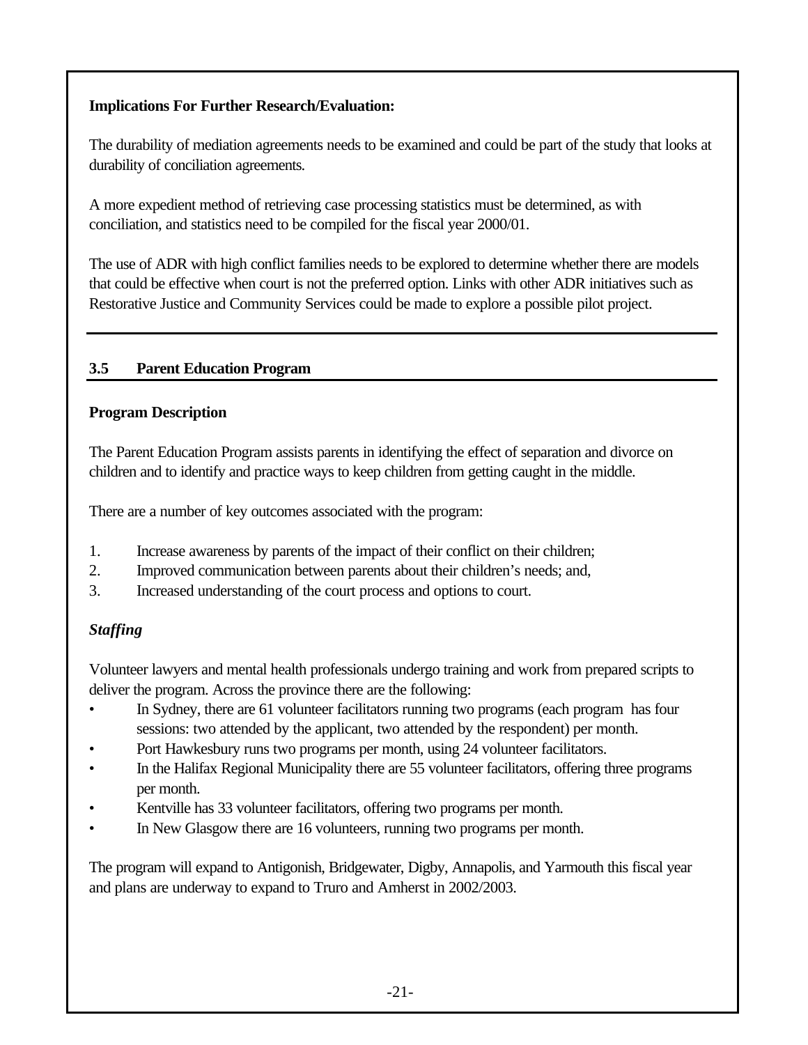**Implications For Further Research/Evaluation:**

The durability of mediation agreements needs to be examined and could be part of the study that looks at durability of conciliation agreements.

A more expedient method of retrieving case processing statistics must be determined, as with conciliation, and statistics need to be compiled for the fiscal year 2000/01.

The use of ADR with high conflict families needs to be explored to determine whether there are models that could be effective when court is not the preferred option. Links with other ADR initiatives such as Restorative Justice and Community Services could be made to explore a possible pilot project.

## 3.5 Parent Education Program

### Program Description

The Parent Education Program assists parents in identifying the effect of separation and divorce on children and to identify and practice ways to keep children from getting caught in the middle.

There are a number of key outcomes associated with the program:

1. Increase awareness by parents of the impact of their conflict on their children;
2. Improved communication between parents about their children's needs; and,
3. Increased understanding of the court process and options to court.

#### *Staffing*

Volunteer lawyers and mental health professionals undergo training and work from prepared scripts to deliver the program. Across the province there are the following:

- In Sydney, there are 61 volunteer facilitators running two programs (each program has four sessions: two attended by the applicant, two attended by the respondent) per month.
- Port Hawkesbury runs two programs per month, using 24 volunteer facilitators.
- In the Halifax Regional Municipality there are 55 volunteer facilitators, offering three programs per month.
- Kentville has 33 volunteer facilitators, offering two programs per month.
- In New Glasgow there are 16 volunteers, running two programs per month.

The program will expand to Antigonish, Bridgewater, Digby, Annapolis, and Yarmouth this fiscal year and plans are underway to expand to Truro and Amherst in 2002/2003.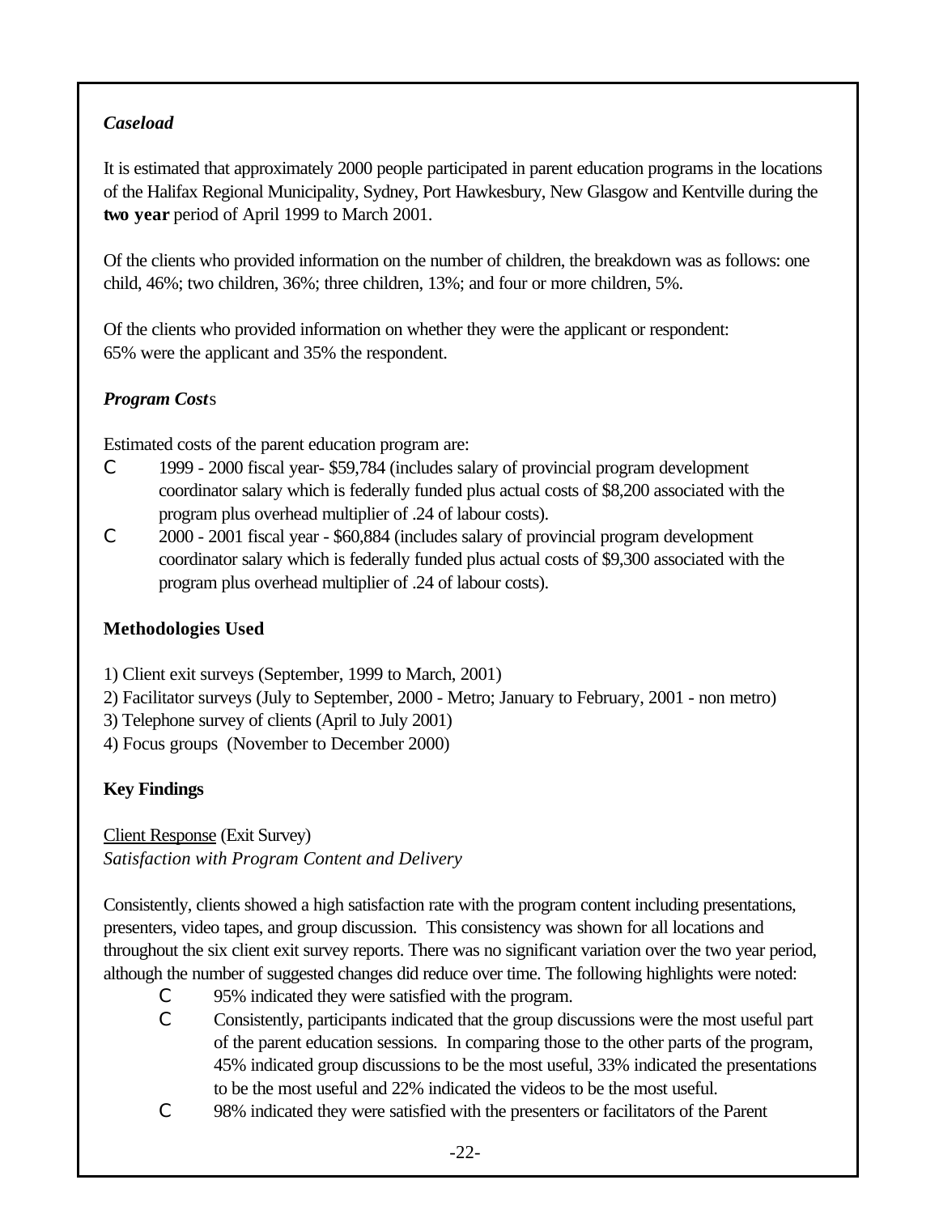***Caseload***

It is estimated that approximately 2000 people participated in parent education programs in the locations of the Halifax Regional Municipality, Sydney, Port Hawkesbury, New Glasgow and Kentville during the **two year** period of April 1999 to March 2001.

Of the clients who provided information on the number of children, the breakdown was as follows: one child, 46%; two children, 36%; three children, 13%; and four or more children, 5%.

Of the clients who provided information on whether they were the applicant or respondent: 65% were the applicant and 35% the respondent.

***Program Costs***

Estimated costs of the parent education program are:

- 1999 - 2000 fiscal year- $59,784 (includes salary of provincial program development coordinator salary which is federally funded plus actual costs of $8,200 associated with the program plus overhead multiplier of .24 of labour costs).
- 2000 - 2001 fiscal year - $60,884 (includes salary of provincial program development coordinator salary which is federally funded plus actual costs of $9,300 associated with the program plus overhead multiplier of .24 of labour costs).

**Methodologies Used**

1) Client exit surveys (September, 1999 to March, 2001)
2) Facilitator surveys (July to September, 2000 - Metro; January to February, 2001 - non metro)
3) Telephone survey of clients (April to July 2001)
4) Focus groups (November to December 2000)

**Key Findings**

Client Response (Exit Survey)
*Satisfaction with Program Content and Delivery*

Consistently, clients showed a high satisfaction rate with the program content including presentations, presenters, video tapes, and group discussion. This consistency was shown for all locations and throughout the six client exit survey reports. There was no significant variation over the two year period, although the number of suggested changes did reduce over time. The following highlights were noted:

- 95% indicated they were satisfied with the program.
- Consistently, participants indicated that the group discussions were the most useful part of the parent education sessions. In comparing those to the other parts of the program, 45% indicated group discussions to be the most useful, 33% indicated the presentations to be the most useful and 22% indicated the videos to be the most useful.
- 98% indicated they were satisfied with the presenters or facilitators of the Parent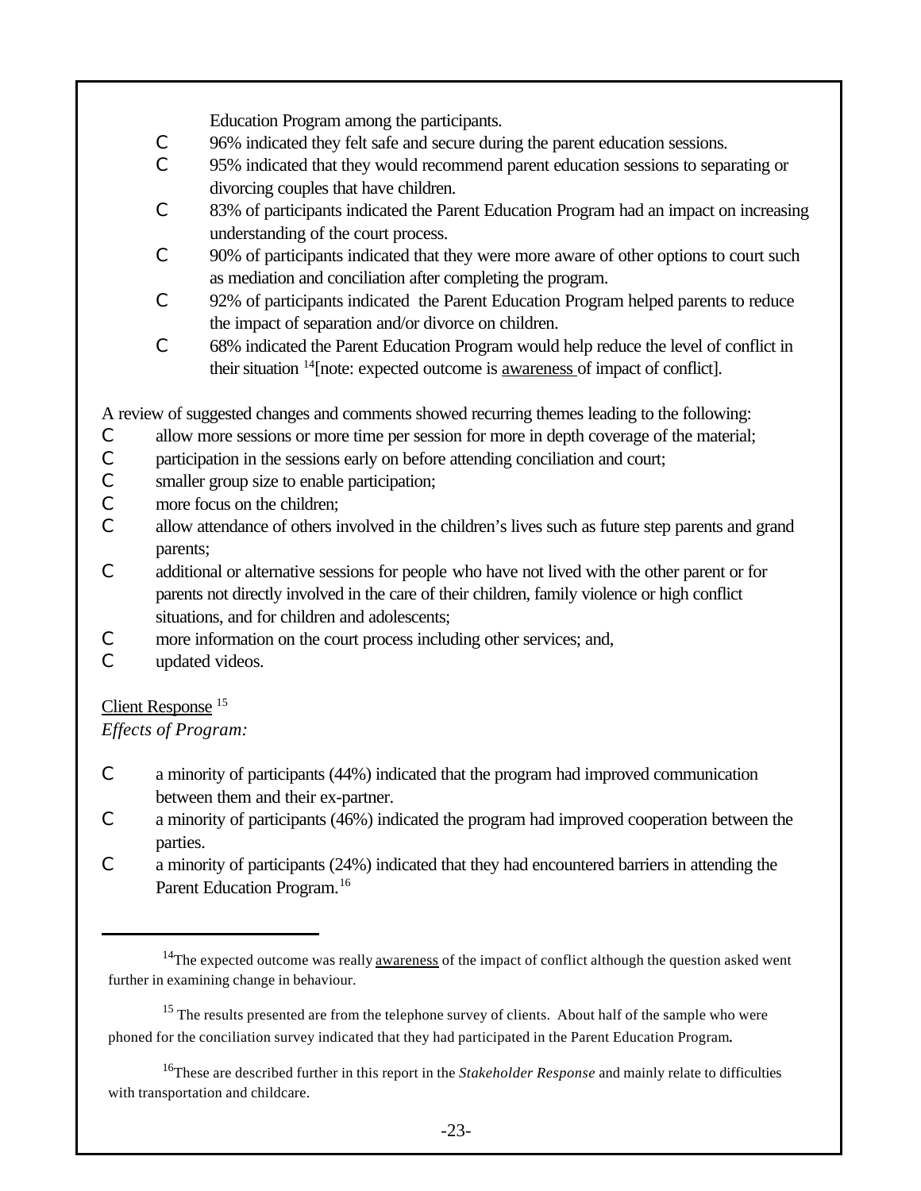Education Program among the participants.

- 96% indicated they felt safe and secure during the parent education sessions.
- 95% indicated that they would recommend parent education sessions to separating or divorcing couples that have children.
- 83% of participants indicated the Parent Education Program had an impact on increasing understanding of the court process.
- 90% of participants indicated that they were more aware of other options to court such as mediation and conciliation after completing the program.
- 92% of participants indicated the Parent Education Program helped parents to reduce the impact of separation and/or divorce on children.
- 68% indicated the Parent Education Program would help reduce the level of conflict in their situation [14][note: expected outcome is awareness of impact of conflict].

A review of suggested changes and comments showed recurring themes leading to the following:

- allow more sessions or more time per session for more in depth coverage of the material;
- participation in the sessions early on before attending conciliation and court;
- smaller group size to enable participation;
- more focus on the children;
- allow attendance of others involved in the children's lives such as future step parents and grand parents;
- additional or alternative sessions for people who have not lived with the other parent or for parents not directly involved in the care of their children, family violence or high conflict situations, and for children and adolescents;
- more information on the court process including other services; and,
- updated videos.

Client Response [15]

*Effects of Program:*

- a minority of participants (44%) indicated that the program had improved communication between them and their ex-partner.
- a minority of participants (46%) indicated the program had improved cooperation between the parties.
- a minority of participants (24%) indicated that they had encountered barriers in attending the Parent Education Program.[16]

---

[14] The expected outcome was really awareness of the impact of conflict although the question asked went further in examining change in behaviour.

[15] The results presented are from the telephone survey of clients. About half of the sample who were phoned for the conciliation survey indicated that they had participated in the Parent Education Program.

[16] These are described further in this report in the *Stakeholder Response* and mainly relate to difficulties with transportation and childcare.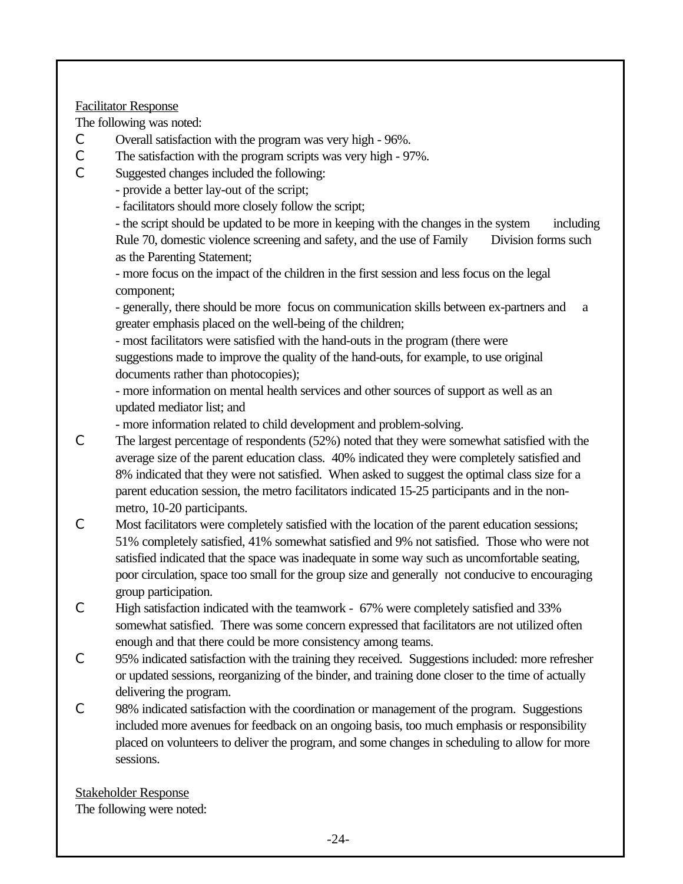Facilitator Response

The following was noted:

- Overall satisfaction with the program was very high - 96%.
- The satisfaction with the program scripts was very high - 97%.
- Suggested changes included the following:
  - provide a better lay-out of the script;
  - facilitators should more closely follow the script;
  - the script should be updated to be more in keeping with the changes in the system including Rule 70, domestic violence screening and safety, and the use of Family Division forms such as the Parenting Statement;
  - more focus on the impact of the children in the first session and less focus on the legal component;
  - generally, there should be more focus on communication skills between ex-partners and a greater emphasis placed on the well-being of the children;
  - most facilitators were satisfied with the hand-outs in the program (there were suggestions made to improve the quality of the hand-outs, for example, to use original documents rather than photocopies);
  - more information on mental health services and other sources of support as well as an updated mediator list; and
  - more information related to child development and problem-solving.
- The largest percentage of respondents (52%) noted that they were somewhat satisfied with the average size of the parent education class. 40% indicated they were completely satisfied and 8% indicated that they were not satisfied. When asked to suggest the optimal class size for a parent education session, the metro facilitators indicated 15-25 participants and in the non-metro, 10-20 participants.
- Most facilitators were completely satisfied with the location of the parent education sessions; 51% completely satisfied, 41% somewhat satisfied and 9% not satisfied. Those who were not satisfied indicated that the space was inadequate in some way such as uncomfortable seating, poor circulation, space too small for the group size and generally not conducive to encouraging group participation.
- High satisfaction indicated with the teamwork - 67% were completely satisfied and 33% somewhat satisfied. There was some concern expressed that facilitators are not utilized often enough and that there could be more consistency among teams.
- 95% indicated satisfaction with the training they received. Suggestions included: more refresher or updated sessions, reorganizing of the binder, and training done closer to the time of actually delivering the program.
- 98% indicated satisfaction with the coordination or management of the program. Suggestions included more avenues for feedback on an ongoing basis, too much emphasis or responsibility placed on volunteers to deliver the program, and some changes in scheduling to allow for more sessions.

Stakeholder Response

The following were noted: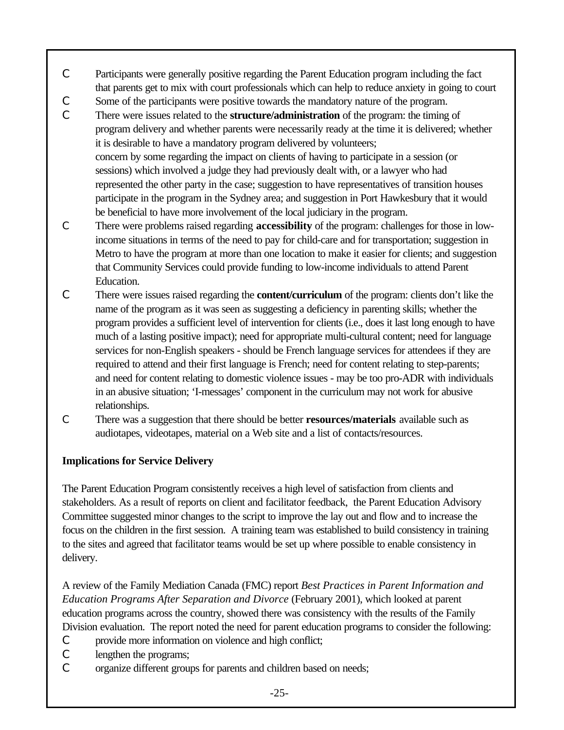- Participants were generally positive regarding the Parent Education program including the fact that parents get to mix with court professionals which can help to reduce anxiety in going to court
- Some of the participants were positive towards the mandatory nature of the program.
- There were issues related to the **structure/administration** of the program: the timing of program delivery and whether parents were necessarily ready at the time it is delivered; whether it is desirable to have a mandatory program delivered by volunteers; concern by some regarding the impact on clients of having to participate in a session (or sessions) which involved a judge they had previously dealt with, or a lawyer who had represented the other party in the case; suggestion to have representatives of transition houses participate in the program in the Sydney area; and suggestion in Port Hawkesbury that it would be beneficial to have more involvement of the local judiciary in the program.
- There were problems raised regarding **accessibility** of the program: challenges for those in low-income situations in terms of the need to pay for child-care and for transportation; suggestion in Metro to have the program at more than one location to make it easier for clients; and suggestion that Community Services could provide funding to low-income individuals to attend Parent Education.
- There were issues raised regarding the **content/curriculum** of the program: clients don't like the name of the program as it was seen as suggesting a deficiency in parenting skills; whether the program provides a sufficient level of intervention for clients (i.e., does it last long enough to have much of a lasting positive impact); need for appropriate multi-cultural content; need for language services for non-English speakers - should be French language services for attendees if they are required to attend and their first language is French; need for content relating to step-parents; and need for content relating to domestic violence issues - may be too pro-ADR with individuals in an abusive situation; 'I-messages' component in the curriculum may not work for abusive relationships.
- There was a suggestion that there should be better **resources/materials** available such as audiotapes, videotapes, material on a Web site and a list of contacts/resources.

**Implications for Service Delivery**

The Parent Education Program consistently receives a high level of satisfaction from clients and stakeholders. As a result of reports on client and facilitator feedback, the Parent Education Advisory Committee suggested minor changes to the script to improve the lay out and flow and to increase the focus on the children in the first session. A training team was established to build consistency in training to the sites and agreed that facilitator teams would be set up where possible to enable consistency in delivery.

A review of the Family Mediation Canada (FMC) report *Best Practices in Parent Information and Education Programs After Separation and Divorce* (February 2001), which looked at parent education programs across the country, showed there was consistency with the results of the Family Division evaluation. The report noted the need for parent education programs to consider the following:

- provide more information on violence and high conflict;
- lengthen the programs;
- organize different groups for parents and children based on needs;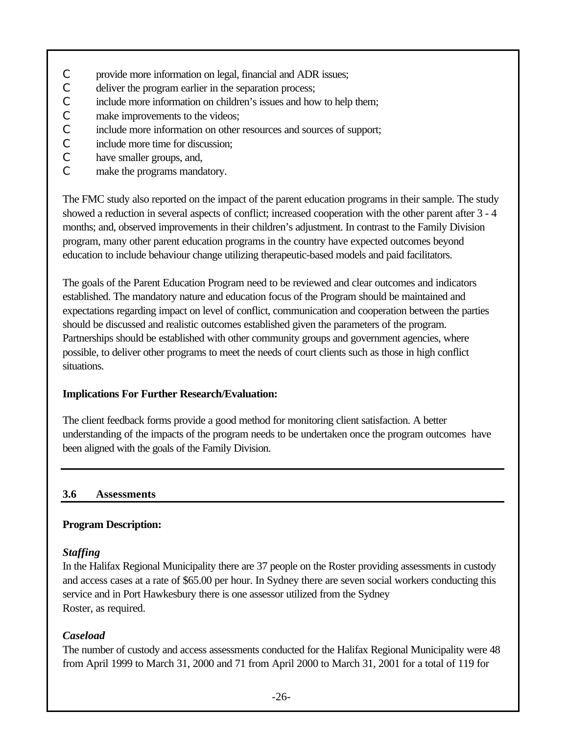- provide more information on legal, financial and ADR issues;
- deliver the program earlier in the separation process;
- include more information on children's issues and how to help them;
- make improvements to the videos;
- include more information on other resources and sources of support;
- include more time for discussion;
- have smaller groups, and,
- make the programs mandatory.

The FMC study also reported on the impact of the parent education programs in their sample. The study showed a reduction in several aspects of conflict; increased cooperation with the other parent after 3 - 4 months; and, observed improvements in their children's adjustment. In contrast to the Family Division program, many other parent education programs in the country have expected outcomes beyond education to include behaviour change utilizing therapeutic-based models and paid facilitators.

The goals of the Parent Education Program need to be reviewed and clear outcomes and indicators established. The mandatory nature and education focus of the Program should be maintained and expectations regarding impact on level of conflict, communication and cooperation between the parties should be discussed and realistic outcomes established given the parameters of the program. Partnerships should be established with other community groups and government agencies, where possible, to deliver other programs to meet the needs of court clients such as those in high conflict situations.

**Implications For Further Research/Evaluation:**

The client feedback forms provide a good method for monitoring client satisfaction. A better understanding of the impacts of the program needs to be undertaken once the program outcomes have been aligned with the goals of the Family Division.

## 3.6 Assessments

**Program Description:**

***Staffing***

In the Halifax Regional Municipality there are 37 people on the Roster providing assessments in custody and access cases at a rate of $65.00 per hour. In Sydney there are seven social workers conducting this service and in Port Hawkesbury there is one assessor utilized from the Sydney Roster, as required.

***Caseload***

The number of custody and access assessments conducted for the Halifax Regional Municipality were 48 from April 1999 to March 31, 2000 and 71 from April 2000 to March 31, 2001 for a total of 119 for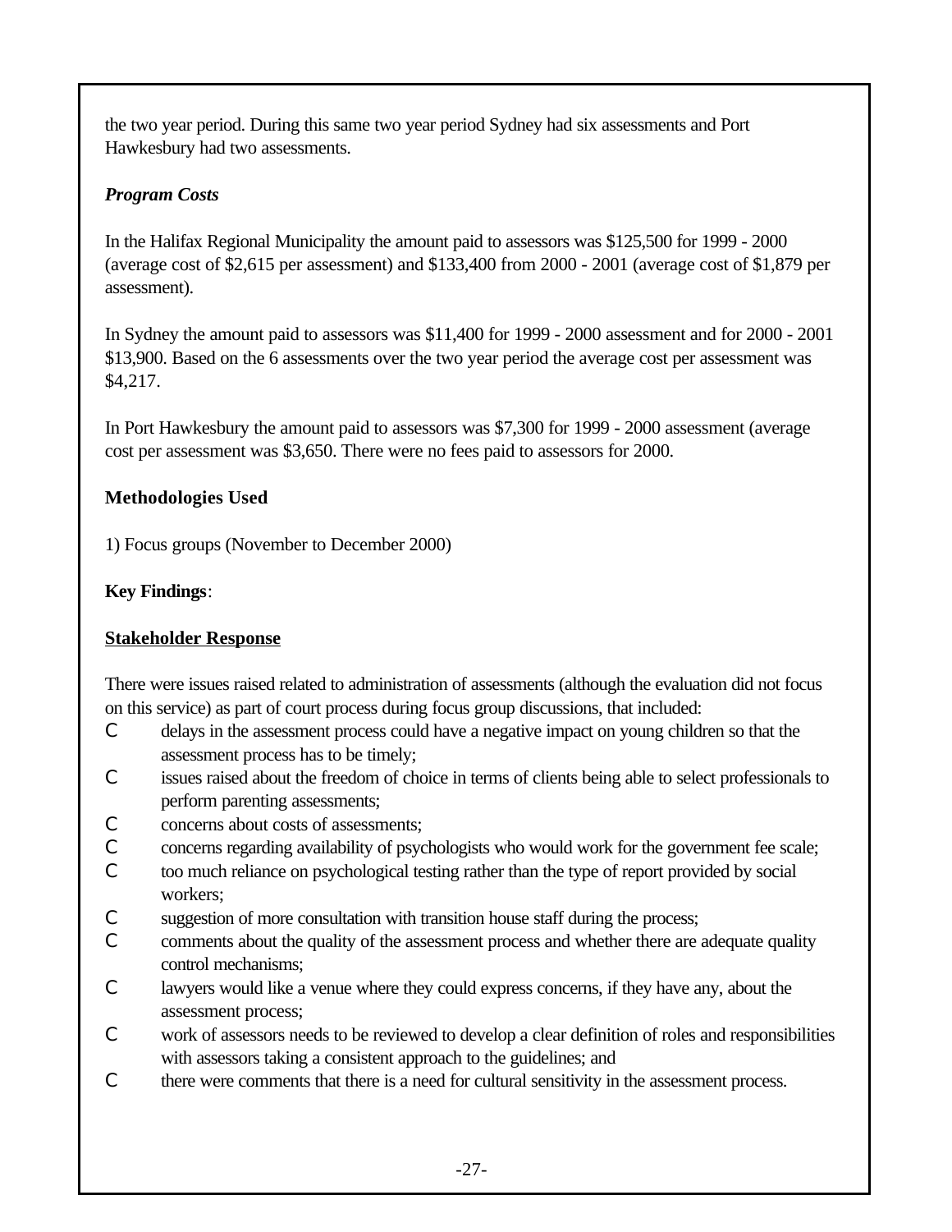the two year period. During this same two year period Sydney had six assessments and Port Hawkesbury had two assessments.

***Program Costs***

In the Halifax Regional Municipality the amount paid to assessors was $125,500 for 1999 - 2000 (average cost of $2,615 per assessment) and $133,400 from 2000 - 2001 (average cost of $1,879 per assessment).

In Sydney the amount paid to assessors was $11,400 for 1999 - 2000 assessment and for 2000 - 2001 $13,900. Based on the 6 assessments over the two year period the average cost per assessment was $4,217.

In Port Hawkesbury the amount paid to assessors was $7,300 for 1999 - 2000 assessment (average cost per assessment was $3,650. There were no fees paid to assessors for 2000.

**Methodologies Used**

1) Focus groups (November to December 2000)

**Key Findings**:

**Stakeholder Response**

There were issues raised related to administration of assessments (although the evaluation did not focus on this service) as part of court process during focus group discussions, that included:

- delays in the assessment process could have a negative impact on young children so that the assessment process has to be timely;
- issues raised about the freedom of choice in terms of clients being able to select professionals to perform parenting assessments;
- concerns about costs of assessments;
- concerns regarding availability of psychologists who would work for the government fee scale;
- too much reliance on psychological testing rather than the type of report provided by social workers;
- suggestion of more consultation with transition house staff during the process;
- comments about the quality of the assessment process and whether there are adequate quality control mechanisms;
- lawyers would like a venue where they could express concerns, if they have any, about the assessment process;
- work of assessors needs to be reviewed to develop a clear definition of roles and responsibilities with assessors taking a consistent approach to the guidelines; and
- there were comments that there is a need for cultural sensitivity in the assessment process.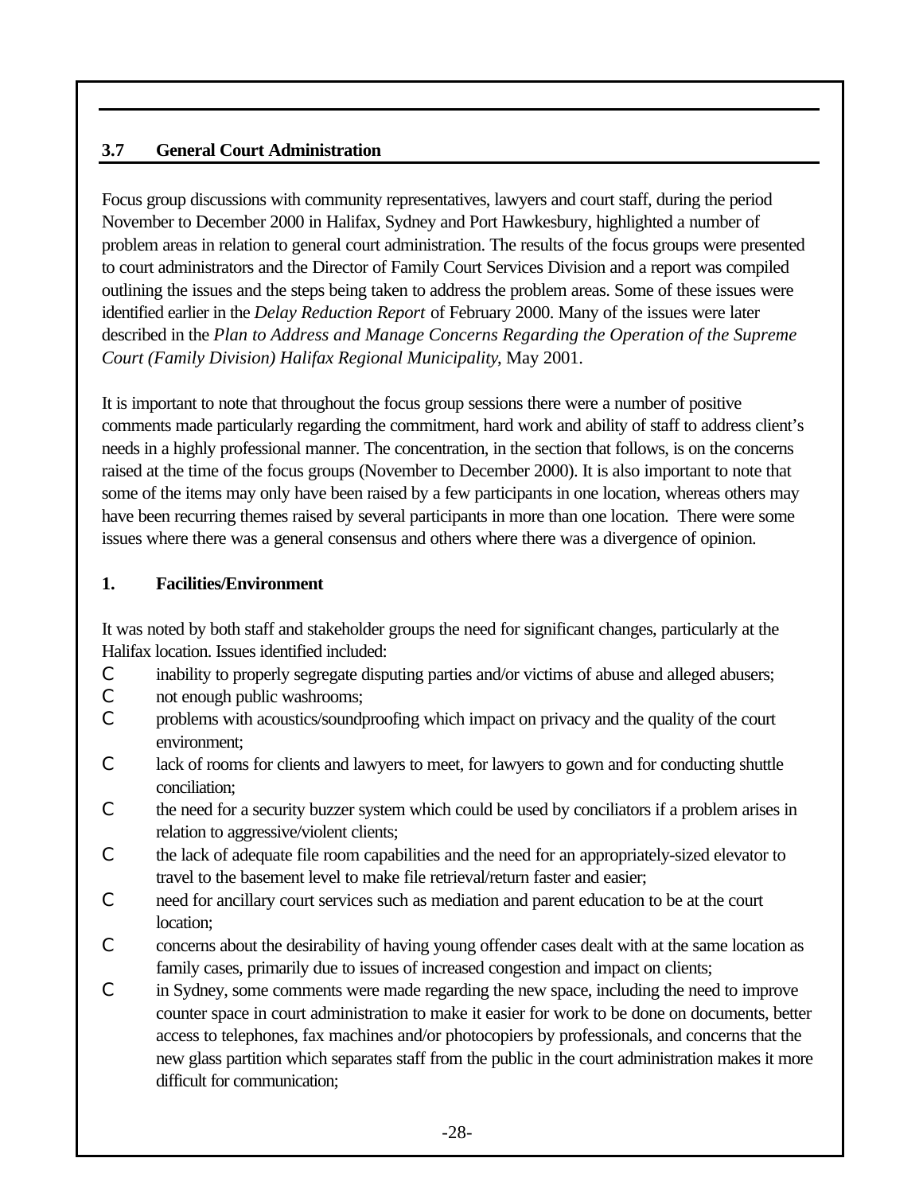## 3.7 General Court Administration

Focus group discussions with community representatives, lawyers and court staff, during the period November to December 2000 in Halifax, Sydney and Port Hawkesbury, highlighted a number of problem areas in relation to general court administration. The results of the focus groups were presented to court administrators and the Director of Family Court Services Division and a report was compiled outlining the issues and the steps being taken to address the problem areas. Some of these issues were identified earlier in the *Delay Reduction Report* of February 2000. Many of the issues were later described in the *Plan to Address and Manage Concerns Regarding the Operation of the Supreme Court (Family Division) Halifax Regional Municipality*, May 2001.

It is important to note that throughout the focus group sessions there were a number of positive comments made particularly regarding the commitment, hard work and ability of staff to address client's needs in a highly professional manner. The concentration, in the section that follows, is on the concerns raised at the time of the focus groups (November to December 2000). It is also important to note that some of the items may only have been raised by a few participants in one location, whereas others may have been recurring themes raised by several participants in more than one location. There were some issues where there was a general consensus and others where there was a divergence of opinion.

### 1. Facilities/Environment

It was noted by both staff and stakeholder groups the need for significant changes, particularly at the Halifax location. Issues identified included:

- inability to properly segregate disputing parties and/or victims of abuse and alleged abusers;
- not enough public washrooms;
- problems with acoustics/soundproofing which impact on privacy and the quality of the court environment;
- lack of rooms for clients and lawyers to meet, for lawyers to gown and for conducting shuttle conciliation;
- the need for a security buzzer system which could be used by conciliators if a problem arises in relation to aggressive/violent clients;
- the lack of adequate file room capabilities and the need for an appropriately-sized elevator to travel to the basement level to make file retrieval/return faster and easier;
- need for ancillary court services such as mediation and parent education to be at the court location;
- concerns about the desirability of having young offender cases dealt with at the same location as family cases, primarily due to issues of increased congestion and impact on clients;
- in Sydney, some comments were made regarding the new space, including the need to improve counter space in court administration to make it easier for work to be done on documents, better access to telephones, fax machines and/or photocopiers by professionals, and concerns that the new glass partition which separates staff from the public in the court administration makes it more difficult for communication;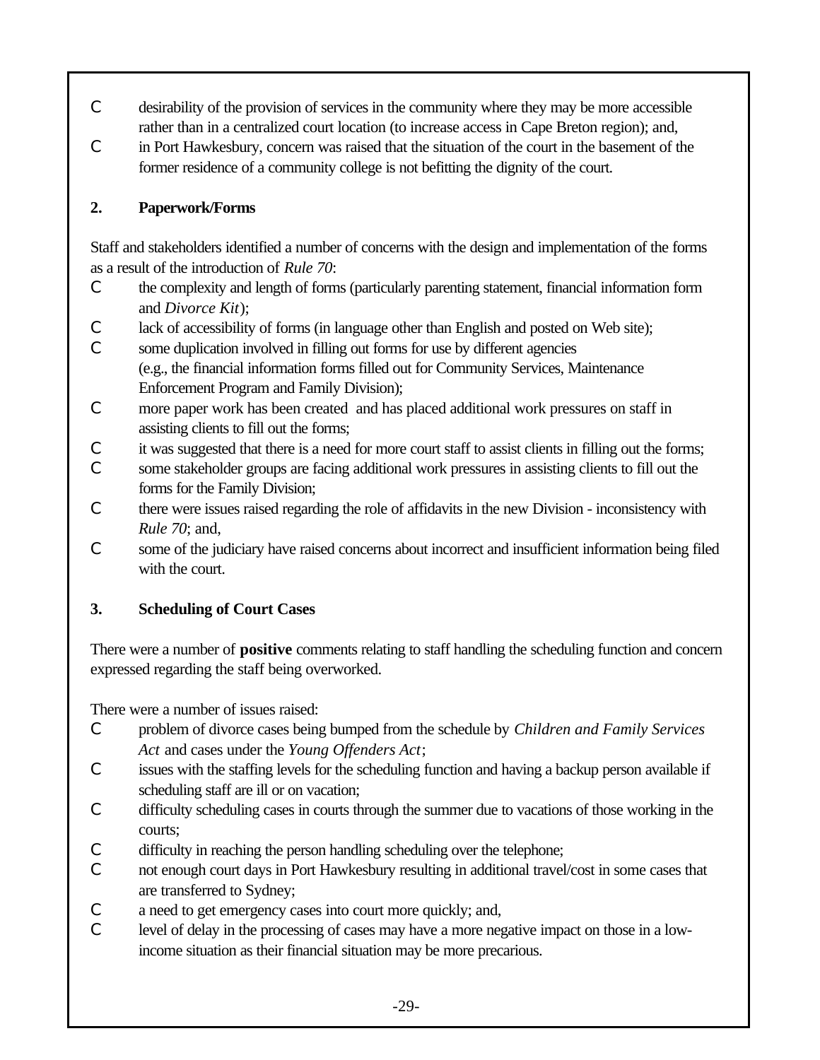- desirability of the provision of services in the community where they may be more accessible rather than in a centralized court location (to increase access in Cape Breton region); and,
- in Port Hawkesbury, concern was raised that the situation of the court in the basement of the former residence of a community college is not befitting the dignity of the court.

**2. Paperwork/Forms**

Staff and stakeholders identified a number of concerns with the design and implementation of the forms as a result of the introduction of *Rule 70*:

- the complexity and length of forms (particularly parenting statement, financial information form and *Divorce Kit*);
- lack of accessibility of forms (in language other than English and posted on Web site);
- some duplication involved in filling out forms for use by different agencies (e.g., the financial information forms filled out for Community Services, Maintenance Enforcement Program and Family Division);
- more paper work has been created and has placed additional work pressures on staff in assisting clients to fill out the forms;
- it was suggested that there is a need for more court staff to assist clients in filling out the forms;
- some stakeholder groups are facing additional work pressures in assisting clients to fill out the forms for the Family Division;
- there were issues raised regarding the role of affidavits in the new Division - inconsistency with *Rule 70*; and,
- some of the judiciary have raised concerns about incorrect and insufficient information being filed with the court.

**3. Scheduling of Court Cases**

There were a number of **positive** comments relating to staff handling the scheduling function and concern expressed regarding the staff being overworked.

There were a number of issues raised:

- problem of divorce cases being bumped from the schedule by *Children and Family Services Act* and cases under the *Young Offenders Act*;
- issues with the staffing levels for the scheduling function and having a backup person available if scheduling staff are ill or on vacation;
- difficulty scheduling cases in courts through the summer due to vacations of those working in the courts;
- difficulty in reaching the person handling scheduling over the telephone;
- not enough court days in Port Hawkesbury resulting in additional travel/cost in some cases that are transferred to Sydney;
- a need to get emergency cases into court more quickly; and,
- level of delay in the processing of cases may have a more negative impact on those in a low-income situation as their financial situation may be more precarious.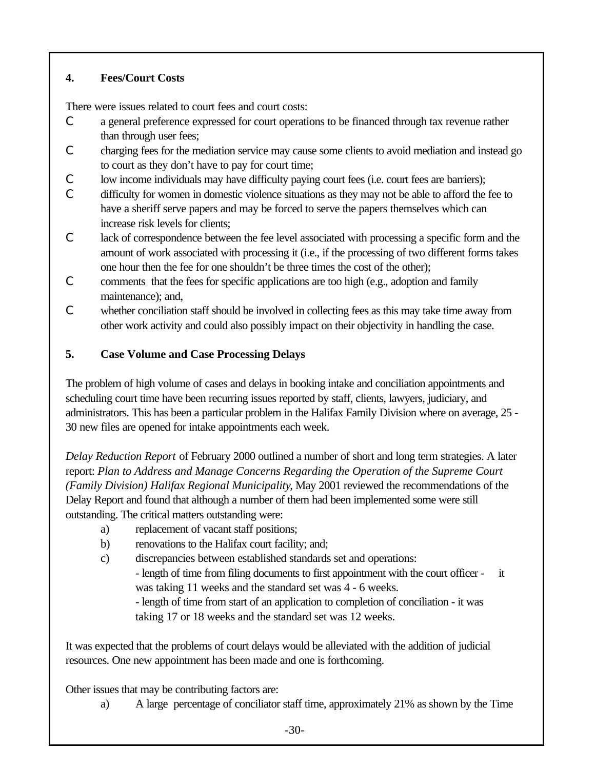## 4. Fees/Court Costs

There were issues related to court fees and court costs:

- a general preference expressed for court operations to be financed through tax revenue rather than through user fees;
- charging fees for the mediation service may cause some clients to avoid mediation and instead go to court as they don't have to pay for court time;
- low income individuals may have difficulty paying court fees (i.e. court fees are barriers);
- difficulty for women in domestic violence situations as they may not be able to afford the fee to have a sheriff serve papers and may be forced to serve the papers themselves which can increase risk levels for clients;
- lack of correspondence between the fee level associated with processing a specific form and the amount of work associated with processing it (i.e., if the processing of two different forms takes one hour then the fee for one shouldn't be three times the cost of the other);
- comments that the fees for specific applications are too high (e.g., adoption and family maintenance); and,
- whether conciliation staff should be involved in collecting fees as this may take time away from other work activity and could also possibly impact on their objectivity in handling the case.

## 5. Case Volume and Case Processing Delays

The problem of high volume of cases and delays in booking intake and conciliation appointments and scheduling court time have been recurring issues reported by staff, clients, lawyers, judiciary, and administrators. This has been a particular problem in the Halifax Family Division where on average, 25 - 30 new files are opened for intake appointments each week.

*Delay Reduction Report* of February 2000 outlined a number of short and long term strategies. A later report: *Plan to Address and Manage Concerns Regarding the Operation of the Supreme Court (Family Division) Halifax Regional Municipality*, May 2001 reviewed the recommendations of the Delay Report and found that although a number of them had been implemented some were still outstanding. The critical matters outstanding were:

a) replacement of vacant staff positions;
b) renovations to the Halifax court facility; and;
c) discrepancies between established standards set and operations:
   - length of time from filing documents to first appointment with the court officer - it was taking 11 weeks and the standard set was 4 - 6 weeks.
   - length of time from start of an application to completion of conciliation - it was taking 17 or 18 weeks and the standard set was 12 weeks.

It was expected that the problems of court delays would be alleviated with the addition of judicial resources. One new appointment has been made and one is forthcoming.

Other issues that may be contributing factors are:

a) A large percentage of conciliator staff time, approximately 21% as shown by the Time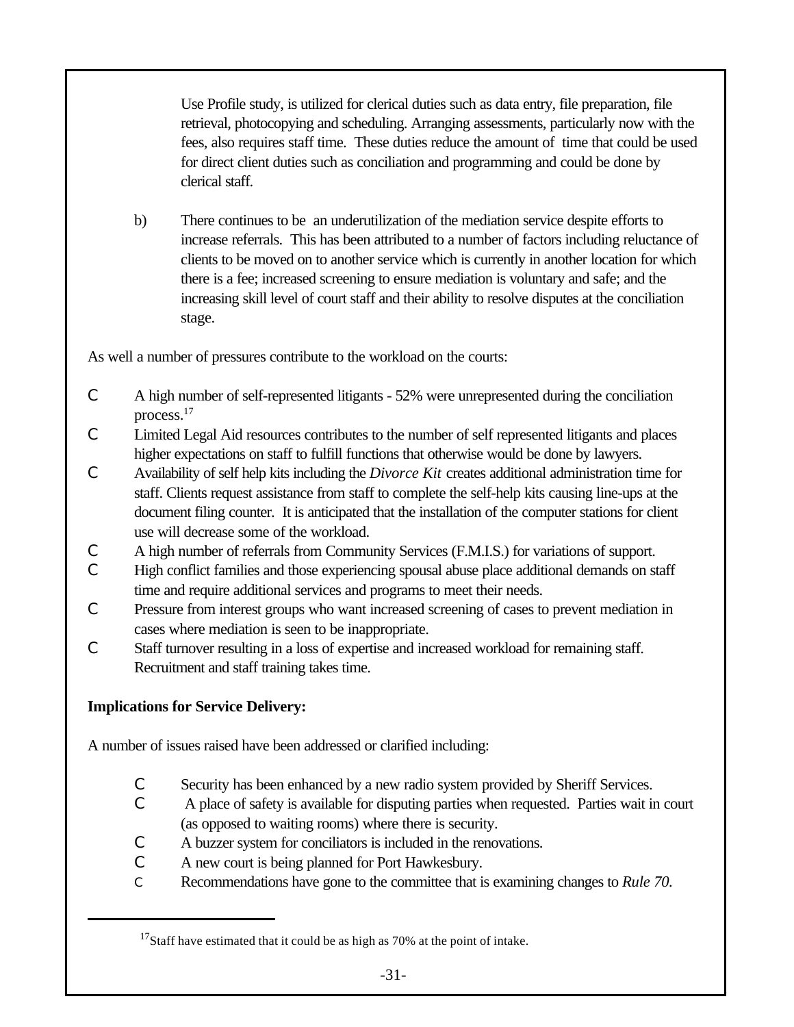Use Profile study, is utilized for clerical duties such as data entry, file preparation, file retrieval, photocopying and scheduling. Arranging assessments, particularly now with the fees, also requires staff time. These duties reduce the amount of time that could be used for direct client duties such as conciliation and programming and could be done by clerical staff.

b) There continues to be an underutilization of the mediation service despite efforts to increase referrals. This has been attributed to a number of factors including reluctance of clients to be moved on to another service which is currently in another location for which there is a fee; increased screening to ensure mediation is voluntary and safe; and the increasing skill level of court staff and their ability to resolve disputes at the conciliation stage.

As well a number of pressures contribute to the workload on the courts:

- A high number of self-represented litigants - 52% were unrepresented during the conciliation process.[17]
- Limited Legal Aid resources contributes to the number of self represented litigants and places higher expectations on staff to fulfill functions that otherwise would be done by lawyers.
- Availability of self help kits including the *Divorce Kit* creates additional administration time for staff. Clients request assistance from staff to complete the self-help kits causing line-ups at the document filing counter. It is anticipated that the installation of the computer stations for client use will decrease some of the workload.
- A high number of referrals from Community Services (F.M.I.S.) for variations of support.
- High conflict families and those experiencing spousal abuse place additional demands on staff time and require additional services and programs to meet their needs.
- Pressure from interest groups who want increased screening of cases to prevent mediation in cases where mediation is seen to be inappropriate.
- Staff turnover resulting in a loss of expertise and increased workload for remaining staff. Recruitment and staff training takes time.

**Implications for Service Delivery:**

A number of issues raised have been addressed or clarified including:

- Security has been enhanced by a new radio system provided by Sheriff Services.
- A place of safety is available for disputing parties when requested. Parties wait in court (as opposed to waiting rooms) where there is security.
- A buzzer system for conciliators is included in the renovations.
- A new court is being planned for Port Hawkesbury.
- Recommendations have gone to the committee that is examining changes to *Rule 70.*

[17] Staff have estimated that it could be as high as 70% at the point of intake.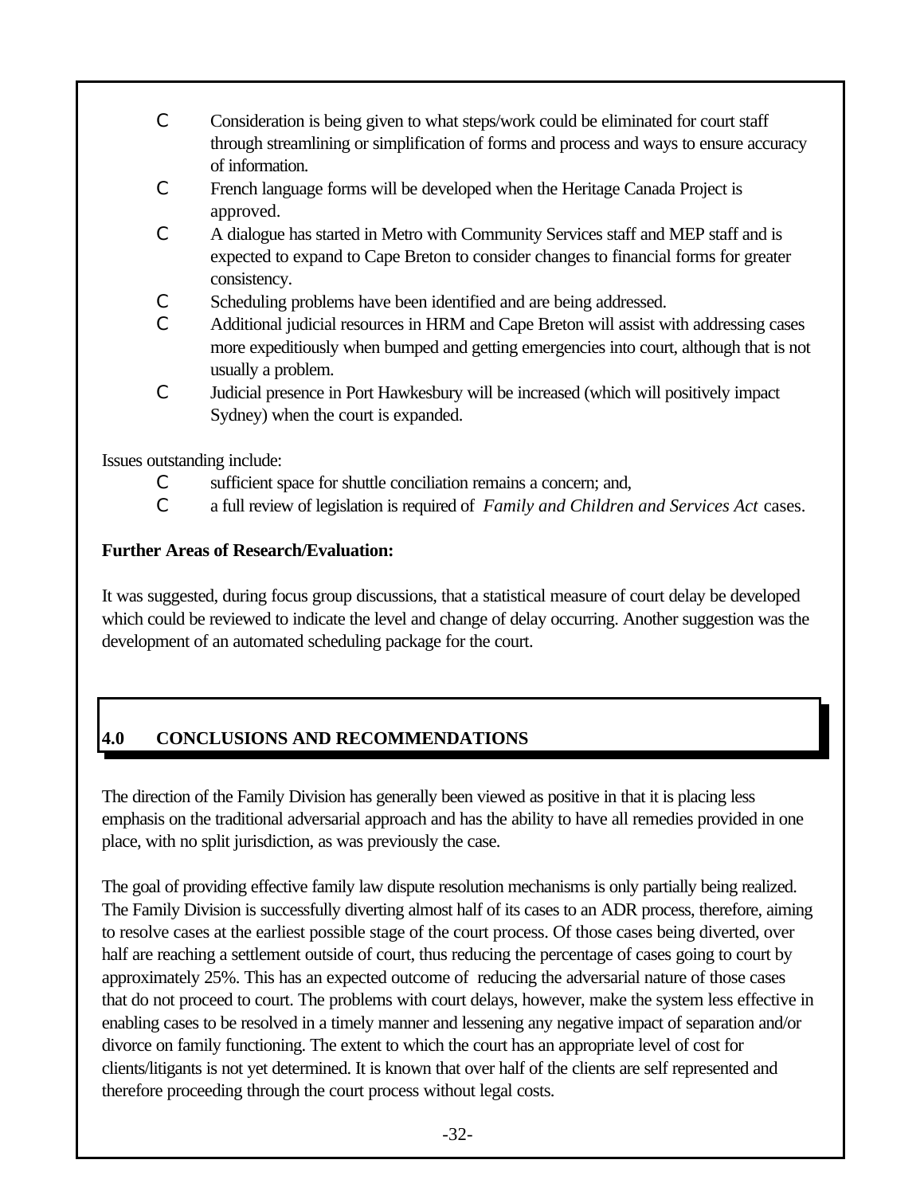- Consideration is being given to what steps/work could be eliminated for court staff through streamlining or simplification of forms and process and ways to ensure accuracy of information.
- French language forms will be developed when the Heritage Canada Project is approved.
- A dialogue has started in Metro with Community Services staff and MEP staff and is expected to expand to Cape Breton to consider changes to financial forms for greater consistency.
- Scheduling problems have been identified and are being addressed.
- Additional judicial resources in HRM and Cape Breton will assist with addressing cases more expeditiously when bumped and getting emergencies into court, although that is not usually a problem.
- Judicial presence in Port Hawkesbury will be increased (which will positively impact Sydney) when the court is expanded.

Issues outstanding include:

- sufficient space for shuttle conciliation remains a concern; and,
- a full review of legislation is required of *Family and Children and Services Act* cases.

**Further Areas of Research/Evaluation:**

It was suggested, during focus group discussions, that a statistical measure of court delay be developed which could be reviewed to indicate the level and change of delay occurring. Another suggestion was the development of an automated scheduling package for the court.

## 4.0 CONCLUSIONS AND RECOMMENDATIONS

The direction of the Family Division has generally been viewed as positive in that it is placing less emphasis on the traditional adversarial approach and has the ability to have all remedies provided in one place, with no split jurisdiction, as was previously the case.

The goal of providing effective family law dispute resolution mechanisms is only partially being realized. The Family Division is successfully diverting almost half of its cases to an ADR process, therefore, aiming to resolve cases at the earliest possible stage of the court process. Of those cases being diverted, over half are reaching a settlement outside of court, thus reducing the percentage of cases going to court by approximately 25%. This has an expected outcome of reducing the adversarial nature of those cases that do not proceed to court. The problems with court delays, however, make the system less effective in enabling cases to be resolved in a timely manner and lessening any negative impact of separation and/or divorce on family functioning. The extent to which the court has an appropriate level of cost for clients/litigants is not yet determined. It is known that over half of the clients are self represented and therefore proceeding through the court process without legal costs.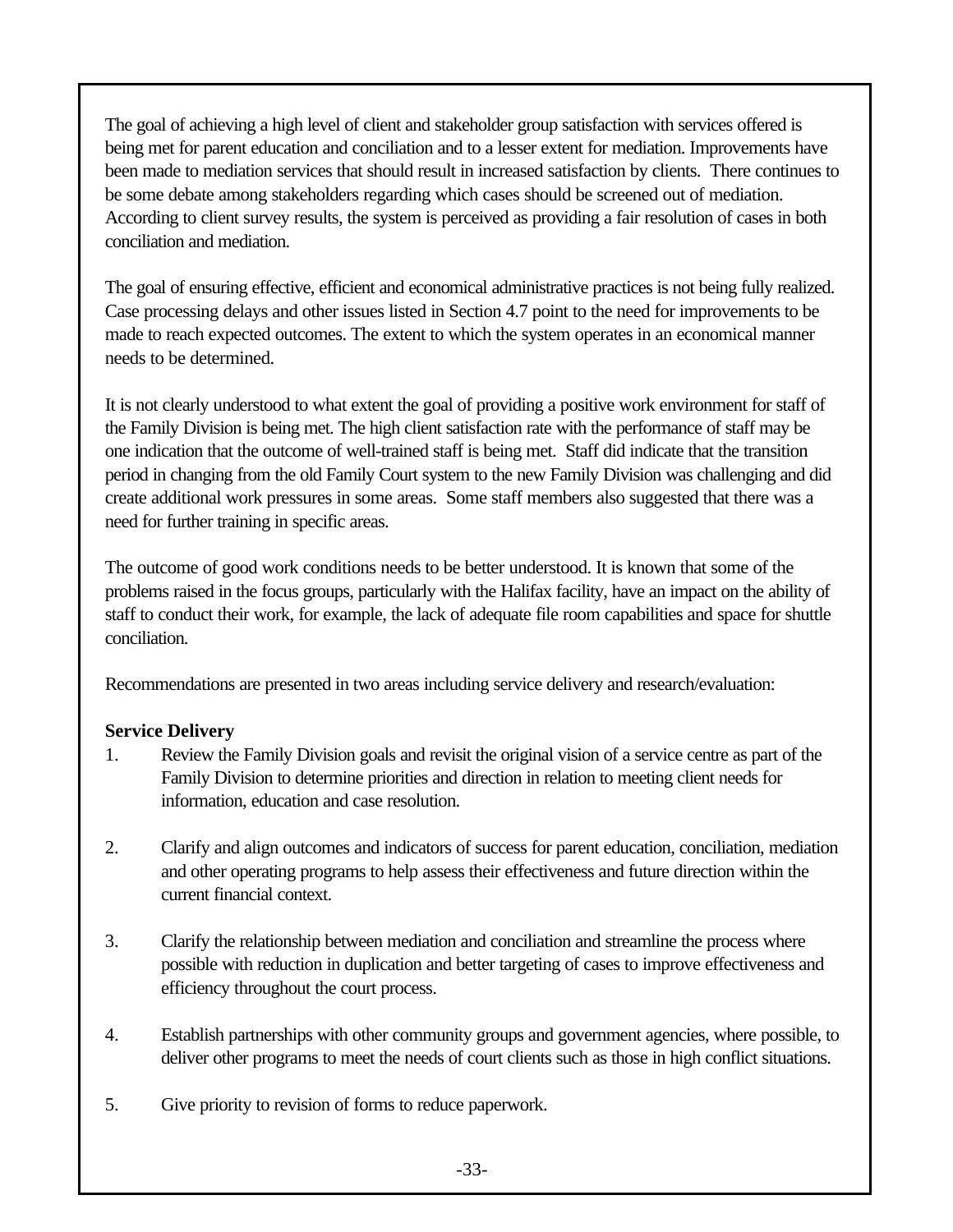The goal of achieving a high level of client and stakeholder group satisfaction with services offered is being met for parent education and conciliation and to a lesser extent for mediation. Improvements have been made to mediation services that should result in increased satisfaction by clients. There continues to be some debate among stakeholders regarding which cases should be screened out of mediation. According to client survey results, the system is perceived as providing a fair resolution of cases in both conciliation and mediation.

The goal of ensuring effective, efficient and economical administrative practices is not being fully realized. Case processing delays and other issues listed in Section 4.7 point to the need for improvements to be made to reach expected outcomes. The extent to which the system operates in an economical manner needs to be determined.

It is not clearly understood to what extent the goal of providing a positive work environment for staff of the Family Division is being met. The high client satisfaction rate with the performance of staff may be one indication that the outcome of well-trained staff is being met. Staff did indicate that the transition period in changing from the old Family Court system to the new Family Division was challenging and did create additional work pressures in some areas. Some staff members also suggested that there was a need for further training in specific areas.

The outcome of good work conditions needs to be better understood. It is known that some of the problems raised in the focus groups, particularly with the Halifax facility, have an impact on the ability of staff to conduct their work, for example, the lack of adequate file room capabilities and space for shuttle conciliation.

Recommendations are presented in two areas including service delivery and research/evaluation:

**Service Delivery**

1. Review the Family Division goals and revisit the original vision of a service centre as part of the Family Division to determine priorities and direction in relation to meeting client needs for information, education and case resolution.

2. Clarify and align outcomes and indicators of success for parent education, conciliation, mediation and other operating programs to help assess their effectiveness and future direction within the current financial context.

3. Clarify the relationship between mediation and conciliation and streamline the process where possible with reduction in duplication and better targeting of cases to improve effectiveness and efficiency throughout the court process.

4. Establish partnerships with other community groups and government agencies, where possible, to deliver other programs to meet the needs of court clients such as those in high conflict situations.

5. Give priority to revision of forms to reduce paperwork.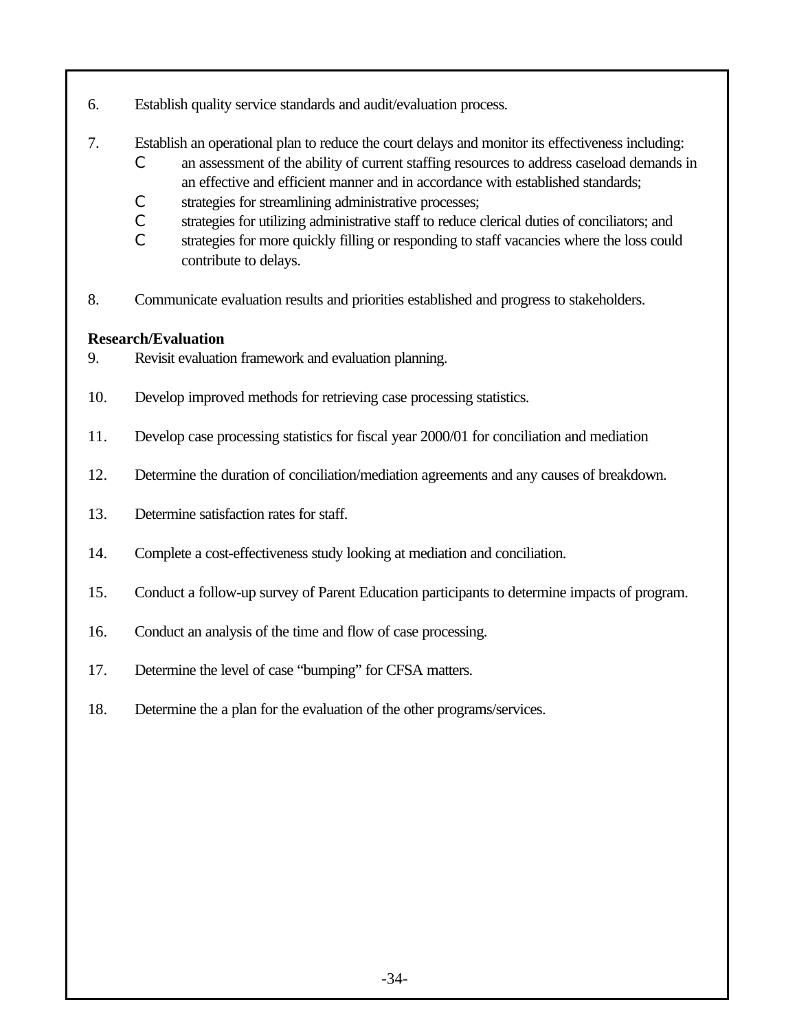6. Establish quality service standards and audit/evaluation process.

7. Establish an operational plan to reduce the court delays and monitor its effectiveness including:
   - an assessment of the ability of current staffing resources to address caseload demands in an effective and efficient manner and in accordance with established standards;
   - strategies for streamlining administrative processes;
   - strategies for utilizing administrative staff to reduce clerical duties of conciliators; and
   - strategies for more quickly filling or responding to staff vacancies where the loss could contribute to delays.

8. Communicate evaluation results and priorities established and progress to stakeholders.

**Research/Evaluation**

9. Revisit evaluation framework and evaluation planning.

10. Develop improved methods for retrieving case processing statistics.

11. Develop case processing statistics for fiscal year 2000/01 for conciliation and mediation

12. Determine the duration of conciliation/mediation agreements and any causes of breakdown.

13. Determine satisfaction rates for staff.

14. Complete a cost-effectiveness study looking at mediation and conciliation.

15. Conduct a follow-up survey of Parent Education participants to determine impacts of program.

16. Conduct an analysis of the time and flow of case processing.

17. Determine the level of case “bumping” for CFSA matters.

18. Determine the a plan for the evaluation of the other programs/services.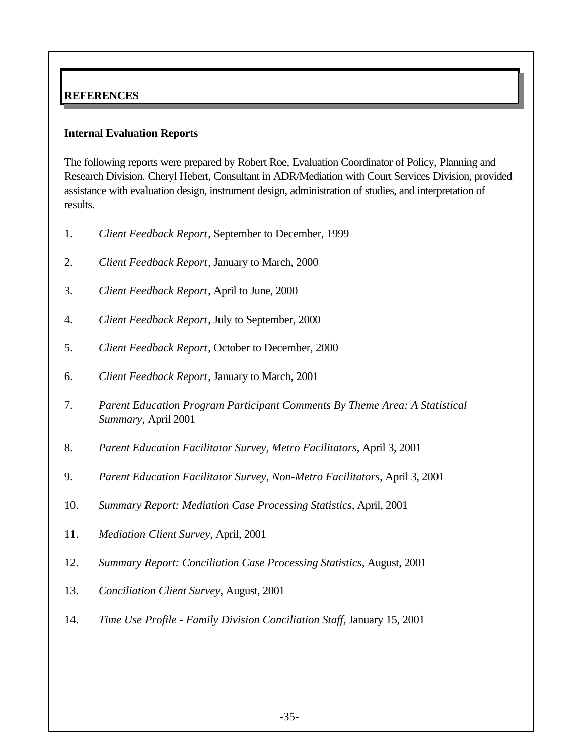# REFERENCES

## Internal Evaluation Reports

The following reports were prepared by Robert Roe, Evaluation Coordinator of Policy, Planning and Research Division. Cheryl Hebert, Consultant in ADR/Mediation with Court Services Division, provided assistance with evaluation design, instrument design, administration of studies, and interpretation of results.

1. *Client Feedback Report*, September to December, 1999
2. *Client Feedback Report*, January to March, 2000
3. *Client Feedback Report*, April to June, 2000
4. *Client Feedback Report*, July to September, 2000
5. *Client Feedback Report*, October to December, 2000
6. *Client Feedback Report*, January to March, 2001
7. *Parent Education Program Participant Comments By Theme Area: A Statistical Summary*, April 2001
8. *Parent Education Facilitator Survey, Metro Facilitators*, April 3, 2001
9. *Parent Education Facilitator Survey, Non-Metro Facilitators*, April 3, 2001
10. *Summary Report: Mediation Case Processing Statistics*, April, 2001
11. *Mediation Client Survey*, April, 2001
12. *Summary Report: Conciliation Case Processing Statistics*, August, 2001
13. *Conciliation Client Survey*, August, 2001
14. *Time Use Profile - Family Division Conciliation Staff*, January 15, 2001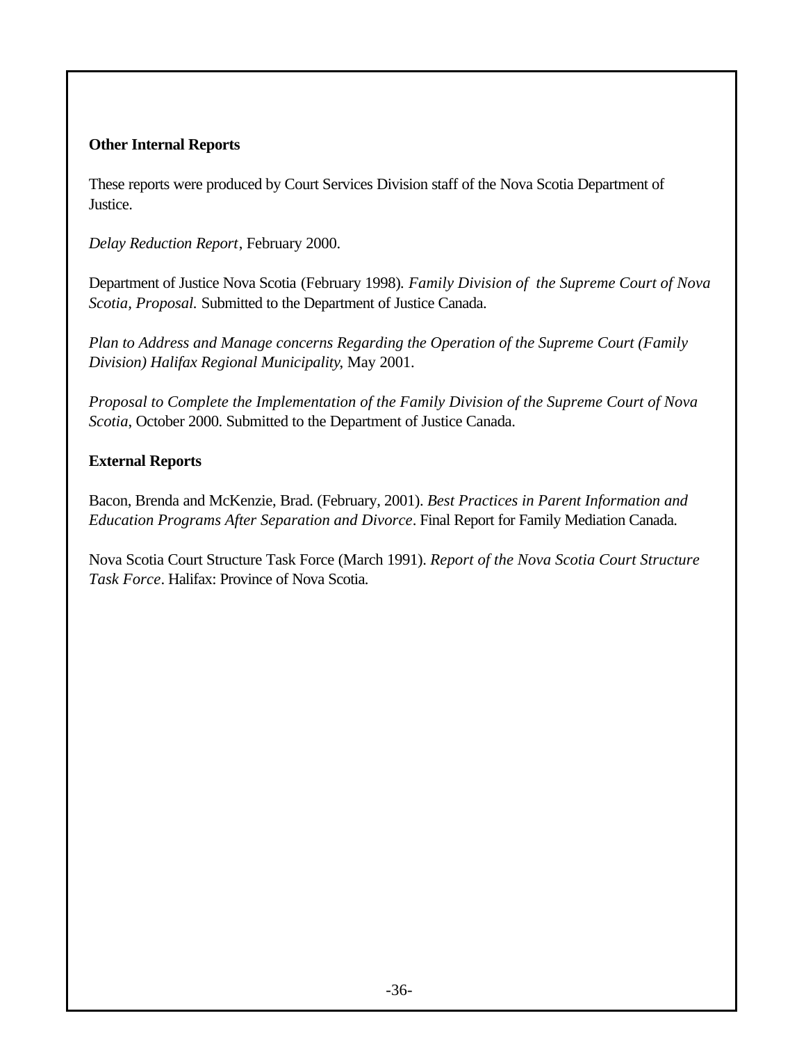**Other Internal Reports**

These reports were produced by Court Services Division staff of the Nova Scotia Department of Justice.

*Delay Reduction Report*, February 2000.

Department of Justice Nova Scotia (February 1998). *Family Division of the Supreme Court of Nova Scotia, Proposal.* Submitted to the Department of Justice Canada.

*Plan to Address and Manage concerns Regarding the Operation of the Supreme Court (Family Division) Halifax Regional Municipality*, May 2001.

*Proposal to Complete the Implementation of the Family Division of the Supreme Court of Nova Scotia*, October 2000. Submitted to the Department of Justice Canada.

**External Reports**

Bacon, Brenda and McKenzie, Brad. (February, 2001). *Best Practices in Parent Information and Education Programs After Separation and Divorce*. Final Report for Family Mediation Canada.

Nova Scotia Court Structure Task Force (March 1991). *Report of the Nova Scotia Court Structure Task Force*. Halifax: Province of Nova Scotia.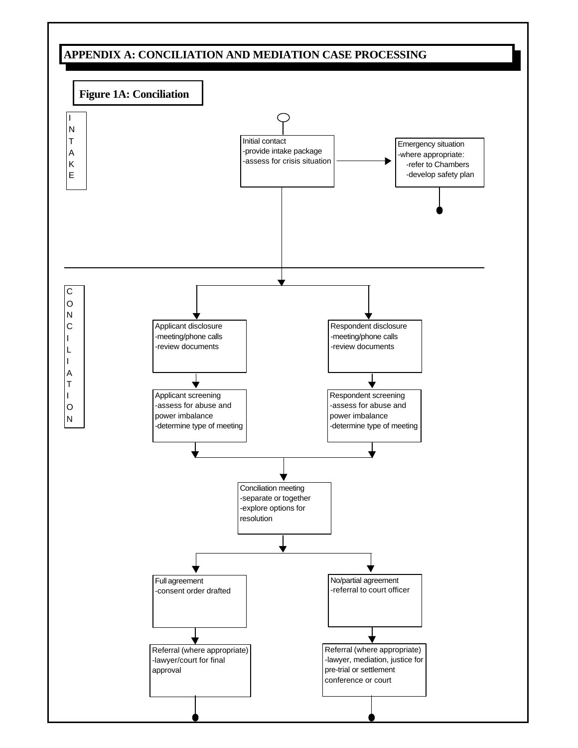## APPENDIX A: CONCILIATION AND MEDIATION CASE PROCESSING

### Figure 1A: Conciliation

**INTAKE**

Initial contact
-provide intake package
-assess for crisis situation

→ Emergency situation
-where appropriate:
 -refer to Chambers
 -develop safety plan

**CONCILIATION**

Applicant disclosure
-meeting/phone calls
-review documents

Respondent disclosure
-meeting/phone calls
-review documents

Applicant screening
-assess for abuse and power imbalance
-determine type of meeting

Respondent screening
-assess for abuse and power imbalance
-determine type of meeting

Conciliation meeting
-separate or together
-explore options for resolution

Full agreement
-consent order drafted

No/partial agreement
-referral to court officer

Referral (where appropriate)
-lawyer/court for final approval

Referral (where appropriate)
-lawyer, mediation, justice for pre-trial or settlement conference or court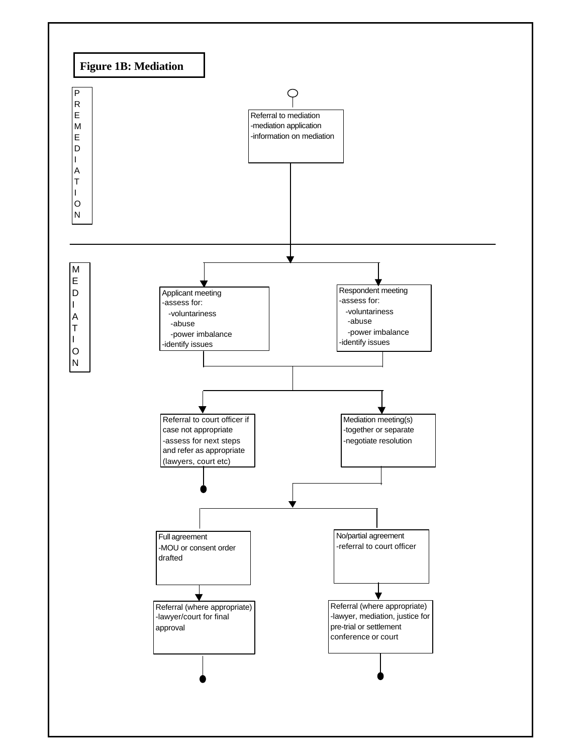## Figure 1B: Mediation

**PREMEDIATION**

Referral to mediation
- mediation application
- information on mediation

**MEDIATION**

Applicant meeting
- assess for:
  - voluntariness
  - abuse
  - power imbalance
- identify issues

Respondent meeting
- assess for:
  - voluntariness
  - abuse
  - power imbalance
- identify issues

Referral to court officer if case not appropriate
- assess for next steps and refer as appropriate (lawyers, court etc)

Mediation meeting(s)
- together or separate
- negotiate resolution

Full agreement
- MOU or consent order drafted

No/partial agreement
- referral to court officer

Referral (where appropriate)
- lawyer/court for final approval

Referral (where appropriate)
- lawyer, mediation, justice for pre-trial or settlement conference or court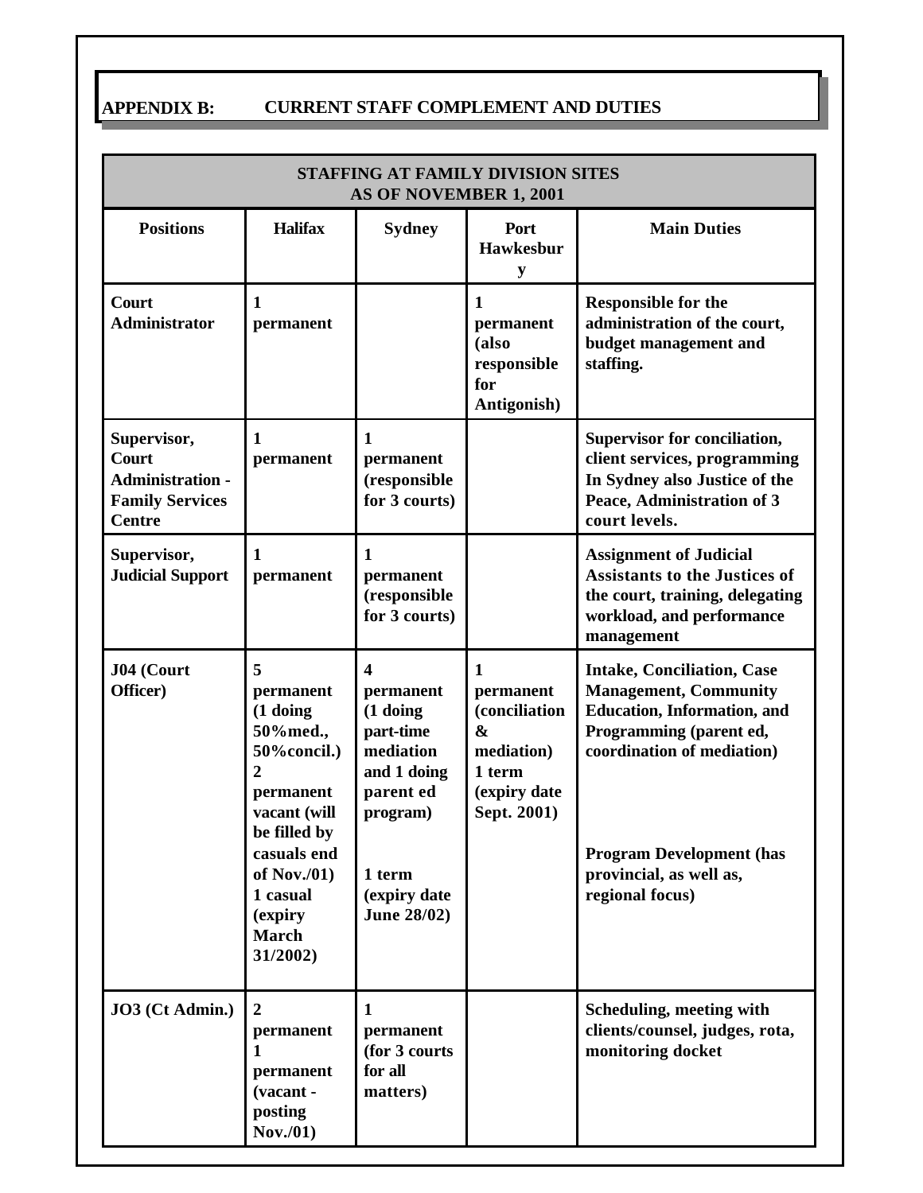## APPENDIX B: CURRENT STAFF COMPLEMENT AND DUTIES

| STAFFING AT FAMILY DIVISION SITES AS OF NOVEMBER 1, 2001 | | | | |
|---|---|---|---|---|
| **Positions** | **Halifax** | **Sydney** | **Port Hawkesbury** | **Main Duties** |
| **Court Administrator** | 1 permanent | | 1 permanent (also responsible for Antigonish) | Responsible for the administration of the court, budget management and staffing. |
| **Supervisor, Court Administration - Family Services Centre** | 1 permanent | 1 permanent (responsible for 3 courts) | | Supervisor for conciliation, client services, programming In Sydney also Justice of the Peace, Administration of 3 court levels. |
| **Supervisor, Judicial Support** | 1 permanent | 1 permanent (responsible for 3 courts) | | Assignment of Judicial Assistants to the Justices of the court, training, delegating workload, and performance management |
| **J04 (Court Officer)** | 5 permanent (1 doing 50%med., 50%concil.) 2 permanent vacant (will be filled by casuals end of Nov./01) 1 casual (expiry March 31/2002) | 4 permanent (1 doing part-time mediation and 1 doing parent ed program) 1 term (expiry date June 28/02) | 1 permanent (conciliation & mediation) 1 term (expiry date Sept. 2001) | Intake, Conciliation, Case Management, Community Education, Information, and Programming (parent ed, coordination of mediation) Program Development (has provincial, as well as, regional focus) |
| **JO3 (Ct Admin.)** | 2 permanent 1 permanent (vacant - posting Nov./01) | 1 permanent (for 3 courts for all matters) | | Scheduling, meeting with clients/counsel, judges, rota, monitoring docket |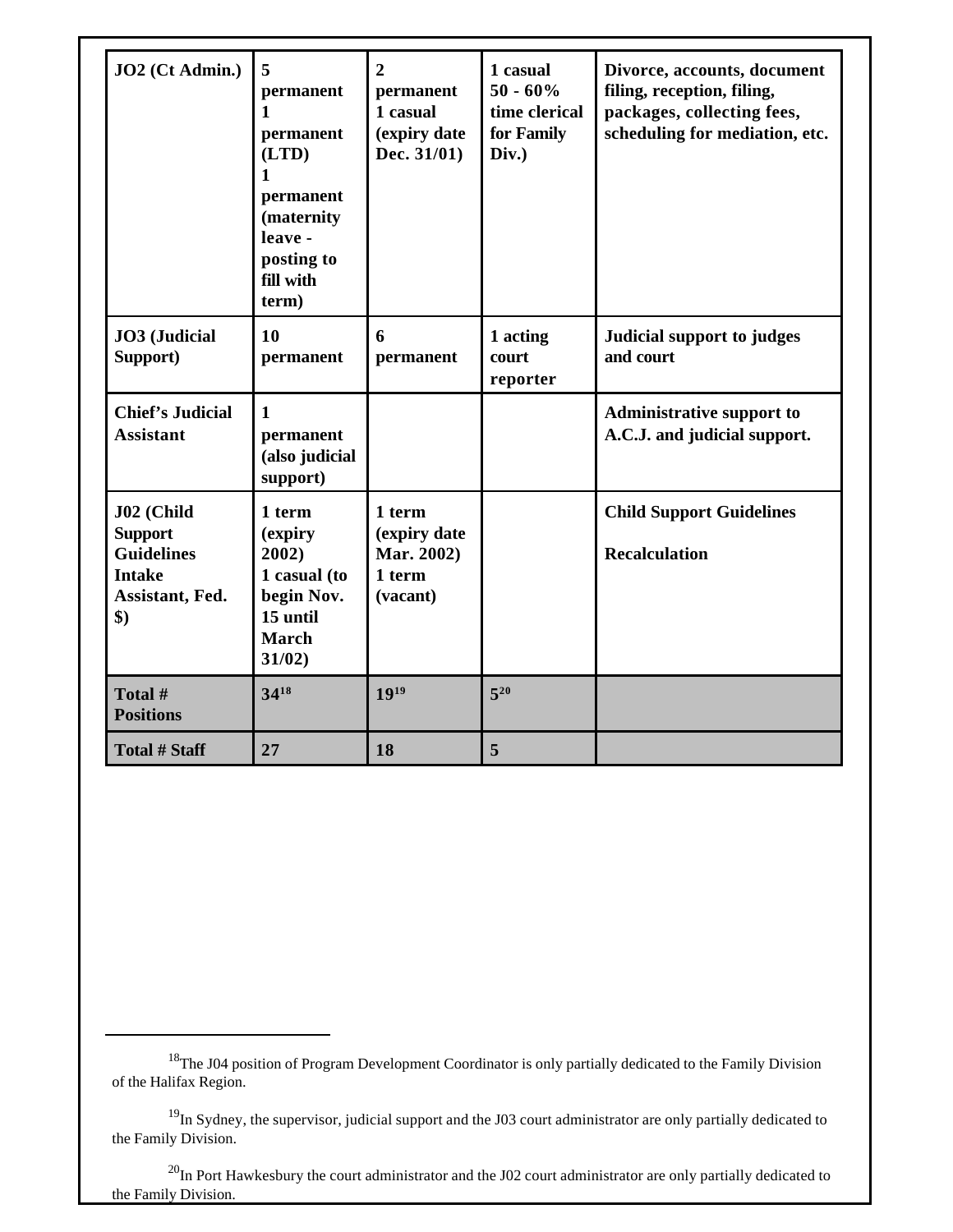| | | | | |
|---|---|---|---|---|
| **JO2 (Ct Admin.)** | **5 permanent 1 permanent (LTD) 1 permanent (maternity leave - posting to fill with term)** | **2 permanent 1 casual (expiry date Dec. 31/01)** | **1 casual 50 - 60% time clerical for Family Div.)** | **Divorce, accounts, document filing, reception, filing, packages, collecting fees, scheduling for mediation, etc.** |
| **JO3 (Judicial Support)** | **10 permanent** | **6 permanent** | **1 acting court reporter** | **Judicial support to judges and court** |
| **Chief's Judicial Assistant** | **1 permanent (also judicial support)** | | | **Administrative support to A.C.J. and judicial support.** |
| **J02 (Child Support Guidelines Intake Assistant, Fed. $)** | **1 term (expiry 2002) 1 casual (to begin Nov. 15 until March 31/02)** | **1 term (expiry date Mar. 2002) 1 term (vacant)** | | **Child Support Guidelines Recalculation** |
| **Total # Positions** | **34[18]** | **19[19]** | **5[20]** | |
| **Total # Staff** | **27** | **18** | **5** | |

[18]The J04 position of Program Development Coordinator is only partially dedicated to the Family Division of the Halifax Region.

[19]In Sydney, the supervisor, judicial support and the J03 court administrator are only partially dedicated to the Family Division.

[20]In Port Hawkesbury the court administrator and the J02 court administrator are only partially dedicated to the Family Division.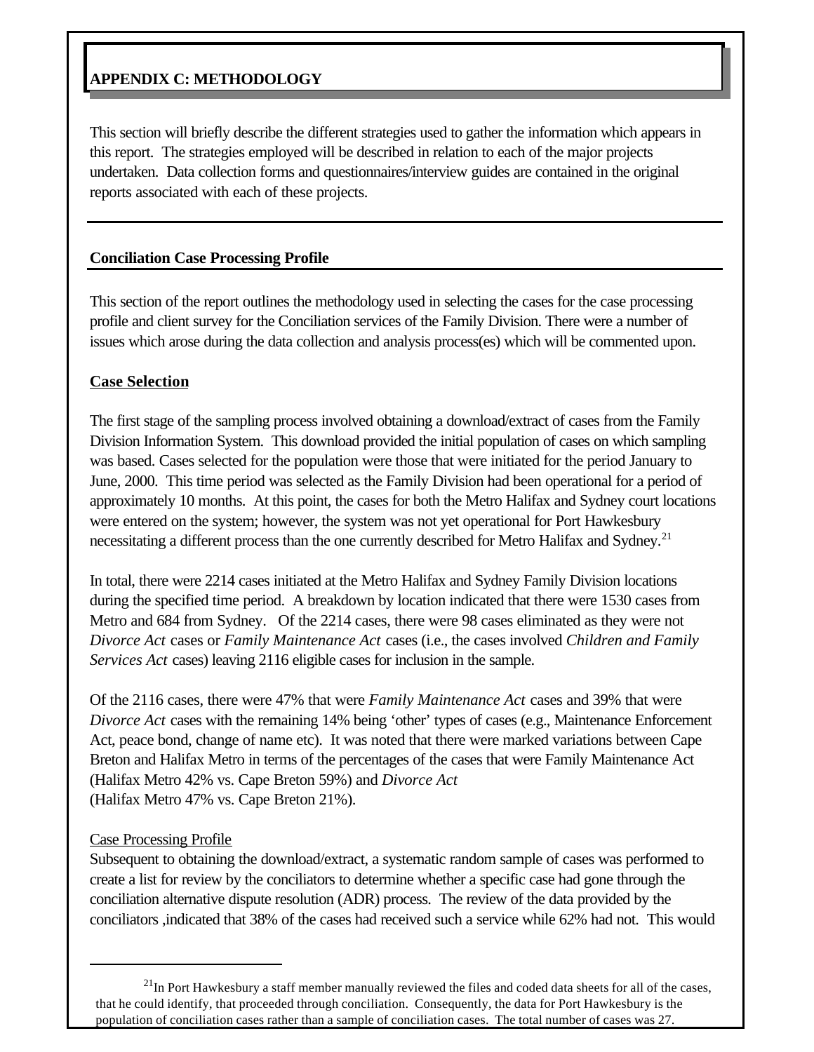# APPENDIX C: METHODOLOGY

This section will briefly describe the different strategies used to gather the information which appears in this report. The strategies employed will be described in relation to each of the major projects undertaken. Data collection forms and questionnaires/interview guides are contained in the original reports associated with each of these projects.

## Conciliation Case Processing Profile

This section of the report outlines the methodology used in selecting the cases for the case processing profile and client survey for the Conciliation services of the Family Division. There were a number of issues which arose during the data collection and analysis process(es) which will be commented upon.

### Case Selection

The first stage of the sampling process involved obtaining a download/extract of cases from the Family Division Information System. This download provided the initial population of cases on which sampling was based. Cases selected for the population were those that were initiated for the period January to June, 2000. This time period was selected as the Family Division had been operational for a period of approximately 10 months. At this point, the cases for both the Metro Halifax and Sydney court locations were entered on the system; however, the system was not yet operational for Port Hawkesbury necessitating a different process than the one currently described for Metro Halifax and Sydney.[21]

In total, there were 2214 cases initiated at the Metro Halifax and Sydney Family Division locations during the specified time period. A breakdown by location indicated that there were 1530 cases from Metro and 684 from Sydney. Of the 2214 cases, there were 98 cases eliminated as they were not *Divorce Act* cases or *Family Maintenance Act* cases (i.e., the cases involved *Children and Family Services Act* cases) leaving 2116 eligible cases for inclusion in the sample.

Of the 2116 cases, there were 47% that were *Family Maintenance Act* cases and 39% that were *Divorce Act* cases with the remaining 14% being 'other' types of cases (e.g., Maintenance Enforcement Act, peace bond, change of name etc). It was noted that there were marked variations between Cape Breton and Halifax Metro in terms of the percentages of the cases that were Family Maintenance Act (Halifax Metro 42% vs. Cape Breton 59%) and *Divorce Act*
(Halifax Metro 47% vs. Cape Breton 21%).

Case Processing Profile

Subsequent to obtaining the download/extract, a systematic random sample of cases was performed to create a list for review by the conciliators to determine whether a specific case had gone through the conciliation alternative dispute resolution (ADR) process. The review of the data provided by the conciliators ,indicated that 38% of the cases had received such a service while 62% had not. This would

---

[21] In Port Hawkesbury a staff member manually reviewed the files and coded data sheets for all of the cases, that he could identify, that proceeded through conciliation. Consequently, the data for Port Hawkesbury is the population of conciliation cases rather than a sample of conciliation cases. The total number of cases was 27.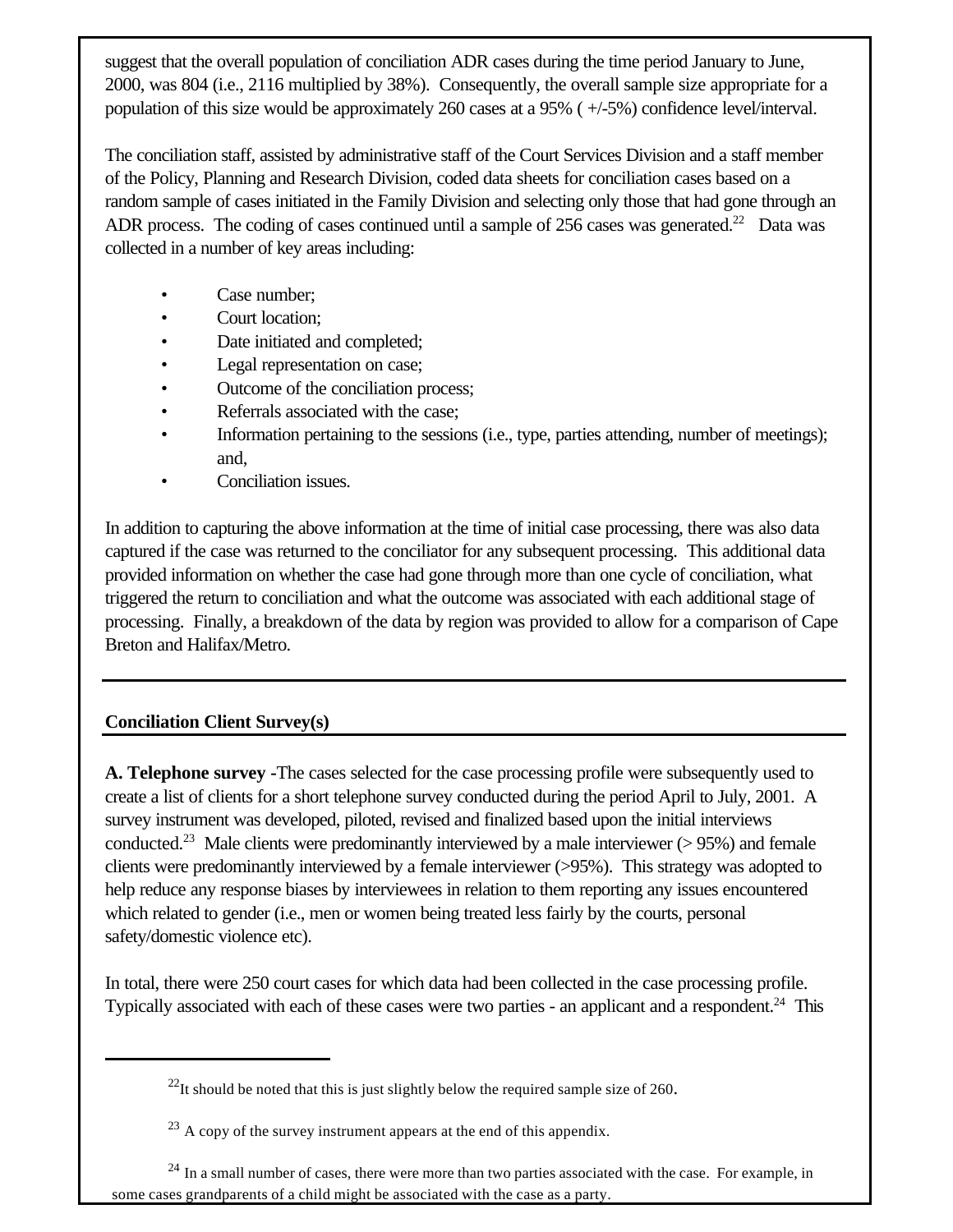suggest that the overall population of conciliation ADR cases during the time period January to June, 2000, was 804 (i.e., 2116 multiplied by 38%). Consequently, the overall sample size appropriate for a population of this size would be approximately 260 cases at a 95% ( +/-5%) confidence level/interval.

The conciliation staff, assisted by administrative staff of the Court Services Division and a staff member of the Policy, Planning and Research Division, coded data sheets for conciliation cases based on a random sample of cases initiated in the Family Division and selecting only those that had gone through an ADR process. The coding of cases continued until a sample of 256 cases was generated.[22] Data was collected in a number of key areas including:

- Case number;
- Court location;
- Date initiated and completed;
- Legal representation on case;
- Outcome of the conciliation process;
- Referrals associated with the case;
- Information pertaining to the sessions (i.e., type, parties attending, number of meetings); and,
- Conciliation issues.

In addition to capturing the above information at the time of initial case processing, there was also data captured if the case was returned to the conciliator for any subsequent processing. This additional data provided information on whether the case had gone through more than one cycle of conciliation, what triggered the return to conciliation and what the outcome was associated with each additional stage of processing. Finally, a breakdown of the data by region was provided to allow for a comparison of Cape Breton and Halifax/Metro.

## Conciliation Client Survey(s)

**A. Telephone survey -**The cases selected for the case processing profile were subsequently used to create a list of clients for a short telephone survey conducted during the period April to July, 2001. A survey instrument was developed, piloted, revised and finalized based upon the initial interviews conducted.[23] Male clients were predominantly interviewed by a male interviewer (> 95%) and female clients were predominantly interviewed by a female interviewer (>95%). This strategy was adopted to help reduce any response biases by interviewees in relation to them reporting any issues encountered which related to gender (i.e., men or women being treated less fairly by the courts, personal safety/domestic violence etc).

In total, there were 250 court cases for which data had been collected in the case processing profile. Typically associated with each of these cases were two parties - an applicant and a respondent.[24] This

---

[22] It should be noted that this is just slightly below the required sample size of 260.

[23] A copy of the survey instrument appears at the end of this appendix.

[24] In a small number of cases, there were more than two parties associated with the case. For example, in some cases grandparents of a child might be associated with the case as a party.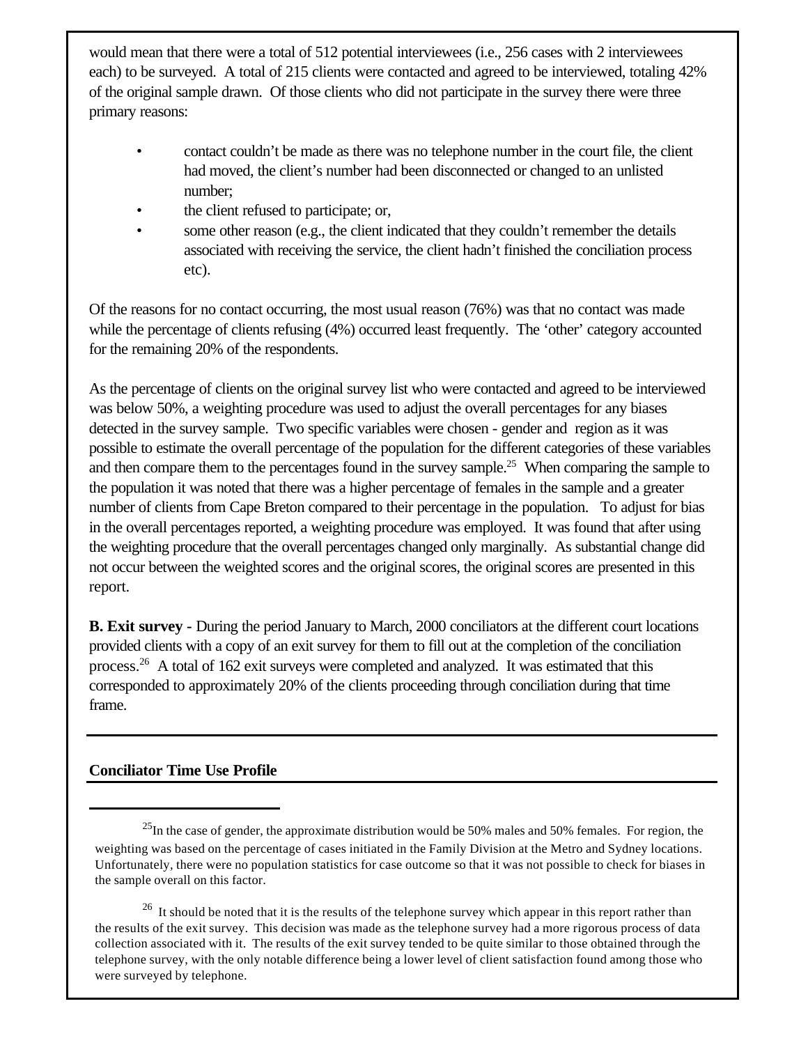would mean that there were a total of 512 potential interviewees (i.e., 256 cases with 2 interviewees each) to be surveyed. A total of 215 clients were contacted and agreed to be interviewed, totaling 42% of the original sample drawn. Of those clients who did not participate in the survey there were three primary reasons:

- contact couldn't be made as there was no telephone number in the court file, the client had moved, the client's number had been disconnected or changed to an unlisted number;
- the client refused to participate; or,
- some other reason (e.g., the client indicated that they couldn't remember the details associated with receiving the service, the client hadn't finished the conciliation process etc).

Of the reasons for no contact occurring, the most usual reason (76%) was that no contact was made while the percentage of clients refusing (4%) occurred least frequently. The 'other' category accounted for the remaining 20% of the respondents.

As the percentage of clients on the original survey list who were contacted and agreed to be interviewed was below 50%, a weighting procedure was used to adjust the overall percentages for any biases detected in the survey sample. Two specific variables were chosen - gender and region as it was possible to estimate the overall percentage of the population for the different categories of these variables and then compare them to the percentages found in the survey sample.[25] When comparing the sample to the population it was noted that there was a higher percentage of females in the sample and a greater number of clients from Cape Breton compared to their percentage in the population. To adjust for bias in the overall percentages reported, a weighting procedure was employed. It was found that after using the weighting procedure that the overall percentages changed only marginally. As substantial change did not occur between the weighted scores and the original scores, the original scores are presented in this report.

**B. Exit survey -** During the period January to March, 2000 conciliators at the different court locations provided clients with a copy of an exit survey for them to fill out at the completion of the conciliation process.[26] A total of 162 exit surveys were completed and analyzed. It was estimated that this corresponded to approximately 20% of the clients proceeding through conciliation during that time frame.

---

**Conciliator Time Use Profile**

---

[25] In the case of gender, the approximate distribution would be 50% males and 50% females. For region, the weighting was based on the percentage of cases initiated in the Family Division at the Metro and Sydney locations. Unfortunately, there were no population statistics for case outcome so that it was not possible to check for biases in the sample overall on this factor.

[26] It should be noted that it is the results of the telephone survey which appear in this report rather than the results of the exit survey. This decision was made as the telephone survey had a more rigorous process of data collection associated with it. The results of the exit survey tended to be quite similar to those obtained through the telephone survey, with the only notable difference being a lower level of client satisfaction found among those who were surveyed by telephone.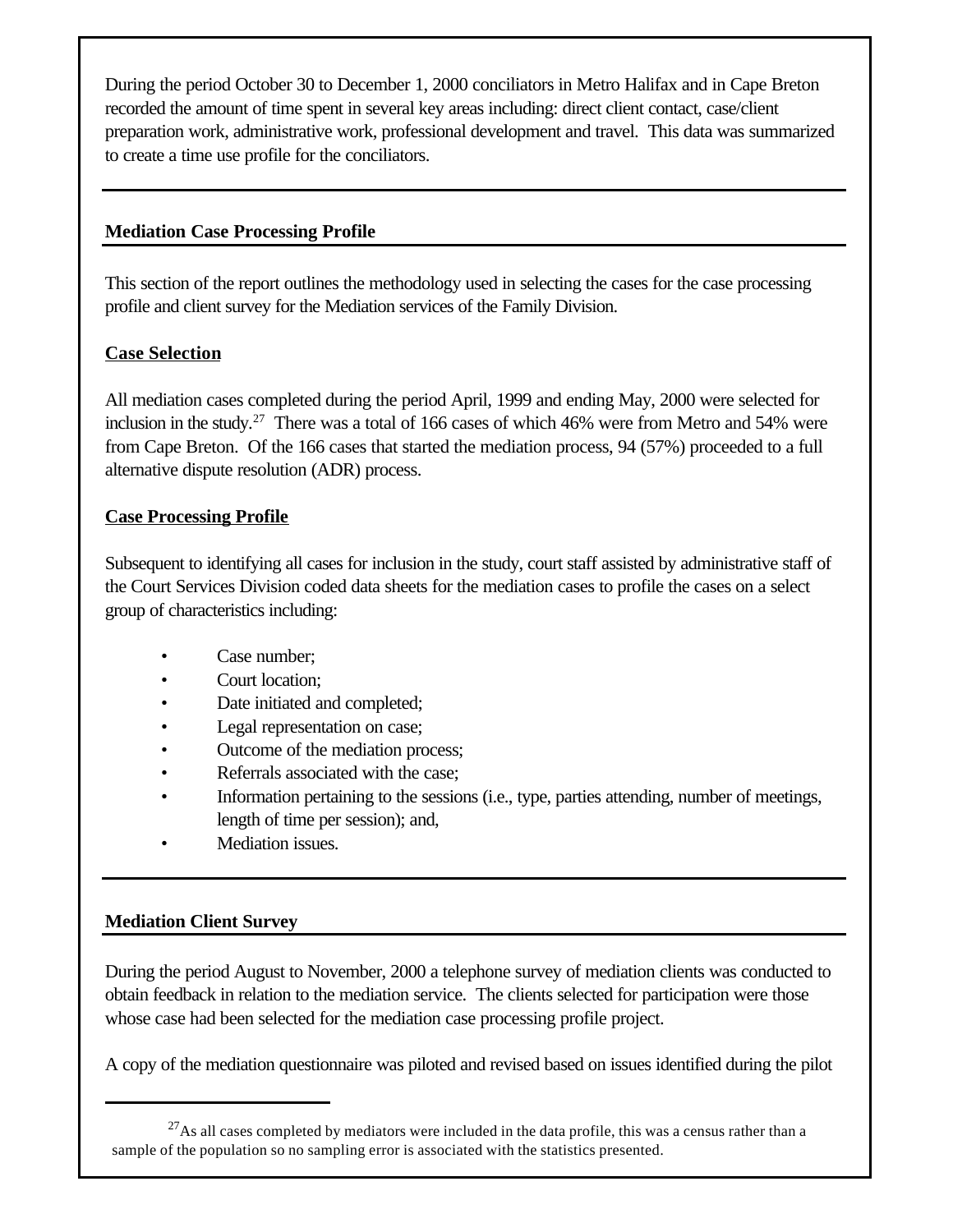During the period October 30 to December 1, 2000 conciliators in Metro Halifax and in Cape Breton recorded the amount of time spent in several key areas including: direct client contact, case/client preparation work, administrative work, professional development and travel. This data was summarized to create a time use profile for the conciliators.

## Mediation Case Processing Profile

This section of the report outlines the methodology used in selecting the cases for the case processing profile and client survey for the Mediation services of the Family Division.

### Case Selection

All mediation cases completed during the period April, 1999 and ending May, 2000 were selected for inclusion in the study.[27] There was a total of 166 cases of which 46% were from Metro and 54% were from Cape Breton. Of the 166 cases that started the mediation process, 94 (57%) proceeded to a full alternative dispute resolution (ADR) process.

### Case Processing Profile

Subsequent to identifying all cases for inclusion in the study, court staff assisted by administrative staff of the Court Services Division coded data sheets for the mediation cases to profile the cases on a select group of characteristics including:

- Case number;
- Court location;
- Date initiated and completed;
- Legal representation on case;
- Outcome of the mediation process;
- Referrals associated with the case;
- Information pertaining to the sessions (i.e., type, parties attending, number of meetings, length of time per session); and,
- Mediation issues.

## Mediation Client Survey

During the period August to November, 2000 a telephone survey of mediation clients was conducted to obtain feedback in relation to the mediation service. The clients selected for participation were those whose case had been selected for the mediation case processing profile project.

A copy of the mediation questionnaire was piloted and revised based on issues identified during the pilot

---

[27] As all cases completed by mediators were included in the data profile, this was a census rather than a sample of the population so no sampling error is associated with the statistics presented.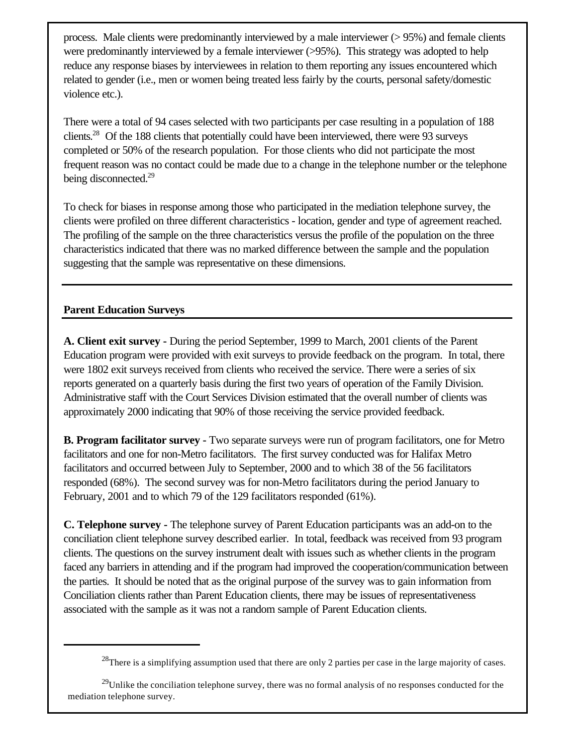process. Male clients were predominantly interviewed by a male interviewer (> 95%) and female clients were predominantly interviewed by a female interviewer (>95%). This strategy was adopted to help reduce any response biases by interviewees in relation to them reporting any issues encountered which related to gender (i.e., men or women being treated less fairly by the courts, personal safety/domestic violence etc.).

There were a total of 94 cases selected with two participants per case resulting in a population of 188 clients.[28] Of the 188 clients that potentially could have been interviewed, there were 93 surveys completed or 50% of the research population. For those clients who did not participate the most frequent reason was no contact could be made due to a change in the telephone number or the telephone being disconnected.[29]

To check for biases in response among those who participated in the mediation telephone survey, the clients were profiled on three different characteristics - location, gender and type of agreement reached. The profiling of the sample on the three characteristics versus the profile of the population on the three characteristics indicated that there was no marked difference between the sample and the population suggesting that the sample was representative on these dimensions.

---

**Parent Education Surveys**

---

**A. Client exit survey -** During the period September, 1999 to March, 2001 clients of the Parent Education program were provided with exit surveys to provide feedback on the program. In total, there were 1802 exit surveys received from clients who received the service. There were a series of six reports generated on a quarterly basis during the first two years of operation of the Family Division. Administrative staff with the Court Services Division estimated that the overall number of clients was approximately 2000 indicating that 90% of those receiving the service provided feedback.

**B. Program facilitator survey -** Two separate surveys were run of program facilitators, one for Metro facilitators and one for non-Metro facilitators. The first survey conducted was for Halifax Metro facilitators and occurred between July to September, 2000 and to which 38 of the 56 facilitators responded (68%). The second survey was for non-Metro facilitators during the period January to February, 2001 and to which 79 of the 129 facilitators responded (61%).

**C. Telephone survey -** The telephone survey of Parent Education participants was an add-on to the conciliation client telephone survey described earlier. In total, feedback was received from 93 program clients. The questions on the survey instrument dealt with issues such as whether clients in the program faced any barriers in attending and if the program had improved the cooperation/communication between the parties. It should be noted that as the original purpose of the survey was to gain information from Conciliation clients rather than Parent Education clients, there may be issues of representativeness associated with the sample as it was not a random sample of Parent Education clients.

---

[28] There is a simplifying assumption used that there are only 2 parties per case in the large majority of cases.

[29] Unlike the conciliation telephone survey, there was no formal analysis of no responses conducted for the mediation telephone survey.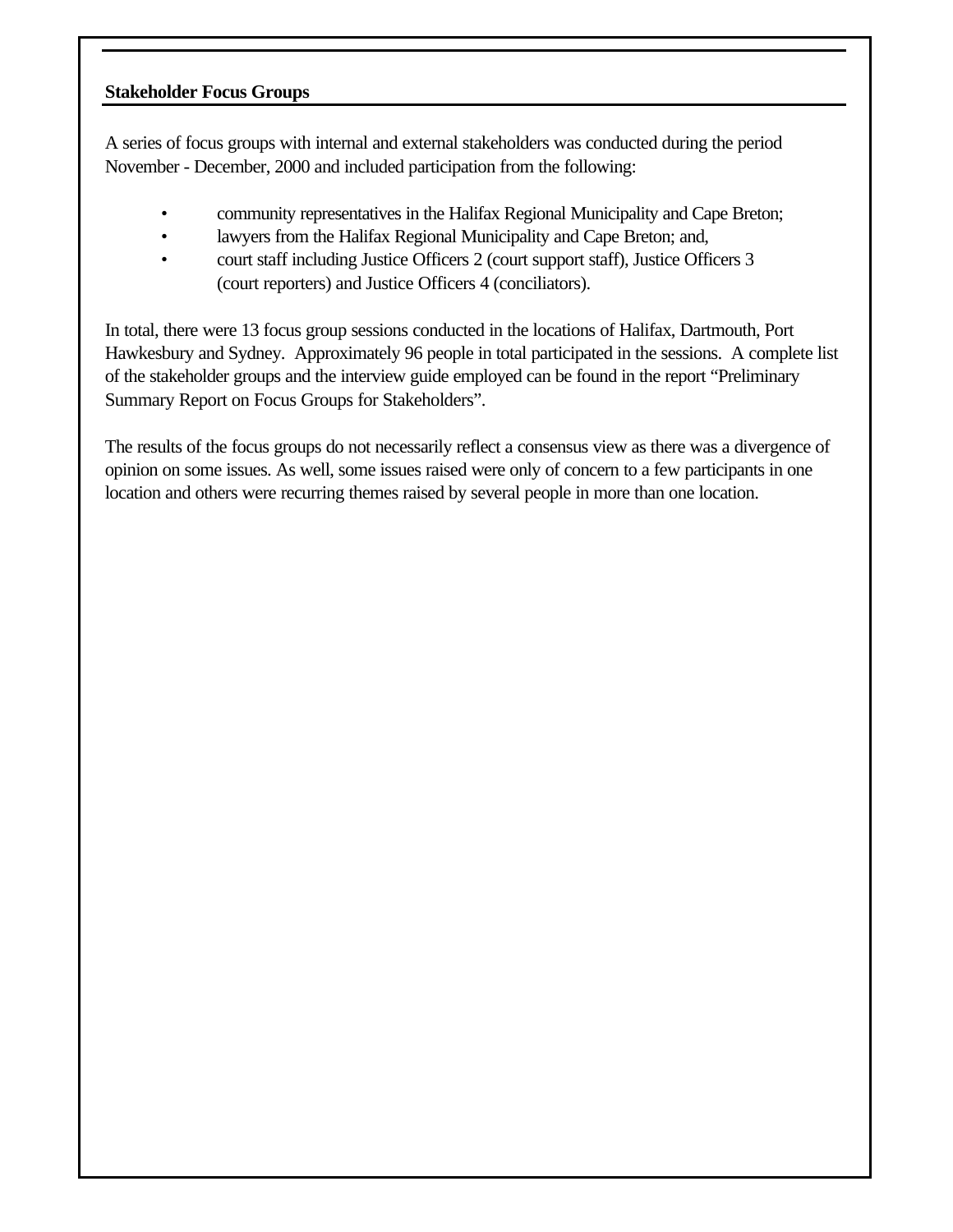## Stakeholder Focus Groups

A series of focus groups with internal and external stakeholders was conducted during the period November - December, 2000 and included participation from the following:

- community representatives in the Halifax Regional Municipality and Cape Breton;
- lawyers from the Halifax Regional Municipality and Cape Breton; and,
- court staff including Justice Officers 2 (court support staff), Justice Officers 3 (court reporters) and Justice Officers 4 (conciliators).

In total, there were 13 focus group sessions conducted in the locations of Halifax, Dartmouth, Port Hawkesbury and Sydney. Approximately 96 people in total participated in the sessions. A complete list of the stakeholder groups and the interview guide employed can be found in the report "Preliminary Summary Report on Focus Groups for Stakeholders".

The results of the focus groups do not necessarily reflect a consensus view as there was a divergence of opinion on some issues. As well, some issues raised were only of concern to a few participants in one location and others were recurring themes raised by several people in more than one location.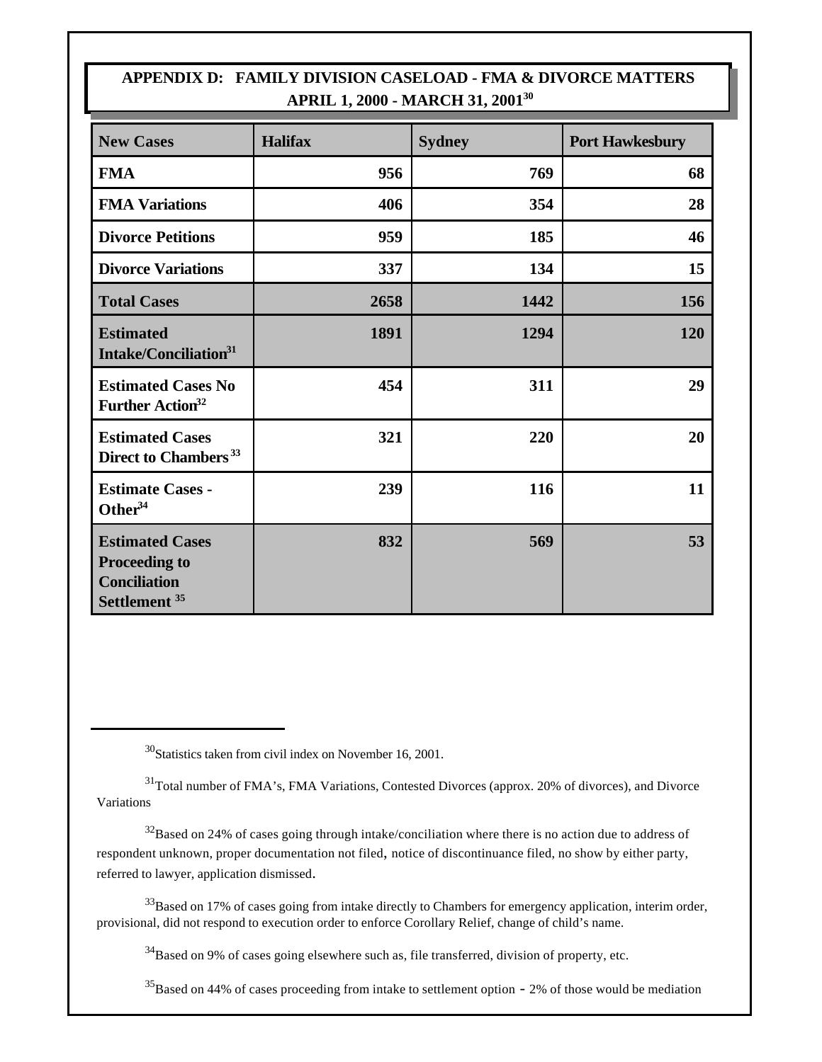## APPENDIX D: FAMILY DIVISION CASELOAD - FMA & DIVORCE MATTERS APRIL 1, 2000 - MARCH 31, 2001[30]

| New Cases | Halifax | Sydney | Port Hawkesbury |
|---|---|---|---|
| **FMA** | **956** | **769** | **68** |
| **FMA Variations** | **406** | **354** | **28** |
| **Divorce Petitions** | **959** | **185** | **46** |
| **Divorce Variations** | **337** | **134** | **15** |
| **Total Cases** | **2658** | **1442** | **156** |
| **Estimated Intake/Conciliation[31]** | **1891** | **1294** | **120** |
| **Estimated Cases No Further Action[32]** | **454** | **311** | **29** |
| **Estimated Cases Direct to Chambers[33]** | **321** | **220** | **20** |
| **Estimate Cases - Other[34]** | **239** | **116** | **11** |
| **Estimated Cases Proceeding to Conciliation Settlement[35]** | **832** | **569** | **53** |

[30] Statistics taken from civil index on November 16, 2001.

[31] Total number of FMA's, FMA Variations, Contested Divorces (approx. 20% of divorces), and Divorce Variations

[32] Based on 24% of cases going through intake/conciliation where there is no action due to address of respondent unknown, proper documentation not filed, notice of discontinuance filed, no show by either party, referred to lawyer, application dismissed.

[33] Based on 17% of cases going from intake directly to Chambers for emergency application, interim order, provisional, did not respond to execution order to enforce Corollary Relief, change of child's name.

[34] Based on 9% of cases going elsewhere such as, file transferred, division of property, etc.

[35] Based on 44% of cases proceeding from intake to settlement option - 2% of those would be mediation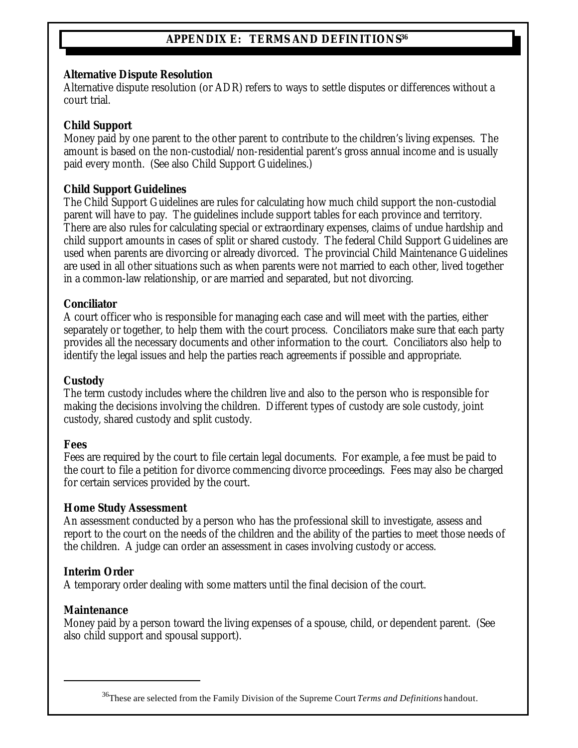# APPENDIX E: TERMS AND DEFINITIONS[36]

**Alternative Dispute Resolution**
Alternative dispute resolution (or ADR) refers to ways to settle disputes or differences without a court trial.

**Child Support**
Money paid by one parent to the other parent to contribute to the children's living expenses. The amount is based on the non-custodial/non-residential parent's gross annual income and is usually paid every month. (See also Child Support Guidelines.)

**Child Support Guidelines**
The Child Support Guidelines are rules for calculating how much child support the non-custodial parent will have to pay. The guidelines include support tables for each province and territory. There are also rules for calculating special or extraordinary expenses, claims of undue hardship and child support amounts in cases of split or shared custody. The federal Child Support Guidelines are used when parents are divorcing or already divorced. The provincial Child Maintenance Guidelines are used in all other situations such as when parents were not married to each other, lived together in a common-law relationship, or are married and separated, but not divorcing.

**Conciliator**
A court officer who is responsible for managing each case and will meet with the parties, either separately or together, to help them with the court process. Conciliators make sure that each party provides all the necessary documents and other information to the court. Conciliators also help to identify the legal issues and help the parties reach agreements if possible and appropriate.

**Custody**
The term custody includes where the children live and also to the person who is responsible for making the decisions involving the children. Different types of custody are sole custody, joint custody, shared custody and split custody.

**Fees**
Fees are required by the court to file certain legal documents. For example, a fee must be paid to the court to file a petition for divorce commencing divorce proceedings. Fees may also be charged for certain services provided by the court.

**Home Study Assessment**
An assessment conducted by a person who has the professional skill to investigate, assess and report to the court on the needs of the children and the ability of the parties to meet those needs of the children. A judge can order an assessment in cases involving custody or access.

**Interim Order**
A temporary order dealing with some matters until the final decision of the court.

**Maintenance**
Money paid by a person toward the living expenses of a spouse, child, or dependent parent. (See also child support and spousal support).

---

[36] These are selected from the Family Division of the Supreme Court *Terms and Definitions* handout.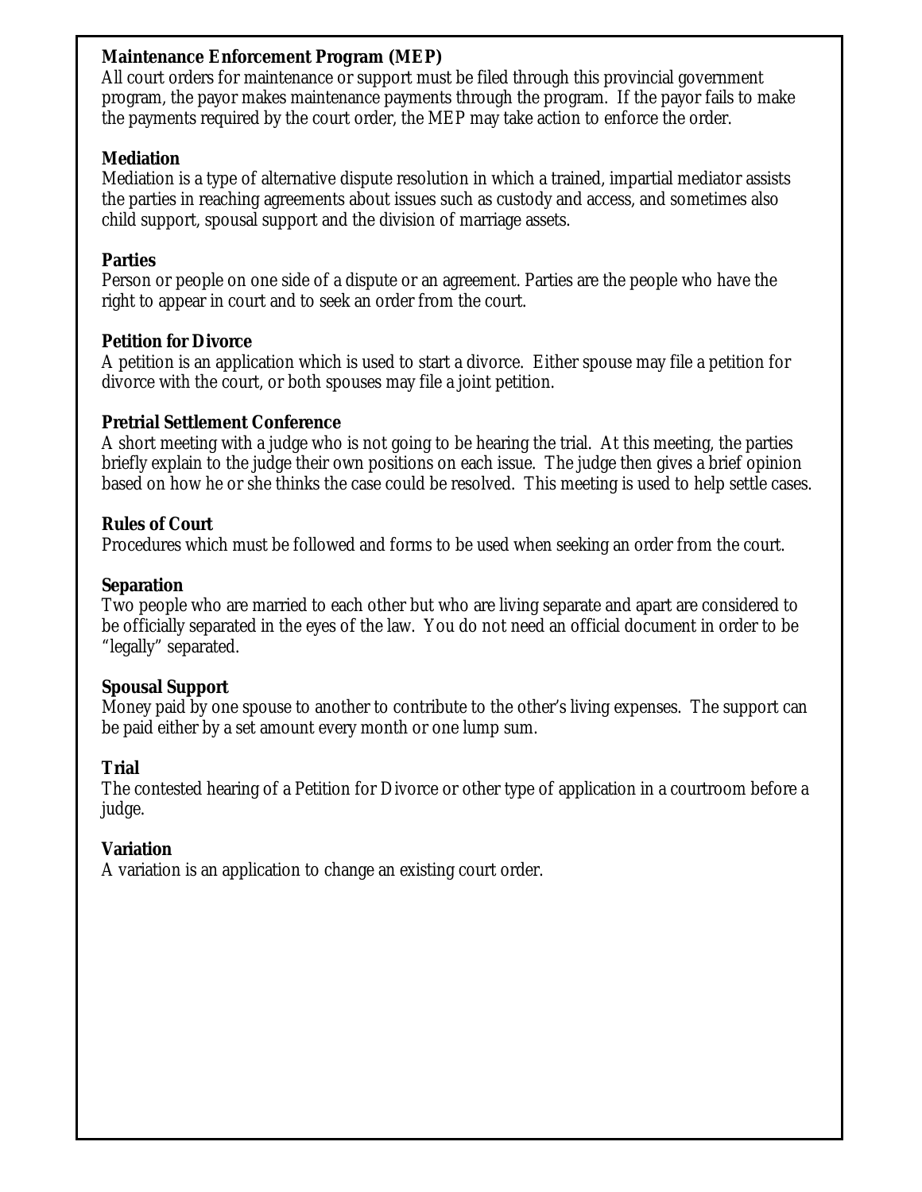**Maintenance Enforcement Program (MEP)**
All court orders for maintenance or support must be filed through this provincial government program, the payor makes maintenance payments through the program. If the payor fails to make the payments required by the court order, the MEP may take action to enforce the order.

**Mediation**
Mediation is a type of alternative dispute resolution in which a trained, impartial mediator assists the parties in reaching agreements about issues such as custody and access, and sometimes also child support, spousal support and the division of marriage assets.

**Parties**
Person or people on one side of a dispute or an agreement. Parties are the people who have the right to appear in court and to seek an order from the court.

**Petition for Divorce**
A petition is an application which is used to start a divorce. Either spouse may file a petition for divorce with the court, or both spouses may file a joint petition.

**Pretrial Settlement Conference**
A short meeting with a judge who is not going to be hearing the trial. At this meeting, the parties briefly explain to the judge their own positions on each issue. The judge then gives a brief opinion based on how he or she thinks the case could be resolved. This meeting is used to help settle cases.

**Rules of Court**
Procedures which must be followed and forms to be used when seeking an order from the court.

**Separation**
Two people who are married to each other but who are living separate and apart are considered to be officially separated in the eyes of the law. You do not need an official document in order to be "legally" separated.

**Spousal Support**
Money paid by one spouse to another to contribute to the other's living expenses. The support can be paid either by a set amount every month or one lump sum.

**Trial**
The contested hearing of a Petition for Divorce or other type of application in a courtroom before a judge.

**Variation**
A variation is an application to change an existing court order.